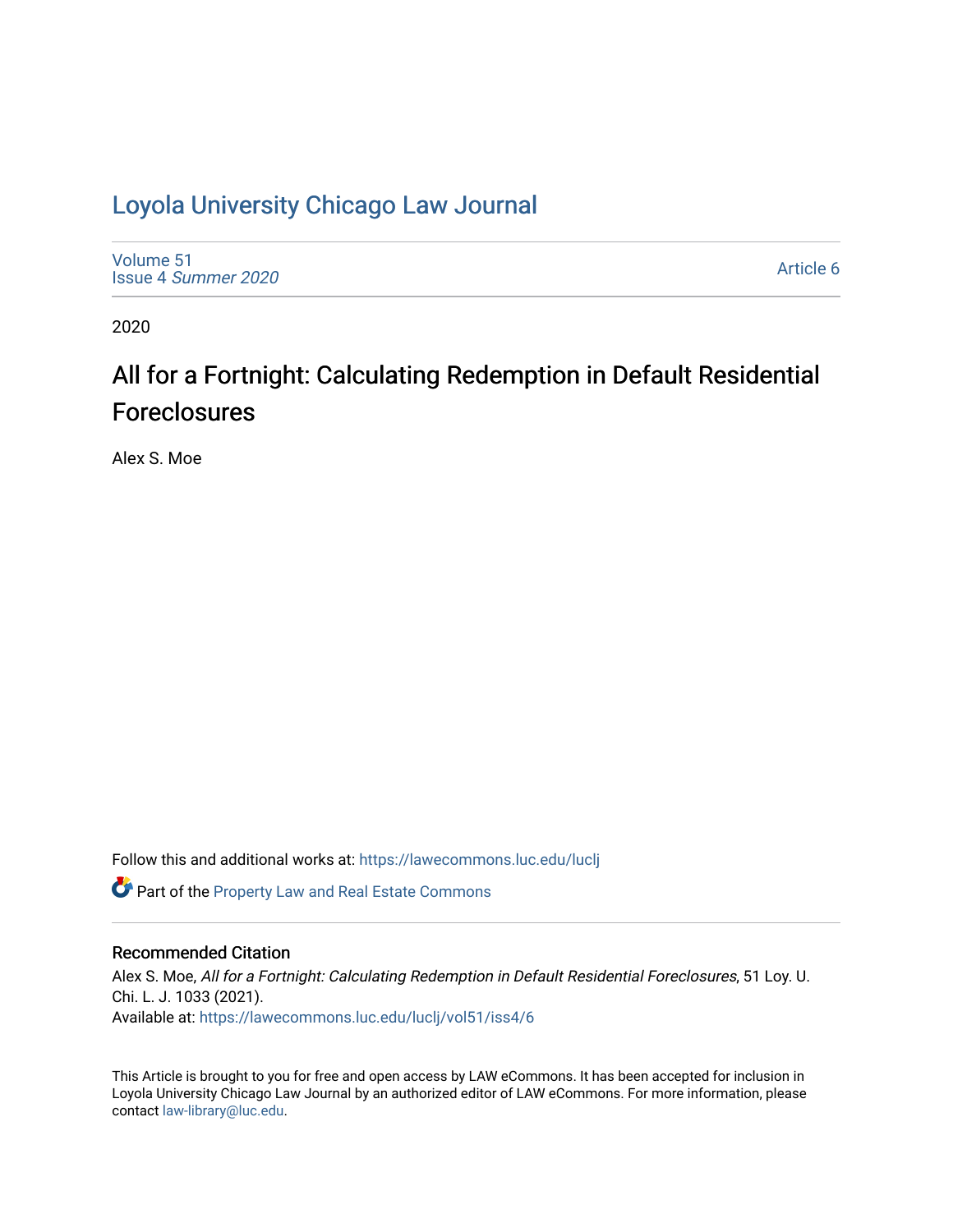# Loyola University Chicago Law Journal

Volume 51
Issue 4 *Summer 2020*

Article 6

2020

## All for a Fortnight: Calculating Redemption in Default Residential Foreclosures

Alex S. Moe

Follow this and additional works at: https://lawecommons.luc.edu/luclj

Part of the Property Law and Real Estate Commons

### Recommended Citation

Alex S. Moe, *All for a Fortnight: Calculating Redemption in Default Residential Foreclosures*, 51 Loy. U. Chi. L. J. 1033 (2021).
Available at: https://lawecommons.luc.edu/luclj/vol51/iss4/6

This Article is brought to you for free and open access by LAW eCommons. It has been accepted for inclusion in Loyola University Chicago Law Journal by an authorized editor of LAW eCommons. For more information, please contact law-library@luc.edu.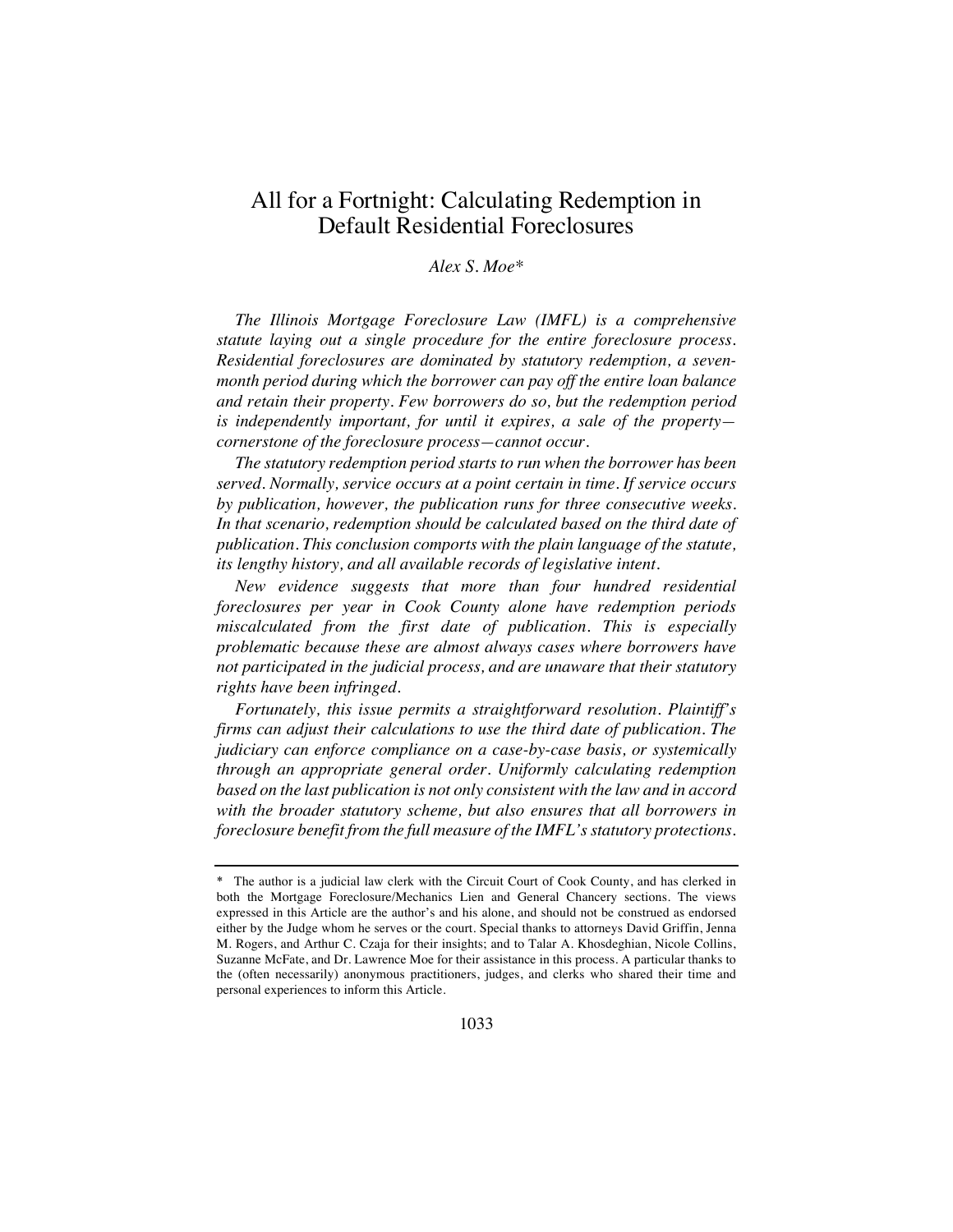# All for a Fortnight: Calculating Redemption in Default Residential Foreclosures

*Alex S. Moe\**

*The Illinois Mortgage Foreclosure Law (IMFL) is a comprehensive statute laying out a single procedure for the entire foreclosure process. Residential foreclosures are dominated by statutory redemption, a seven-month period during which the borrower can pay off the entire loan balance and retain their property. Few borrowers do so, but the redemption period is independently important, for until it expires, a sale of the property—cornerstone of the foreclosure process—cannot occur.*

*The statutory redemption period starts to run when the borrower has been served. Normally, service occurs at a point certain in time. If service occurs by publication, however, the publication runs for three consecutive weeks. In that scenario, redemption should be calculated based on the third date of publication. This conclusion comports with the plain language of the statute, its lengthy history, and all available records of legislative intent.*

*New evidence suggests that more than four hundred residential foreclosures per year in Cook County alone have redemption periods miscalculated from the first date of publication. This is especially problematic because these are almost always cases where borrowers have not participated in the judicial process, and are unaware that their statutory rights have been infringed.*

*Fortunately, this issue permits a straightforward resolution. Plaintiff's firms can adjust their calculations to use the third date of publication. The judiciary can enforce compliance on a case-by-case basis, or systemically through an appropriate general order. Uniformly calculating redemption based on the last publication is not only consistent with the law and in accord with the broader statutory scheme, but also ensures that all borrowers in foreclosure benefit from the full measure of the IMFL's statutory protections.*

---

\* The author is a judicial law clerk with the Circuit Court of Cook County, and has clerked in both the Mortgage Foreclosure/Mechanics Lien and General Chancery sections. The views expressed in this Article are the author's and his alone, and should not be construed as endorsed either by the Judge whom he serves or the court. Special thanks to attorneys David Griffin, Jenna M. Rogers, and Arthur C. Czaja for their insights; and to Talar A. Khosdeghian, Nicole Collins, Suzanne McFate, and Dr. Lawrence Moe for their assistance in this process. A particular thanks to the (often necessarily) anonymous practitioners, judges, and clerks who shared their time and personal experiences to inform this Article.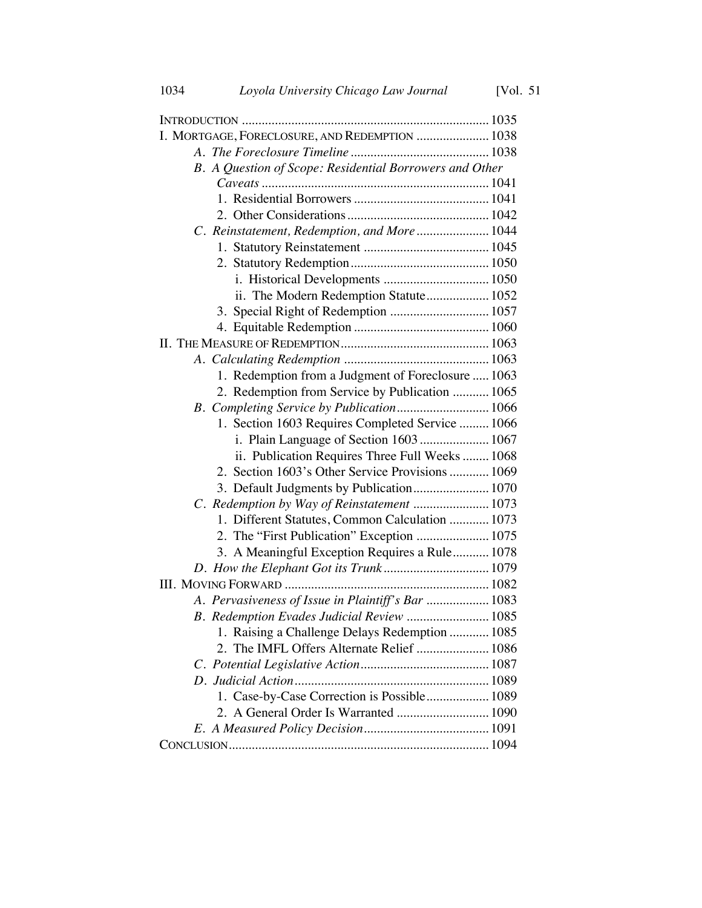INTRODUCTION ........................................................................... 1035
I. MORTGAGE, FORECLOSURE, AND REDEMPTION ...................... 1038
  *A. The Foreclosure Timeline* .......................................... 1038
  *B. A Question of Scope: Residential Borrowers and Other Caveats* ..................................................................... 1041
    1. Residential Borrowers ......................................... 1041
    2. Other Considerations ........................................... 1042
  *C. Reinstatement, Redemption, and More* ...................... 1044
    1. Statutory Reinstatement ...................................... 1045
    2. Statutory Redemption .......................................... 1050
      i. Historical Developments ................................ 1050
      ii. The Modern Redemption Statute ................... 1052
    3. Special Right of Redemption .............................. 1057
    4. Equitable Redemption ......................................... 1060
II. THE MEASURE OF REDEMPTION ............................................. 1063
  *A. Calculating Redemption* ............................................ 1063
    1. Redemption from a Judgment of Foreclosure ..... 1063
    2. Redemption from Service by Publication ........... 1065
  *B. Completing Service by Publication* ............................ 1066
    1. Section 1603 Requires Completed Service ......... 1066
      i. Plain Language of Section 1603 ..................... 1067
      ii. Publication Requires Three Full Weeks ........ 1068
    2. Section 1603's Other Service Provisions ............ 1069
    3. Default Judgments by Publication ....................... 1070
  *C. Redemption by Way of Reinstatement* ....................... 1073
    1. Different Statutes, Common Calculation ............ 1073
    2. The "First Publication" Exception ...................... 1075
    3. A Meaningful Exception Requires a Rule ........... 1078
  *D. How the Elephant Got its Trunk* ................................ 1079
III. MOVING FORWARD ............................................................. 1082
  *A. Pervasiveness of Issue in Plaintiff's Bar* ................... 1083
  *B. Redemption Evades Judicial Review* ......................... 1085
    1. Raising a Challenge Delays Redemption ............ 1085
    2. The IMFL Offers Alternate Relief ...................... 1086
  *C. Potential Legislative Action* ....................................... 1087
  *D. Judicial Action* ........................................................... 1089
    1. Case-by-Case Correction is Possible ................... 1089
    2. A General Order Is Warranted ............................ 1090
  *E. A Measured Policy Decision* ...................................... 1091
CONCLUSION ............................................................................... 1094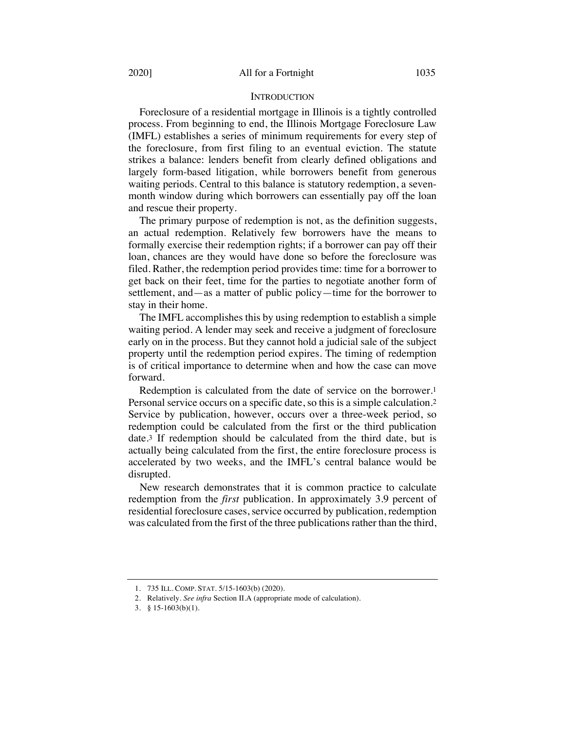## INTRODUCTION

Foreclosure of a residential mortgage in Illinois is a tightly controlled process. From beginning to end, the Illinois Mortgage Foreclosure Law (IMFL) establishes a series of minimum requirements for every step of the foreclosure, from first filing to an eventual eviction. The statute strikes a balance: lenders benefit from clearly defined obligations and largely form-based litigation, while borrowers benefit from generous waiting periods. Central to this balance is statutory redemption, a seven-month window during which borrowers can essentially pay off the loan and rescue their property.

The primary purpose of redemption is not, as the definition suggests, an actual redemption. Relatively few borrowers have the means to formally exercise their redemption rights; if a borrower can pay off their loan, chances are they would have done so before the foreclosure was filed. Rather, the redemption period provides time: time for a borrower to get back on their feet, time for the parties to negotiate another form of settlement, and—as a matter of public policy—time for the borrower to stay in their home.

The IMFL accomplishes this by using redemption to establish a simple waiting period. A lender may seek and receive a judgment of foreclosure early on in the process. But they cannot hold a judicial sale of the subject property until the redemption period expires. The timing of redemption is of critical importance to determine when and how the case can move forward.

Redemption is calculated from the date of service on the borrower.[1] Personal service occurs on a specific date, so this is a simple calculation.[2] Service by publication, however, occurs over a three-week period, so redemption could be calculated from the first or the third publication date.[3] If redemption should be calculated from the third date, but is actually being calculated from the first, the entire foreclosure process is accelerated by two weeks, and the IMFL's central balance would be disrupted.

New research demonstrates that it is common practice to calculate redemption from the *first* publication. In approximately 3.9 percent of residential foreclosure cases, service occurred by publication, redemption was calculated from the first of the three publications rather than the third,

---

1. 735 ILL. COMP. STAT. 5/15-1603(b) (2020).
2. Relatively. *See infra* Section II.A (appropriate mode of calculation).
3. § 15-1603(b)(1).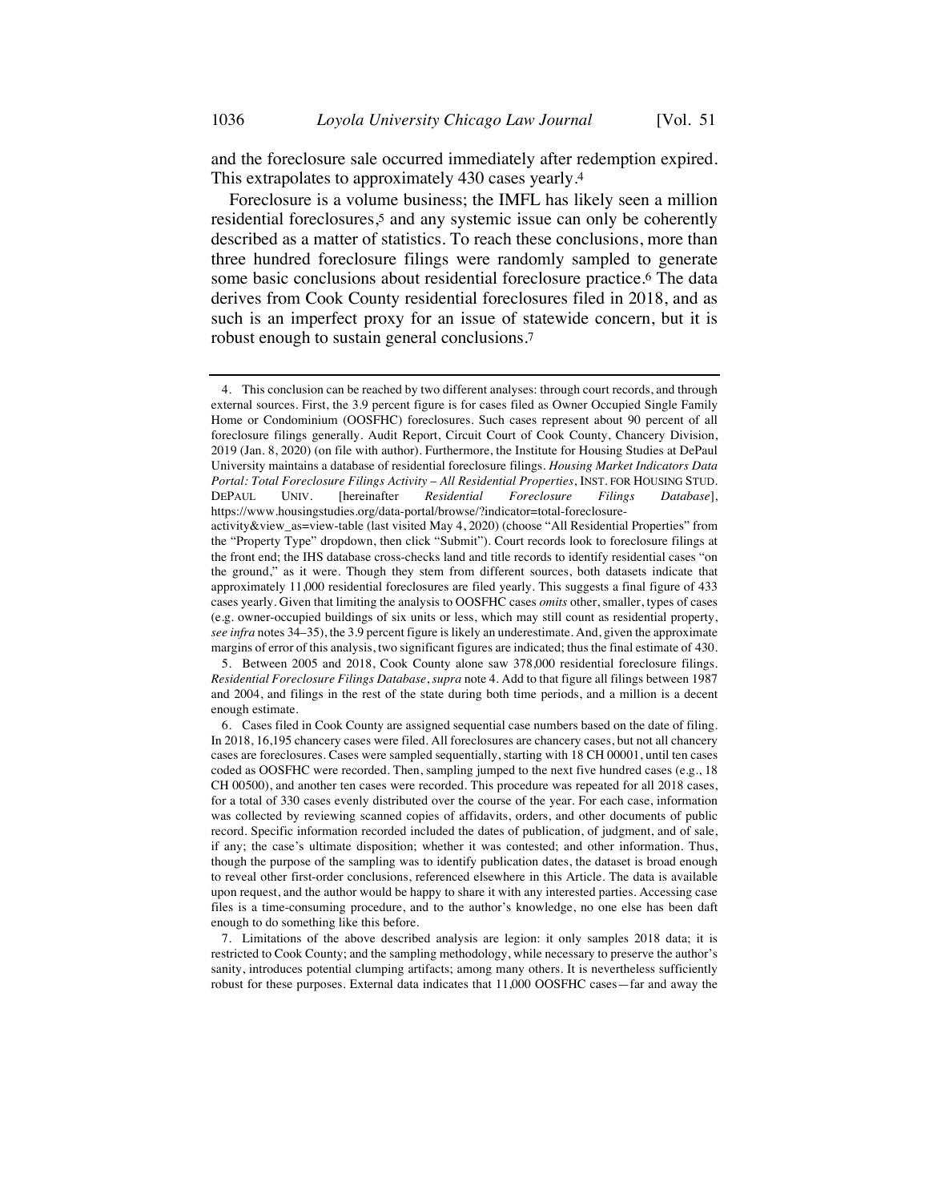and the foreclosure sale occurred immediately after redemption expired. This extrapolates to approximately 430 cases yearly.[4]

Foreclosure is a volume business; the IMFL has likely seen a million residential foreclosures,[5] and any systemic issue can only be coherently described as a matter of statistics. To reach these conclusions, more than three hundred foreclosure filings were randomly sampled to generate some basic conclusions about residential foreclosure practice.[6] The data derives from Cook County residential foreclosures filed in 2018, and as such is an imperfect proxy for an issue of statewide concern, but it is robust enough to sustain general conclusions.[7]

---

4. This conclusion can be reached by two different analyses: through court records, and through external sources. First, the 3.9 percent figure is for cases filed as Owner Occupied Single Family Home or Condominium (OOSFHC) foreclosures. Such cases represent about 90 percent of all foreclosure filings generally. Audit Report, Circuit Court of Cook County, Chancery Division, 2019 (Jan. 8, 2020) (on file with author). Furthermore, the Institute for Housing Studies at DePaul University maintains a database of residential foreclosure filings. *Housing Market Indicators Data Portal: Total Foreclosure Filings Activity – All Residential Properties*, INST. FOR HOUSING STUD. DEPAUL UNIV. [hereinafter *Residential Foreclosure Filings Database*], https://www.housingstudies.org/data-portal/browse/?indicator=total-foreclosure-activity&view_as=view-table (last visited May 4, 2020) (choose "All Residential Properties" from the "Property Type" dropdown, then click "Submit"). Court records look to foreclosure filings at the front end; the IHS database cross-checks land and title records to identify residential cases "on the ground," as it were. Though they stem from different sources, both datasets indicate that approximately 11,000 residential foreclosures are filed yearly. This suggests a final figure of 433 cases yearly. Given that limiting the analysis to OOSFHC cases *omits* other, smaller, types of cases (e.g. owner-occupied buildings of six units or less, which may still count as residential property, *see infra* notes 34–35), the 3.9 percent figure is likely an underestimate. And, given the approximate margins of error of this analysis, two significant figures are indicated; thus the final estimate of 430.

5. Between 2005 and 2018, Cook County alone saw 378,000 residential foreclosure filings. *Residential Foreclosure Filings Database*, *supra* note 4. Add to that figure all filings between 1987 and 2004, and filings in the rest of the state during both time periods, and a million is a decent enough estimate.

6. Cases filed in Cook County are assigned sequential case numbers based on the date of filing. In 2018, 16,195 chancery cases were filed. All foreclosures are chancery cases, but not all chancery cases are foreclosures. Cases were sampled sequentially, starting with 18 CH 00001, until ten cases coded as OOSFHC were recorded. Then, sampling jumped to the next five hundred cases (e.g., 18 CH 00500), and another ten cases were recorded. This procedure was repeated for all 2018 cases, for a total of 330 cases evenly distributed over the course of the year. For each case, information was collected by reviewing scanned copies of affidavits, orders, and other documents of public record. Specific information recorded included the dates of publication, of judgment, and of sale, if any; the case's ultimate disposition; whether it was contested; and other information. Thus, though the purpose of the sampling was to identify publication dates, the dataset is broad enough to reveal other first-order conclusions, referenced elsewhere in this Article. The data is available upon request, and the author would be happy to share it with any interested parties. Accessing case files is a time-consuming procedure, and to the author's knowledge, no one else has been daft enough to do something like this before.

7. Limitations of the above described analysis are legion: it only samples 2018 data; it is restricted to Cook County; and the sampling methodology, while necessary to preserve the author's sanity, introduces potential clumping artifacts; among many others. It is nevertheless sufficiently robust for these purposes. External data indicates that 11,000 OOSFHC cases—far and away the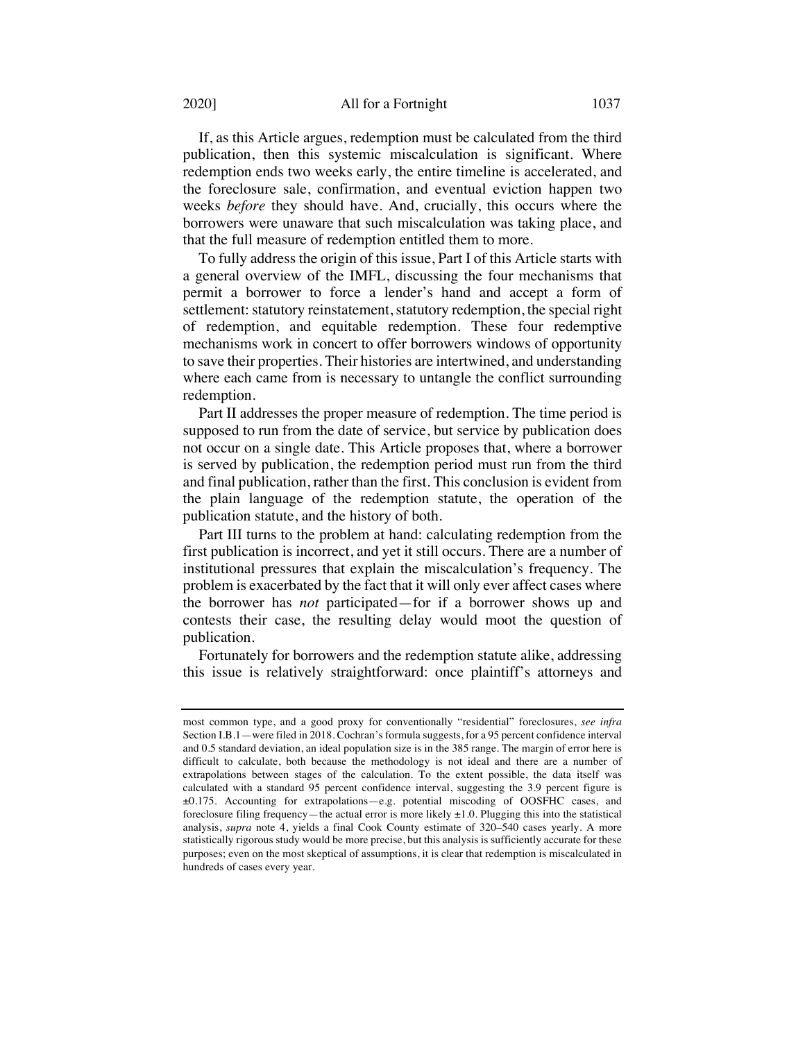If, as this Article argues, redemption must be calculated from the third publication, then this systemic miscalculation is significant. Where redemption ends two weeks early, the entire timeline is accelerated, and the foreclosure sale, confirmation, and eventual eviction happen two weeks *before* they should have. And, crucially, this occurs where the borrowers were unaware that such miscalculation was taking place, and that the full measure of redemption entitled them to more.

To fully address the origin of this issue, Part I of this Article starts with a general overview of the IMFL, discussing the four mechanisms that permit a borrower to force a lender's hand and accept a form of settlement: statutory reinstatement, statutory redemption, the special right of redemption, and equitable redemption. These four redemptive mechanisms work in concert to offer borrowers windows of opportunity to save their properties. Their histories are intertwined, and understanding where each came from is necessary to untangle the conflict surrounding redemption.

Part II addresses the proper measure of redemption. The time period is supposed to run from the date of service, but service by publication does not occur on a single date. This Article proposes that, where a borrower is served by publication, the redemption period must run from the third and final publication, rather than the first. This conclusion is evident from the plain language of the redemption statute, the operation of the publication statute, and the history of both.

Part III turns to the problem at hand: calculating redemption from the first publication is incorrect, and yet it still occurs. There are a number of institutional pressures that explain the miscalculation's frequency. The problem is exacerbated by the fact that it will only ever affect cases where the borrower has *not* participated—for if a borrower shows up and contests their case, the resulting delay would moot the question of publication.

Fortunately for borrowers and the redemption statute alike, addressing this issue is relatively straightforward: once plaintiff's attorneys and

---

most common type, and a good proxy for conventionally "residential" foreclosures, *see infra* Section I.B.1—were filed in 2018. Cochran's formula suggests, for a 95 percent confidence interval and 0.5 standard deviation, an ideal population size is in the 385 range. The margin of error here is difficult to calculate, both because the methodology is not ideal and there are a number of extrapolations between stages of the calculation. To the extent possible, the data itself was calculated with a standard 95 percent confidence interval, suggesting the 3.9 percent figure is ±0.175. Accounting for extrapolations—e.g. potential miscoding of OOSFHC cases, and foreclosure filing frequency—the actual error is more likely ±1.0. Plugging this into the statistical analysis, *supra* note 4, yields a final Cook County estimate of 320–540 cases yearly. A more statistically rigorous study would be more precise, but this analysis is sufficiently accurate for these purposes; even on the most skeptical of assumptions, it is clear that redemption is miscalculated in hundreds of cases every year.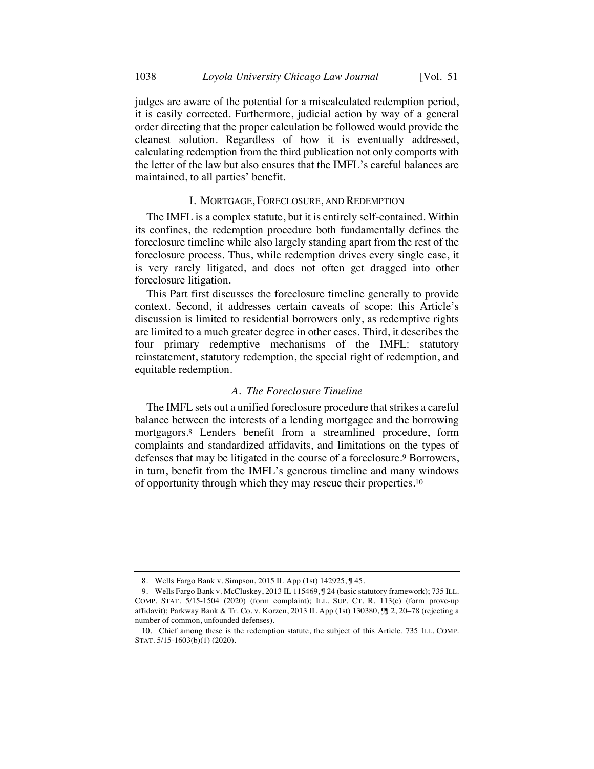judges are aware of the potential for a miscalculated redemption period, it is easily corrected. Furthermore, judicial action by way of a general order directing that the proper calculation be followed would provide the cleanest solution. Regardless of how it is eventually addressed, calculating redemption from the third publication not only comports with the letter of the law but also ensures that the IMFL's careful balances are maintained, to all parties' benefit.

## I. MORTGAGE, FORECLOSURE, AND REDEMPTION

The IMFL is a complex statute, but it is entirely self-contained. Within its confines, the redemption procedure both fundamentally defines the foreclosure timeline while also largely standing apart from the rest of the foreclosure process. Thus, while redemption drives every single case, it is very rarely litigated, and does not often get dragged into other foreclosure litigation.

This Part first discusses the foreclosure timeline generally to provide context. Second, it addresses certain caveats of scope: this Article's discussion is limited to residential borrowers only, as redemptive rights are limited to a much greater degree in other cases. Third, it describes the four primary redemptive mechanisms of the IMFL: statutory reinstatement, statutory redemption, the special right of redemption, and equitable redemption.

### *A. The Foreclosure Timeline*

The IMFL sets out a unified foreclosure procedure that strikes a careful balance between the interests of a lending mortgagee and the borrowing mortgagors.[8] Lenders benefit from a streamlined procedure, form complaints and standardized affidavits, and limitations on the types of defenses that may be litigated in the course of a foreclosure.[9] Borrowers, in turn, benefit from the IMFL's generous timeline and many windows of opportunity through which they may rescue their properties.[10]

---

8. Wells Fargo Bank v. Simpson, 2015 IL App (1st) 142925, ¶ 45.

9. Wells Fargo Bank v. McCluskey, 2013 IL 115469, ¶ 24 (basic statutory framework); 735 ILL. COMP. STAT. 5/15-1504 (2020) (form complaint); ILL. SUP. CT. R. 113(c) (form prove-up affidavit); Parkway Bank & Tr. Co. v. Korzen, 2013 IL App (1st) 130380, ¶¶ 2, 20–78 (rejecting a number of common, unfounded defenses).

10. Chief among these is the redemption statute, the subject of this Article. 735 ILL. COMP. STAT. 5/15-1603(b)(1) (2020).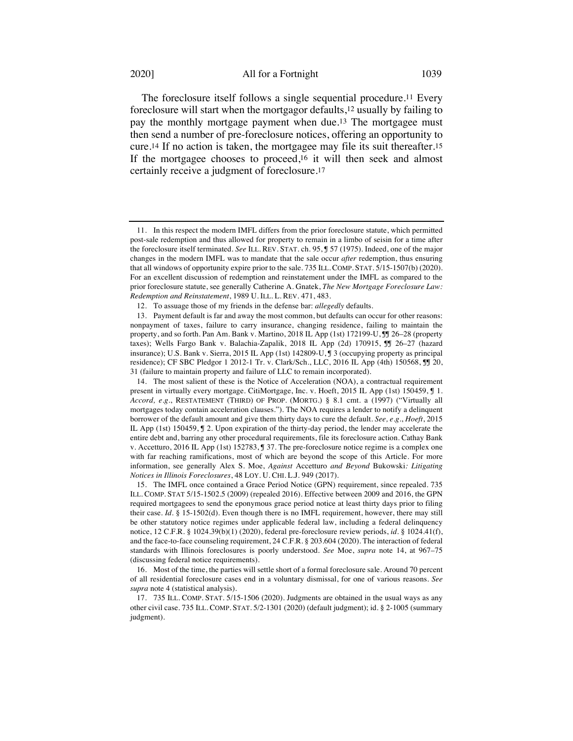The foreclosure itself follows a single sequential procedure.[11] Every foreclosure will start when the mortgagor defaults,[12] usually by failing to pay the monthly mortgage payment when due.[13] The mortgagee must then send a number of pre-foreclosure notices, offering an opportunity to cure.[14] If no action is taken, the mortgagee may file its suit thereafter.[15] If the mortgagee chooses to proceed,[16] it will then seek and almost certainly receive a judgment of foreclosure.[17]

---

11. In this respect the modern IMFL differs from the prior foreclosure statute, which permitted post-sale redemption and thus allowed for property to remain in a limbo of seisin for a time after the foreclosure itself terminated. *See* ILL. REV. STAT. ch. 95, ¶ 57 (1975). Indeed, one of the major changes in the modern IMFL was to mandate that the sale occur *after* redemption, thus ensuring that all windows of opportunity expire prior to the sale. 735 ILL. COMP. STAT. 5/15-1507(b) (2020). For an excellent discussion of redemption and reinstatement under the IMFL as compared to the prior foreclosure statute, see generally Catherine A. Gnatek, *The New Mortgage Foreclosure Law: Redemption and Reinstatement*, 1989 U. ILL. L. REV. 471, 483.

12. To assuage those of my friends in the defense bar: *allegedly* defaults.

13. Payment default is far and away the most common, but defaults can occur for other reasons: nonpayment of taxes, failure to carry insurance, changing residence, failing to maintain the property, and so forth. Pan Am. Bank v. Martino, 2018 IL App (1st) 172199-U, ¶¶ 26–28 (property taxes); Wells Fargo Bank v. Balachia-Zapalik, 2018 IL App (2d) 170915, ¶¶ 26–27 (hazard insurance); U.S. Bank v. Sierra, 2015 IL App (1st) 142809-U, ¶ 3 (occupying property as principal residence); CF SBC Pledgor 1 2012-1 Tr. v. Clark/Sch., LLC, 2016 IL App (4th) 150568, ¶¶ 20, 31 (failure to maintain property and failure of LLC to remain incorporated).

14. The most salient of these is the Notice of Acceleration (NOA), a contractual requirement present in virtually every mortgage. CitiMortgage, Inc. v. Hoeft, 2015 IL App (1st) 150459, ¶ 1. *Accord, e.g.*, RESTATEMENT (THIRD) OF PROP. (MORTG.) § 8.1 cmt. a (1997) ("Virtually all mortgages today contain acceleration clauses."). The NOA requires a lender to notify a delinquent borrower of the default amount and give them thirty days to cure the default. *See, e.g.*, *Hoeft*, 2015 IL App (1st) 150459, ¶ 2. Upon expiration of the thirty-day period, the lender may accelerate the entire debt and, barring any other procedural requirements, file its foreclosure action. Cathay Bank v. Accetturo, 2016 IL App (1st) 152783, ¶ 37. The pre-foreclosure notice regime is a complex one with far reaching ramifications, most of which are beyond the scope of this Article. For more information, see generally Alex S. Moe, *Against* Accetturo *and Beyond* Bukowski*: Litigating Notices in Illinois Foreclosures*, 48 LOY. U. CHI. L.J. 949 (2017).

15. The IMFL once contained a Grace Period Notice (GPN) requirement, since repealed. 735 ILL. COMP. STAT 5/15-1502.5 (2009) (repealed 2016). Effective between 2009 and 2016, the GPN required mortgagees to send the eponymous grace period notice at least thirty days prior to filing their case. *Id.* § 15-1502(d). Even though there is no IMFL requirement, however, there may still be other statutory notice regimes under applicable federal law, including a federal delinquency notice, 12 C.F.R. § 1024.39(b)(1) (2020), federal pre-foreclosure review periods, *id.* § 1024.41(f), and the face-to-face counseling requirement, 24 C.F.R. § 203.604 (2020). The interaction of federal standards with Illinois foreclosures is poorly understood. *See* Moe, *supra* note 14, at 967–75 (discussing federal notice requirements).

16. Most of the time, the parties will settle short of a formal foreclosure sale. Around 70 percent of all residential foreclosure cases end in a voluntary dismissal, for one of various reasons. *See supra* note 4 (statistical analysis).

17. 735 ILL. COMP. STAT. 5/15-1506 (2020). Judgments are obtained in the usual ways as any other civil case. 735 ILL. COMP. STAT. 5/2-1301 (2020) (default judgment); id. § 2-1005 (summary judgment).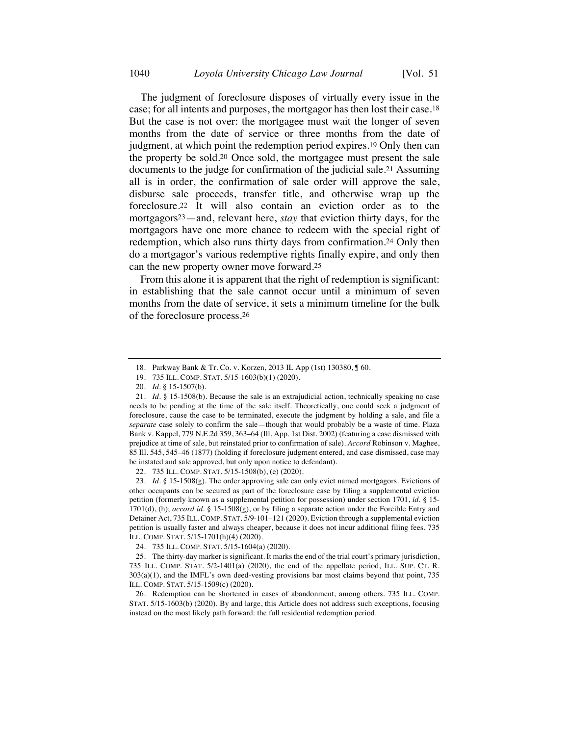The judgment of foreclosure disposes of virtually every issue in the case; for all intents and purposes, the mortgagor has then lost their case.[18] But the case is not over: the mortgagee must wait the longer of seven months from the date of service or three months from the date of judgment, at which point the redemption period expires.[19] Only then can the property be sold.[20] Once sold, the mortgagee must present the sale documents to the judge for confirmation of the judicial sale.[21] Assuming all is in order, the confirmation of sale order will approve the sale, disburse sale proceeds, transfer title, and otherwise wrap up the foreclosure.[22] It will also contain an eviction order as to the mortgagors[23]—and, relevant here, *stay* that eviction thirty days, for the mortgagors have one more chance to redeem with the special right of redemption, which also runs thirty days from confirmation.[24] Only then do a mortgagor's various redemptive rights finally expire, and only then can the new property owner move forward.[25]

From this alone it is apparent that the right of redemption is significant: in establishing that the sale cannot occur until a minimum of seven months from the date of service, it sets a minimum timeline for the bulk of the foreclosure process.[26]

---

18. Parkway Bank & Tr. Co. v. Korzen, 2013 IL App (1st) 130380, ¶ 60.

19. 735 ILL. COMP. STAT. 5/15-1603(b)(1) (2020).

20. *Id.* § 15-1507(b).

21. *Id.* § 15-1508(b). Because the sale is an extrajudicial action, technically speaking no case needs to be pending at the time of the sale itself. Theoretically, one could seek a judgment of foreclosure, cause the case to be terminated, execute the judgment by holding a sale, and file a *separate* case solely to confirm the sale—though that would probably be a waste of time. Plaza Bank v. Kappel*,* 779 N.E.2d 359, 363–64 (Ill. App. 1st Dist. 2002) (featuring a case dismissed with prejudice at time of sale, but reinstated prior to confirmation of sale). *Accord* Robinson v. Maghee, 85 Ill. 545, 545–46 (1877) (holding if foreclosure judgment entered, and case dismissed, case may be instated and sale approved, but only upon notice to defendant).

22. 735 ILL. COMP. STAT. 5/15-1508(b), (e) (2020).

23. *Id.* § 15-1508(g). The order approving sale can only evict named mortgagors. Evictions of other occupants can be secured as part of the foreclosure case by filing a supplemental eviction petition (formerly known as a supplemental petition for possession) under section 1701, *id.* § 15-1701(d), (h); *accord id.* § 15-1508(g), or by filing a separate action under the Forcible Entry and Detainer Act, 735 ILL. COMP. STAT. 5/9-101–121 (2020). Eviction through a supplemental eviction petition is usually faster and always cheaper, because it does not incur additional filing fees. 735 ILL. COMP. STAT. 5/15-1701(h)(4) (2020).

24. 735 ILL. COMP. STAT. 5/15-1604(a) (2020).

25. The thirty-day marker is significant. It marks the end of the trial court's primary jurisdiction, 735 ILL. COMP. STAT. 5/2-1401(a) (2020), the end of the appellate period, ILL. SUP. CT. R. 303(a)(1), and the IMFL's own deed-vesting provisions bar most claims beyond that point, 735 ILL. COMP. STAT. 5/15-1509(c) (2020).

26. Redemption can be shortened in cases of abandonment, among others. 735 ILL. COMP. STAT. 5/15-1603(b) (2020). By and large, this Article does not address such exceptions, focusing instead on the most likely path forward: the full residential redemption period.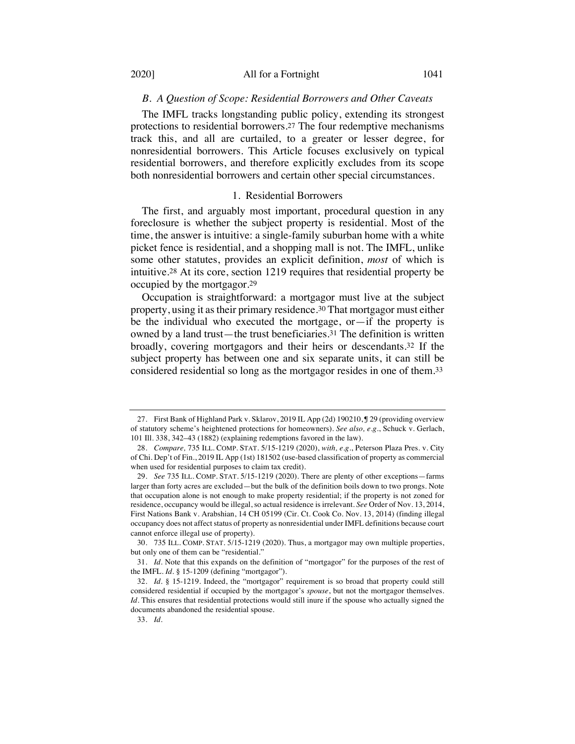### *B. A Question of Scope: Residential Borrowers and Other Caveats*

The IMFL tracks longstanding public policy, extending its strongest protections to residential borrowers.[27] The four redemptive mechanisms track this, and all are curtailed, to a greater or lesser degree, for nonresidential borrowers. This Article focuses exclusively on typical residential borrowers, and therefore explicitly excludes from its scope both nonresidential borrowers and certain other special circumstances.

#### 1. Residential Borrowers

The first, and arguably most important, procedural question in any foreclosure is whether the subject property is residential. Most of the time, the answer is intuitive: a single-family suburban home with a white picket fence is residential, and a shopping mall is not. The IMFL, unlike some other statutes, provides an explicit definition, *most* of which is intuitive.[28] At its core, section 1219 requires that residential property be occupied by the mortgagor.[29]

Occupation is straightforward: a mortgagor must live at the subject property, using it as their primary residence.[30] That mortgagor must either be the individual who executed the mortgage, or—if the property is owned by a land trust—the trust beneficiaries.[31] The definition is written broadly, covering mortgagors and their heirs or descendants.[32] If the subject property has between one and six separate units, it can still be considered residential so long as the mortgagor resides in one of them.[33]

---

27. First Bank of Highland Park v. Sklarov, 2019 IL App (2d) 190210, ¶ 29 (providing overview of statutory scheme's heightened protections for homeowners). *See also, e.g.*, Schuck v. Gerlach, 101 Ill. 338, 342–43 (1882) (explaining redemptions favored in the law).

28. *Compare,* 735 ILL. COMP. STAT. 5/15-1219 (2020), *with, e.g.*, Peterson Plaza Pres. v. City of Chi. Dep't of Fin., 2019 IL App (1st) 181502 (use-based classification of property as commercial when used for residential purposes to claim tax credit).

29. *See* 735 ILL. COMP. STAT. 5/15-1219 (2020). There are plenty of other exceptions—farms larger than forty acres are excluded—but the bulk of the definition boils down to two prongs. Note that occupation alone is not enough to make property residential; if the property is not zoned for residence, occupancy would be illegal, so actual residence is irrelevant. *See* Order of Nov. 13, 2014, First Nations Bank v. Arabshian, 14 CH 05199 (Cir. Ct. Cook Co. Nov. 13, 2014) (finding illegal occupancy does not affect status of property as nonresidential under IMFL definitions because court cannot enforce illegal use of property).

30. 735 ILL. COMP. STAT. 5/15-1219 (2020). Thus, a mortgagor may own multiple properties, but only one of them can be "residential."

31. *Id.* Note that this expands on the definition of "mortgagor" for the purposes of the rest of the IMFL. *Id.* § 15-1209 (defining "mortgagor").

32. *Id.* § 15-1219. Indeed, the "mortgagor" requirement is so broad that property could still considered residential if occupied by the mortgagor's *spouse*, but not the mortgagor themselves. *Id.* This ensures that residential protections would still inure if the spouse who actually signed the documents abandoned the residential spouse.

33. *Id.*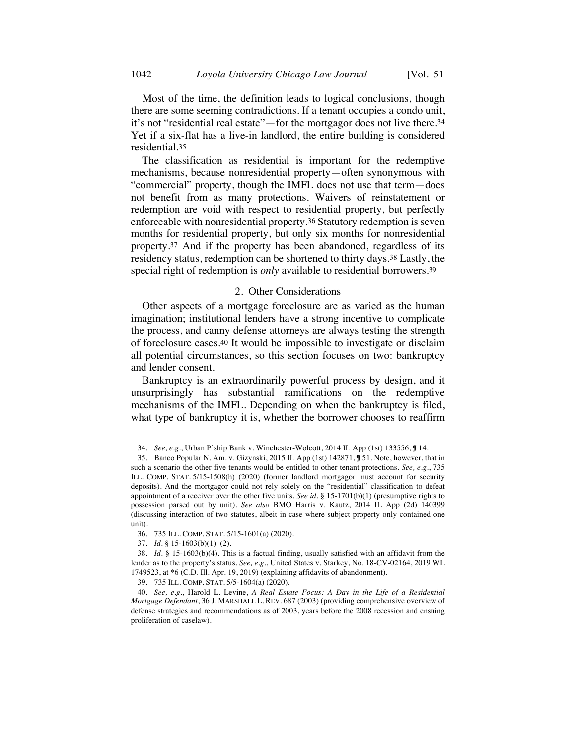Most of the time, the definition leads to logical conclusions, though there are some seeming contradictions. If a tenant occupies a condo unit, it's not "residential real estate"—for the mortgagor does not live there.[34] Yet if a six-flat has a live-in landlord, the entire building is considered residential.[35]

The classification as residential is important for the redemptive mechanisms, because nonresidential property—often synonymous with "commercial" property, though the IMFL does not use that term—does not benefit from as many protections. Waivers of reinstatement or redemption are void with respect to residential property, but perfectly enforceable with nonresidential property.[36] Statutory redemption is seven months for residential property, but only six months for nonresidential property.[37] And if the property has been abandoned, regardless of its residency status, redemption can be shortened to thirty days.[38] Lastly, the special right of redemption is *only* available to residential borrowers.[39]

### 2. Other Considerations

Other aspects of a mortgage foreclosure are as varied as the human imagination; institutional lenders have a strong incentive to complicate the process, and canny defense attorneys are always testing the strength of foreclosure cases.[40] It would be impossible to investigate or disclaim all potential circumstances, so this section focuses on two: bankruptcy and lender consent.

Bankruptcy is an extraordinarily powerful process by design, and it unsurprisingly has substantial ramifications on the redemptive mechanisms of the IMFL. Depending on when the bankruptcy is filed, what type of bankruptcy it is, whether the borrower chooses to reaffirm

---

34. *See, e.g.*, Urban P'ship Bank v. Winchester-Wolcott, 2014 IL App (1st) 133556, ¶ 14.

35. Banco Popular N. Am. v. Gizynski, 2015 IL App (1st) 142871, ¶ 51. Note, however, that in such a scenario the other five tenants would be entitled to other tenant protections. *See, e.g.*, 735 ILL. COMP. STAT. 5/15-1508(h) (2020) (former landlord mortgagor must account for security deposits). And the mortgagor could not rely solely on the "residential" classification to defeat appointment of a receiver over the other five units. *See id.* § 15-1701(b)(1) (presumptive rights to possession parsed out by unit). *See also* BMO Harris v. Kautz, 2014 IL App (2d) 140399 (discussing interaction of two statutes, albeit in case where subject property only contained one unit).

36. 735 ILL. COMP. STAT. 5/15-1601(a) (2020).

37. *Id.* § 15-1603(b)(1)–(2).

38. *Id.* § 15-1603(b)(4). This is a factual finding, usually satisfied with an affidavit from the lender as to the property's status. *See, e.g.*, United States v. Starkey, No. 18-CV-02164, 2019 WL 1749523, at *6 (C.D. Ill. Apr. 19, 2019) (explaining affidavits of abandonment).

39. 735 ILL. COMP. STAT. 5/5-1604(a) (2020).

40. *See, e.g.*, Harold L. Levine, *A Real Estate Focus: A Day in the Life of a Residential Mortgage Defendant*, 36 J. MARSHALL L. REV. 687 (2003) (providing comprehensive overview of defense strategies and recommendations as of 2003, years before the 2008 recession and ensuing proliferation of caselaw).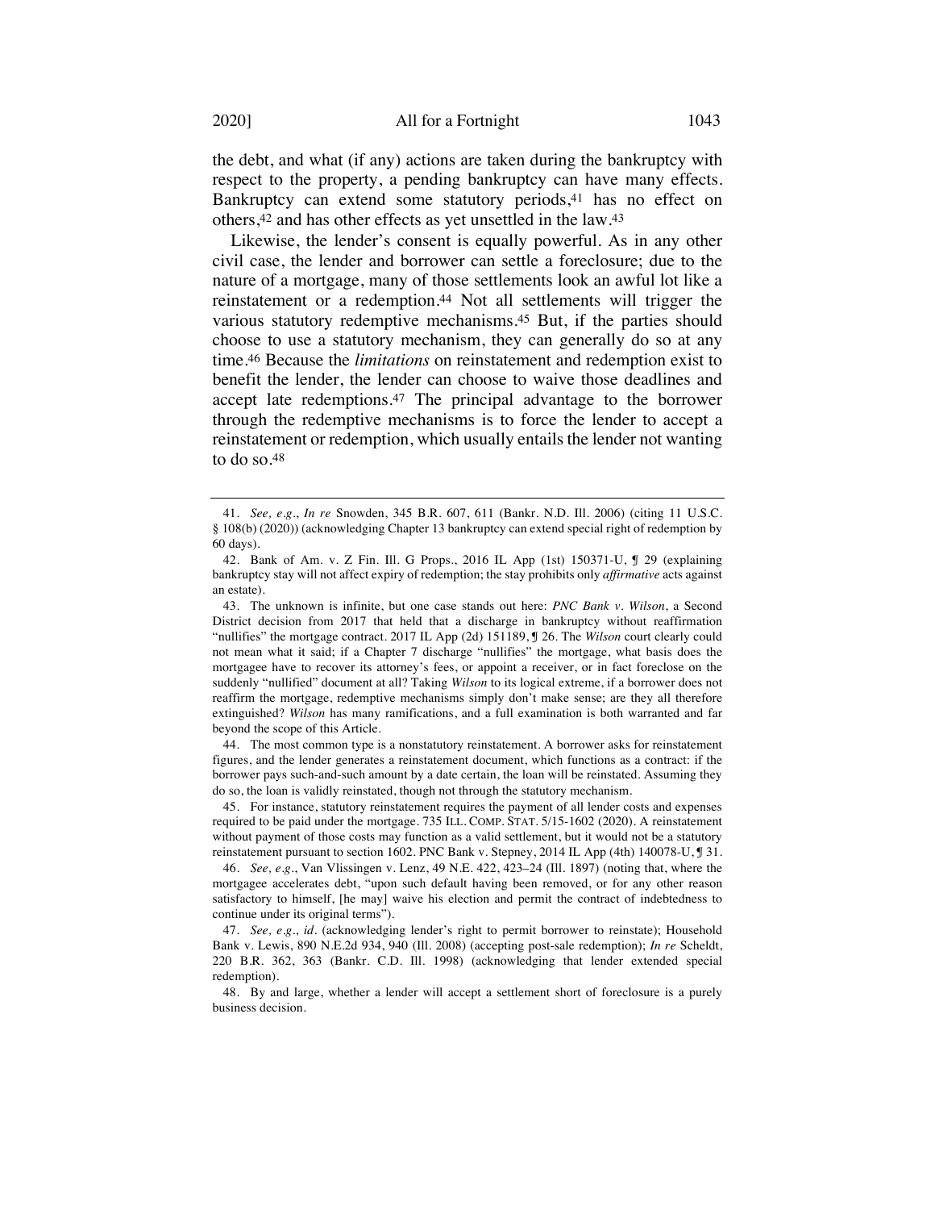the debt, and what (if any) actions are taken during the bankruptcy with respect to the property, a pending bankruptcy can have many effects. Bankruptcy can extend some statutory periods,[41] has no effect on others,[42] and has other effects as yet unsettled in the law.[43]

Likewise, the lender's consent is equally powerful. As in any other civil case, the lender and borrower can settle a foreclosure; due to the nature of a mortgage, many of those settlements look an awful lot like a reinstatement or a redemption.[44] Not all settlements will trigger the various statutory redemptive mechanisms.[45] But, if the parties should choose to use a statutory mechanism, they can generally do so at any time.[46] Because the *limitations* on reinstatement and redemption exist to benefit the lender, the lender can choose to waive those deadlines and accept late redemptions.[47] The principal advantage to the borrower through the redemptive mechanisms is to force the lender to accept a reinstatement or redemption, which usually entails the lender not wanting to do so.[48]

---

41. *See, e.g.*, *In re* Snowden, 345 B.R. 607, 611 (Bankr. N.D. Ill. 2006) (citing 11 U.S.C. § 108(b) (2020)) (acknowledging Chapter 13 bankruptcy can extend special right of redemption by 60 days).

42. Bank of Am. v. Z Fin. Ill. G Props., 2016 IL App (1st) 150371-U, ¶ 29 (explaining bankruptcy stay will not affect expiry of redemption; the stay prohibits only *affirmative* acts against an estate).

43. The unknown is infinite, but one case stands out here: *PNC Bank v. Wilson*, a Second District decision from 2017 that held that a discharge in bankruptcy without reaffirmation "nullifies" the mortgage contract. 2017 IL App (2d) 151189, ¶ 26. The *Wilson* court clearly could not mean what it said; if a Chapter 7 discharge "nullifies" the mortgage, what basis does the mortgagee have to recover its attorney's fees, or appoint a receiver, or in fact foreclose on the suddenly "nullified" document at all? Taking *Wilson* to its logical extreme, if a borrower does not reaffirm the mortgage, redemptive mechanisms simply don't make sense; are they all therefore extinguished? *Wilson* has many ramifications, and a full examination is both warranted and far beyond the scope of this Article.

44. The most common type is a nonstatutory reinstatement. A borrower asks for reinstatement figures, and the lender generates a reinstatement document, which functions as a contract: if the borrower pays such-and-such amount by a date certain, the loan will be reinstated. Assuming they do so, the loan is validly reinstated, though not through the statutory mechanism.

45. For instance, statutory reinstatement requires the payment of all lender costs and expenses required to be paid under the mortgage. 735 ILL. COMP. STAT. 5/15-1602 (2020). A reinstatement without payment of those costs may function as a valid settlement, but it would not be a statutory reinstatement pursuant to section 1602. PNC Bank v. Stepney, 2014 IL App (4th) 140078-U, ¶ 31.

46. *See, e.g.*, Van Vlissingen v. Lenz, 49 N.E. 422, 423–24 (Ill. 1897) (noting that, where the mortgagee accelerates debt, "upon such default having been removed, or for any other reason satisfactory to himself, [he may] waive his election and permit the contract of indebtedness to continue under its original terms").

47. *See, e.g.*, *id.* (acknowledging lender's right to permit borrower to reinstate); Household Bank v. Lewis, 890 N.E.2d 934, 940 (Ill. 2008) (accepting post-sale redemption); *In re* Scheldt, 220 B.R. 362, 363 (Bankr. C.D. Ill. 1998) (acknowledging that lender extended special redemption).

48. By and large, whether a lender will accept a settlement short of foreclosure is a purely business decision.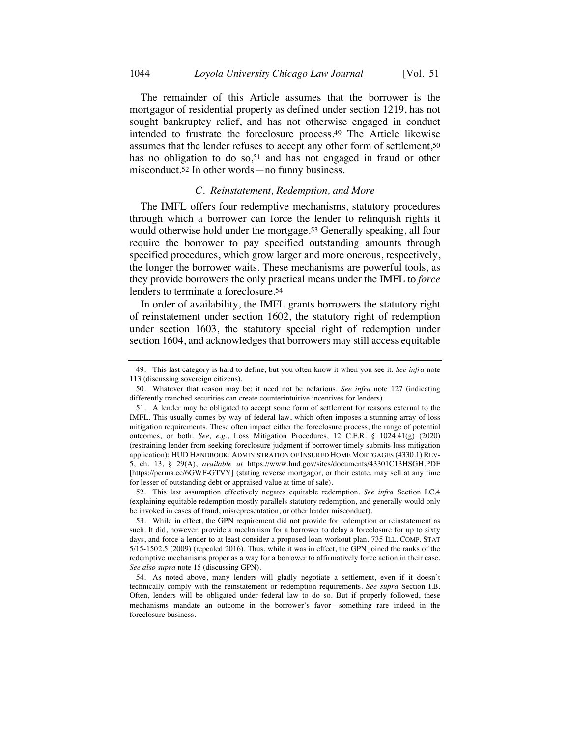The remainder of this Article assumes that the borrower is the mortgagor of residential property as defined under section 1219, has not sought bankruptcy relief, and has not otherwise engaged in conduct intended to frustrate the foreclosure process.[49] The Article likewise assumes that the lender refuses to accept any other form of settlement,[50] has no obligation to do so,[51] and has not engaged in fraud or other misconduct.[52] In other words—no funny business.

### *C. Reinstatement, Redemption, and More*

The IMFL offers four redemptive mechanisms, statutory procedures through which a borrower can force the lender to relinquish rights it would otherwise hold under the mortgage.[53] Generally speaking, all four require the borrower to pay specified outstanding amounts through specified procedures, which grow larger and more onerous, respectively, the longer the borrower waits. These mechanisms are powerful tools, as they provide borrowers the only practical means under the IMFL to *force* lenders to terminate a foreclosure.[54]

In order of availability, the IMFL grants borrowers the statutory right of reinstatement under section 1602, the statutory right of redemption under section 1603, the statutory special right of redemption under section 1604, and acknowledges that borrowers may still access equitable

---

49. This last category is hard to define, but you often know it when you see it. *See infra* note 113 (discussing sovereign citizens).

50. Whatever that reason may be; it need not be nefarious. *See infra* note 127 (indicating differently tranched securities can create counterintuitive incentives for lenders).

51. A lender may be obligated to accept some form of settlement for reasons external to the IMFL. This usually comes by way of federal law, which often imposes a stunning array of loss mitigation requirements. These often impact either the foreclosure process, the range of potential outcomes, or both. *See, e.g.*, Loss Mitigation Procedures, 12 C.F.R. § 1024.41(g) (2020) (restraining lender from seeking foreclosure judgment if borrower timely submits loss mitigation application); HUD HANDBOOK: ADMINISTRATION OF INSURED HOME MORTGAGES (4330.1) REV-5, ch. 13, § 29(A), *available at* https://www.hud.gov/sites/documents/43301C13HSGH.PDF [https://perma.cc/6GWF-GTVY] (stating reverse mortgagor, or their estate, may sell at any time for lesser of outstanding debt or appraised value at time of sale).

52. This last assumption effectively negates equitable redemption. *See infra* Section I.C.4 (explaining equitable redemption mostly parallels statutory redemption, and generally would only be invoked in cases of fraud, misrepresentation, or other lender misconduct).

53. While in effect, the GPN requirement did not provide for redemption or reinstatement as such. It did, however, provide a mechanism for a borrower to delay a foreclosure for up to sixty days, and force a lender to at least consider a proposed loan workout plan. 735 ILL. COMP. STAT 5/15-1502.5 (2009) (repealed 2016). Thus, while it was in effect, the GPN joined the ranks of the redemptive mechanisms proper as a way for a borrower to affirmatively force action in their case. *See also supra* note 15 (discussing GPN).

54. As noted above, many lenders will gladly negotiate a settlement, even if it doesn't technically comply with the reinstatement or redemption requirements. *See supra* Section I.B. Often, lenders will be obligated under federal law to do so. But if properly followed, these mechanisms mandate an outcome in the borrower's favor—something rare indeed in the foreclosure business.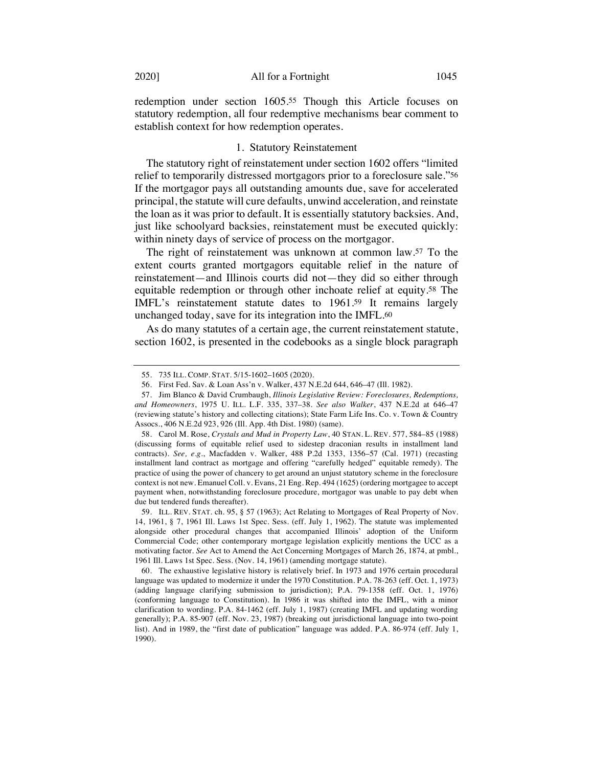redemption under section 1605.[55] Though this Article focuses on statutory redemption, all four redemptive mechanisms bear comment to establish context for how redemption operates.

### 1. Statutory Reinstatement

The statutory right of reinstatement under section 1602 offers "limited relief to temporarily distressed mortgagors prior to a foreclosure sale."[56] If the mortgagor pays all outstanding amounts due, save for accelerated principal, the statute will cure defaults, unwind acceleration, and reinstate the loan as it was prior to default. It is essentially statutory backsies. And, just like schoolyard backsies, reinstatement must be executed quickly: within ninety days of service of process on the mortgagor.

The right of reinstatement was unknown at common law.[57] To the extent courts granted mortgagors equitable relief in the nature of reinstatement—and Illinois courts did not—they did so either through equitable redemption or through other inchoate relief at equity.[58] The IMFL's reinstatement statute dates to 1961.[59] It remains largely unchanged today, save for its integration into the IMFL.[60]

As do many statutes of a certain age, the current reinstatement statute, section 1602, is presented in the codebooks as a single block paragraph

---

55. 735 ILL. COMP. STAT. 5/15-1602–1605 (2020).

56. First Fed. Sav. & Loan Ass'n v. Walker, 437 N.E.2d 644, 646–47 (Ill. 1982).

57. Jim Blanco & David Crumbaugh, *Illinois Legislative Review: Foreclosures, Redemptions, and Homeowners*, 1975 U. ILL. L.F. 335, 337–38. *See also Walker*, 437 N.E.2d at 646–47 (reviewing statute's history and collecting citations); State Farm Life Ins. Co. v. Town & Country Assocs., 406 N.E.2d 923, 926 (Ill. App. 4th Dist. 1980) (same).

58. Carol M. Rose, *Crystals and Mud in Property Law*, 40 STAN. L. REV. 577, 584–85 (1988) (discussing forms of equitable relief used to sidestep draconian results in installment land contracts). *See, e.g.*, Macfadden v. Walker, 488 P.2d 1353, 1356–57 (Cal. 1971) (recasting installment land contract as mortgage and offering "carefully hedged" equitable remedy). The practice of using the power of chancery to get around an unjust statutory scheme in the foreclosure context is not new. Emanuel Coll. v. Evans, 21 Eng. Rep. 494 (1625) (ordering mortgagee to accept payment when, notwithstanding foreclosure procedure, mortgagor was unable to pay debt when due but tendered funds thereafter).

59. ILL. REV. STAT. ch. 95, § 57 (1963); Act Relating to Mortgages of Real Property of Nov. 14, 1961, § 7, 1961 Ill. Laws 1st Spec. Sess. (eff. July 1, 1962). The statute was implemented alongside other procedural changes that accompanied Illinois' adoption of the Uniform Commercial Code; other contemporary mortgage legislation explicitly mentions the UCC as a motivating factor. *See* Act to Amend the Act Concerning Mortgages of March 26, 1874, at pmbl., 1961 Ill. Laws 1st Spec. Sess. (Nov. 14, 1961) (amending mortgage statute).

60. The exhaustive legislative history is relatively brief. In 1973 and 1976 certain procedural language was updated to modernize it under the 1970 Constitution. P.A. 78-263 (eff. Oct. 1, 1973) (adding language clarifying submission to jurisdiction); P.A. 79-1358 (eff. Oct. 1, 1976) (conforming language to Constitution). In 1986 it was shifted into the IMFL, with a minor clarification to wording. P.A. 84-1462 (eff. July 1, 1987) (creating IMFL and updating wording generally); P.A. 85-907 (eff. Nov. 23, 1987) (breaking out jurisdictional language into two-point list). And in 1989, the "first date of publication" language was added. P.A. 86-974 (eff. July 1, 1990).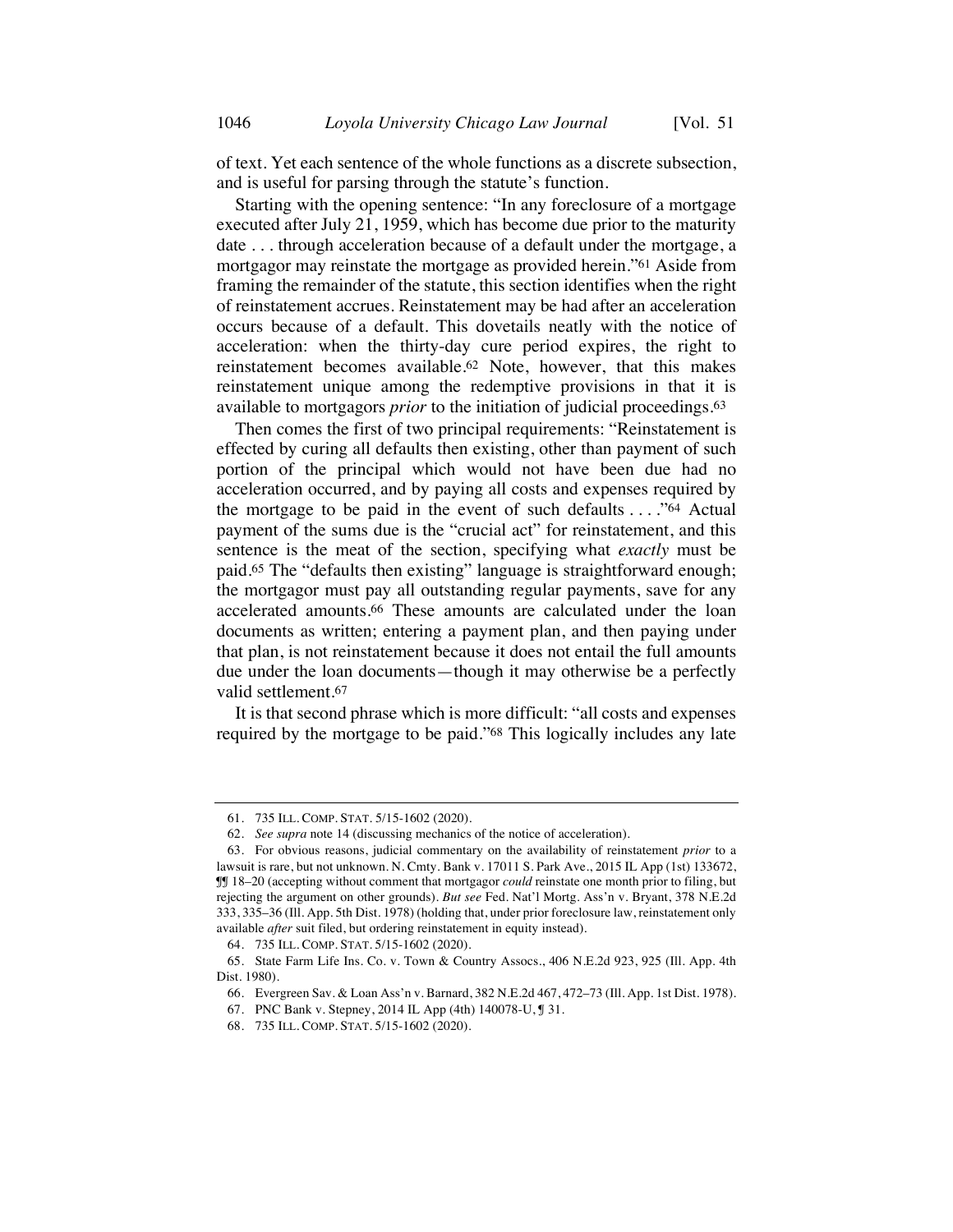of text. Yet each sentence of the whole functions as a discrete subsection, and is useful for parsing through the statute's function.

Starting with the opening sentence: "In any foreclosure of a mortgage executed after July 21, 1959, which has become due prior to the maturity date . . . through acceleration because of a default under the mortgage, a mortgagor may reinstate the mortgage as provided herein."[61] Aside from framing the remainder of the statute, this section identifies when the right of reinstatement accrues. Reinstatement may be had after an acceleration occurs because of a default. This dovetails neatly with the notice of acceleration: when the thirty-day cure period expires, the right to reinstatement becomes available.[62] Note, however, that this makes reinstatement unique among the redemptive provisions in that it is available to mortgagors *prior* to the initiation of judicial proceedings.[63]

Then comes the first of two principal requirements: "Reinstatement is effected by curing all defaults then existing, other than payment of such portion of the principal which would not have been due had no acceleration occurred, and by paying all costs and expenses required by the mortgage to be paid in the event of such defaults . . . ."[64] Actual payment of the sums due is the "crucial act" for reinstatement, and this sentence is the meat of the section, specifying what *exactly* must be paid.[65] The "defaults then existing" language is straightforward enough; the mortgagor must pay all outstanding regular payments, save for any accelerated amounts.[66] These amounts are calculated under the loan documents as written; entering a payment plan, and then paying under that plan, is not reinstatement because it does not entail the full amounts due under the loan documents—though it may otherwise be a perfectly valid settlement.[67]

It is that second phrase which is more difficult: "all costs and expenses required by the mortgage to be paid."[68] This logically includes any late

---

61. 735 ILL. COMP. STAT. 5/15-1602 (2020).

62. *See supra* note 14 (discussing mechanics of the notice of acceleration).

63. For obvious reasons, judicial commentary on the availability of reinstatement *prior* to a lawsuit is rare, but not unknown. N. Cmty. Bank v. 17011 S. Park Ave., 2015 IL App (1st) 133672, ¶¶ 18–20 (accepting without comment that mortgagor *could* reinstate one month prior to filing, but rejecting the argument on other grounds). *But see* Fed. Nat'l Mortg. Ass'n v. Bryant, 378 N.E.2d 333, 335–36 (Ill. App. 5th Dist. 1978) (holding that, under prior foreclosure law, reinstatement only available *after* suit filed, but ordering reinstatement in equity instead).

64. 735 ILL. COMP. STAT. 5/15-1602 (2020).

65. State Farm Life Ins. Co. v. Town & Country Assocs., 406 N.E.2d 923, 925 (Ill. App. 4th Dist. 1980).

66. Evergreen Sav. & Loan Ass'n v. Barnard, 382 N.E.2d 467, 472–73 (Ill. App. 1st Dist. 1978).

67. PNC Bank v. Stepney, 2014 IL App (4th) 140078-U, ¶ 31.

68. 735 ILL. COMP. STAT. 5/15-1602 (2020).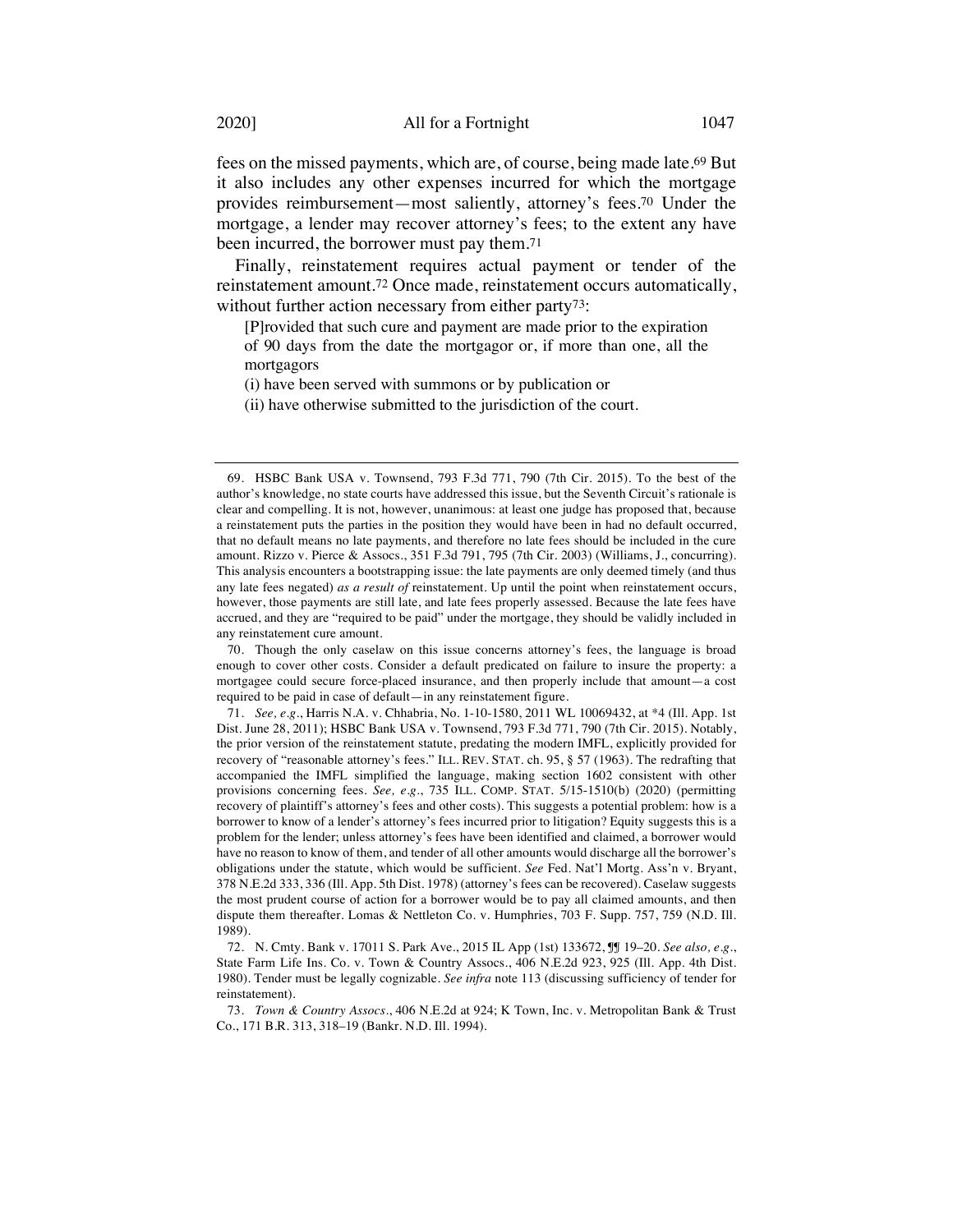fees on the missed payments, which are, of course, being made late.[69] But it also includes any other expenses incurred for which the mortgage provides reimbursement—most saliently, attorney's fees.[70] Under the mortgage, a lender may recover attorney's fees; to the extent any have been incurred, the borrower must pay them.[71]

Finally, reinstatement requires actual payment or tender of the reinstatement amount.[72] Once made, reinstatement occurs automatically, without further action necessary from either party[73]:

> [P]rovided that such cure and payment are made prior to the expiration of 90 days from the date the mortgagor or, if more than one, all the mortgagors
>
> (i) have been served with summons or by publication or
>
> (ii) have otherwise submitted to the jurisdiction of the court.

---

69. HSBC Bank USA v. Townsend, 793 F.3d 771, 790 (7th Cir. 2015). To the best of the author's knowledge, no state courts have addressed this issue, but the Seventh Circuit's rationale is clear and compelling. It is not, however, unanimous: at least one judge has proposed that, because a reinstatement puts the parties in the position they would have been in had no default occurred, that no default means no late payments, and therefore no late fees should be included in the cure amount. Rizzo v. Pierce & Assocs., 351 F.3d 791, 795 (7th Cir. 2003) (Williams, J., concurring). This analysis encounters a bootstrapping issue: the late payments are only deemed timely (and thus any late fees negated) *as a result of* reinstatement. Up until the point when reinstatement occurs, however, those payments are still late, and late fees properly assessed. Because the late fees have accrued, and they are "required to be paid" under the mortgage, they should be validly included in any reinstatement cure amount.

70. Though the only caselaw on this issue concerns attorney's fees, the language is broad enough to cover other costs. Consider a default predicated on failure to insure the property: a mortgagee could secure force-placed insurance, and then properly include that amount—a cost required to be paid in case of default—in any reinstatement figure.

71. *See, e.g.*, Harris N.A. v. Chhabria, No. 1-10-1580, 2011 WL 10069432, at *4 (Ill. App. 1st Dist. June 28, 2011); HSBC Bank USA v. Townsend, 793 F.3d 771, 790 (7th Cir. 2015). Notably, the prior version of the reinstatement statute, predating the modern IMFL, explicitly provided for recovery of "reasonable attorney's fees." ILL. REV. STAT. ch. 95, § 57 (1963). The redrafting that accompanied the IMFL simplified the language, making section 1602 consistent with other provisions concerning fees. *See, e.g.*, 735 ILL. COMP. STAT. 5/15-1510(b) (2020) (permitting recovery of plaintiff's attorney's fees and other costs). This suggests a potential problem: how is a borrower to know of a lender's attorney's fees incurred prior to litigation? Equity suggests this is a problem for the lender; unless attorney's fees have been identified and claimed, a borrower would have no reason to know of them, and tender of all other amounts would discharge all the borrower's obligations under the statute, which would be sufficient. *See* Fed. Nat'l Mortg. Ass'n v. Bryant, 378 N.E.2d 333, 336 (Ill. App. 5th Dist. 1978) (attorney's fees can be recovered). Caselaw suggests the most prudent course of action for a borrower would be to pay all claimed amounts, and then dispute them thereafter. Lomas & Nettleton Co. v. Humphries, 703 F. Supp. 757, 759 (N.D. Ill. 1989).

72. N. Cmty. Bank v. 17011 S. Park Ave., 2015 IL App (1st) 133672, ¶¶ 19–20. *See also, e.g.*, State Farm Life Ins. Co. v. Town & Country Assocs., 406 N.E.2d 923, 925 (Ill. App. 4th Dist. 1980). Tender must be legally cognizable. *See infra* note 113 (discussing sufficiency of tender for reinstatement).

73. *Town & Country Assocs.*, 406 N.E.2d at 924; K Town, Inc. v. Metropolitan Bank & Trust Co., 171 B.R. 313, 318–19 (Bankr. N.D. Ill. 1994).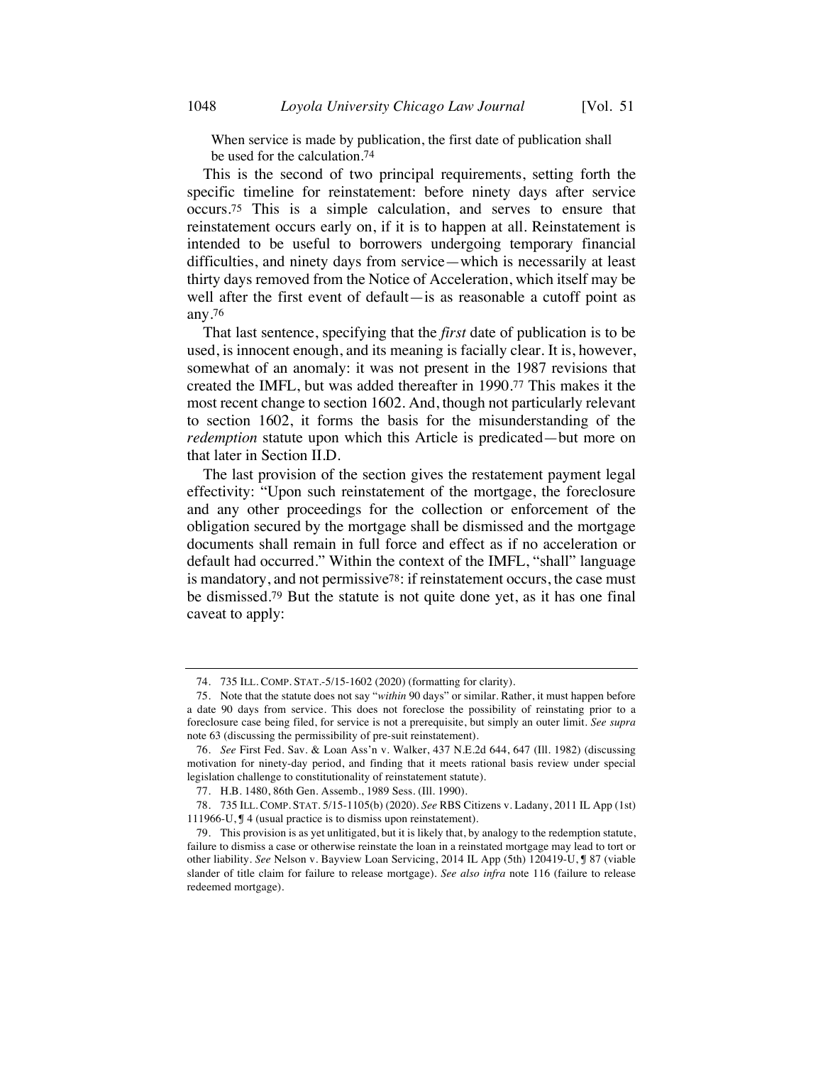When service is made by publication, the first date of publication shall be used for the calculation.[74]

This is the second of two principal requirements, setting forth the specific timeline for reinstatement: before ninety days after service occurs.[75] This is a simple calculation, and serves to ensure that reinstatement occurs early on, if it is to happen at all. Reinstatement is intended to be useful to borrowers undergoing temporary financial difficulties, and ninety days from service—which is necessarily at least thirty days removed from the Notice of Acceleration, which itself may be well after the first event of default—is as reasonable a cutoff point as any.[76]

That last sentence, specifying that the *first* date of publication is to be used, is innocent enough, and its meaning is facially clear. It is, however, somewhat of an anomaly: it was not present in the 1987 revisions that created the IMFL, but was added thereafter in 1990.[77] This makes it the most recent change to section 1602. And, though not particularly relevant to section 1602, it forms the basis for the misunderstanding of the *redemption* statute upon which this Article is predicated—but more on that later in Section II.D.

The last provision of the section gives the restatement payment legal effectivity: "Upon such reinstatement of the mortgage, the foreclosure and any other proceedings for the collection or enforcement of the obligation secured by the mortgage shall be dismissed and the mortgage documents shall remain in full force and effect as if no acceleration or default had occurred." Within the context of the IMFL, "shall" language is mandatory, and not permissive[78]: if reinstatement occurs, the case must be dismissed.[79] But the statute is not quite done yet, as it has one final caveat to apply:

---

74. 735 ILL. COMP. STAT.-5/15-1602 (2020) (formatting for clarity).

75. Note that the statute does not say "*within* 90 days" or similar. Rather, it must happen before a date 90 days from service. This does not foreclose the possibility of reinstating prior to a foreclosure case being filed, for service is not a prerequisite, but simply an outer limit. *See supra* note 63 (discussing the permissibility of pre-suit reinstatement).

76. *See* First Fed. Sav. & Loan Ass'n v. Walker, 437 N.E.2d 644, 647 (Ill. 1982) (discussing motivation for ninety-day period, and finding that it meets rational basis review under special legislation challenge to constitutionality of reinstatement statute).

77. H.B. 1480, 86th Gen. Assemb., 1989 Sess. (Ill. 1990).

78. 735 ILL. COMP. STAT. 5/15-1105(b) (2020). *See* RBS Citizens v. Ladany, 2011 IL App (1st) 111966-U, ¶ 4 (usual practice is to dismiss upon reinstatement).

79. This provision is as yet unlitigated, but it is likely that, by analogy to the redemption statute, failure to dismiss a case or otherwise reinstate the loan in a reinstated mortgage may lead to tort or other liability. *See* Nelson v. Bayview Loan Servicing, 2014 IL App (5th) 120419-U, ¶ 87 (viable slander of title claim for failure to release mortgage). *See also infra* note 116 (failure to release redeemed mortgage).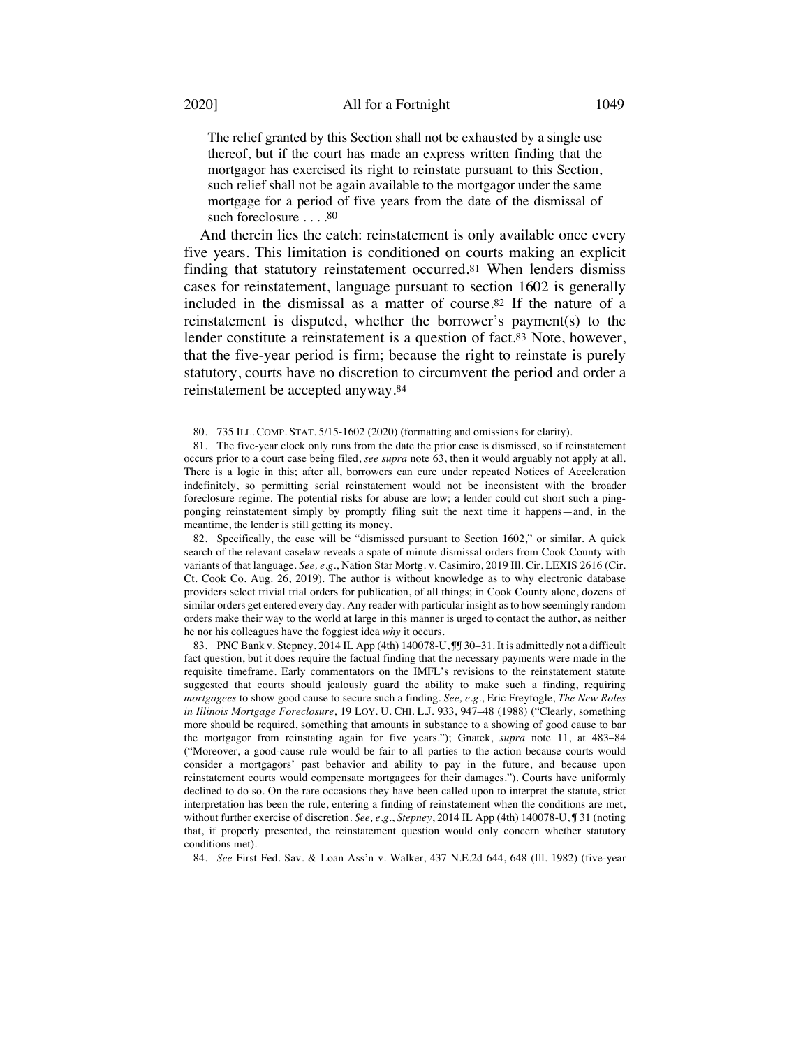> The relief granted by this Section shall not be exhausted by a single use thereof, but if the court has made an express written finding that the mortgagor has exercised its right to reinstate pursuant to this Section, such relief shall not be again available to the mortgagor under the same mortgage for a period of five years from the date of the dismissal of such foreclosure . . . .[80]

And therein lies the catch: reinstatement is only available once every five years. This limitation is conditioned on courts making an explicit finding that statutory reinstatement occurred.[81] When lenders dismiss cases for reinstatement, language pursuant to section 1602 is generally included in the dismissal as a matter of course.[82] If the nature of a reinstatement is disputed, whether the borrower's payment(s) to the lender constitute a reinstatement is a question of fact.[83] Note, however, that the five-year period is firm; because the right to reinstate is purely statutory, courts have no discretion to circumvent the period and order a reinstatement be accepted anyway.[84]

---

80. 735 ILL. COMP. STAT. 5/15-1602 (2020) (formatting and omissions for clarity).

81. The five-year clock only runs from the date the prior case is dismissed, so if reinstatement occurs prior to a court case being filed, *see supra* note 63, then it would arguably not apply at all. There is a logic in this; after all, borrowers can cure under repeated Notices of Acceleration indefinitely, so permitting serial reinstatement would not be inconsistent with the broader foreclosure regime. The potential risks for abuse are low; a lender could cut short such a ping-ponging reinstatement simply by promptly filing suit the next time it happens—and, in the meantime, the lender is still getting its money.

82. Specifically, the case will be "dismissed pursuant to Section 1602," or similar. A quick search of the relevant caselaw reveals a spate of minute dismissal orders from Cook County with variants of that language. *See, e.g.*, Nation Star Mortg. v. Casimiro, 2019 Ill. Cir. LEXIS 2616 (Cir. Ct. Cook Co. Aug. 26, 2019). The author is without knowledge as to why electronic database providers select trivial trial orders for publication, of all things; in Cook County alone, dozens of similar orders get entered every day. Any reader with particular insight as to how seemingly random orders make their way to the world at large in this manner is urged to contact the author, as neither he nor his colleagues have the foggiest idea *why* it occurs.

83. PNC Bank v. Stepney, 2014 IL App (4th) 140078-U, ¶¶ 30–31. It is admittedly not a difficult fact question, but it does require the factual finding that the necessary payments were made in the requisite timeframe. Early commentators on the IMFL's revisions to the reinstatement statute suggested that courts should jealously guard the ability to make such a finding, requiring *mortgagees* to show good cause to secure such a finding. *See, e.g.*, Eric Freyfogle, *The New Roles in Illinois Mortgage Foreclosure*, 19 LOY. U. CHI. L.J. 933, 947–48 (1988) ("Clearly, something more should be required, something that amounts in substance to a showing of good cause to bar the mortgagor from reinstating again for five years."); Gnatek, *supra* note 11, at 483–84 ("Moreover, a good-cause rule would be fair to all parties to the action because courts would consider a mortgagors' past behavior and ability to pay in the future, and because upon reinstatement courts would compensate mortgagees for their damages."). Courts have uniformly declined to do so. On the rare occasions they have been called upon to interpret the statute, strict interpretation has been the rule, entering a finding of reinstatement when the conditions are met, without further exercise of discretion. *See, e.g.*, *Stepney*, 2014 IL App (4th) 140078-U, ¶ 31 (noting that, if properly presented, the reinstatement question would only concern whether statutory conditions met).

84. *See* First Fed. Sav. & Loan Ass'n v. Walker, 437 N.E.2d 644, 648 (Ill. 1982) (five-year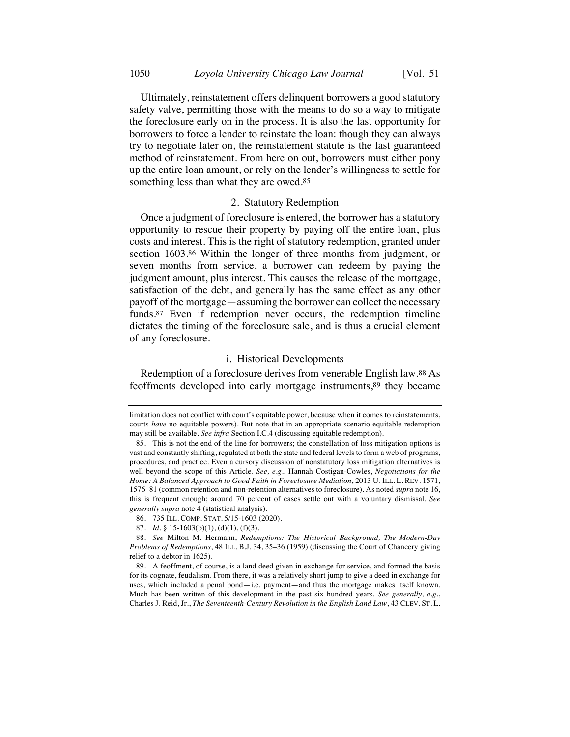Ultimately, reinstatement offers delinquent borrowers a good statutory safety valve, permitting those with the means to do so a way to mitigate the foreclosure early on in the process. It is also the last opportunity for borrowers to force a lender to reinstate the loan: though they can always try to negotiate later on, the reinstatement statute is the last guaranteed method of reinstatement. From here on out, borrowers must either pony up the entire loan amount, or rely on the lender's willingness to settle for something less than what they are owed.[85]

### 2. Statutory Redemption

Once a judgment of foreclosure is entered, the borrower has a statutory opportunity to rescue their property by paying off the entire loan, plus costs and interest. This is the right of statutory redemption, granted under section 1603.[86] Within the longer of three months from judgment, or seven months from service, a borrower can redeem by paying the judgment amount, plus interest. This causes the release of the mortgage, satisfaction of the debt, and generally has the same effect as any other payoff of the mortgage—assuming the borrower can collect the necessary funds.[87] Even if redemption never occurs, the redemption timeline dictates the timing of the foreclosure sale, and is thus a crucial element of any foreclosure.

#### i. Historical Developments

Redemption of a foreclosure derives from venerable English law.[88] As feoffments developed into early mortgage instruments,[89] they became

---

limitation does not conflict with court's equitable power, because when it comes to reinstatements, courts *have* no equitable powers). But note that in an appropriate scenario equitable redemption may still be available. *See infra* Section I.C.4 (discussing equitable redemption).

85. This is not the end of the line for borrowers; the constellation of loss mitigation options is vast and constantly shifting, regulated at both the state and federal levels to form a web of programs, procedures, and practice. Even a cursory discussion of nonstatutory loss mitigation alternatives is well beyond the scope of this Article. *See, e.g.*, Hannah Costigan-Cowles, *Negotiations for the Home: A Balanced Approach to Good Faith in Foreclosure Mediation*, 2013 U. ILL. L. REV. 1571, 1576–81 (common retention and non-retention alternatives to foreclosure). As noted *supra* note 16, this is frequent enough; around 70 percent of cases settle out with a voluntary dismissal. *See generally supra* note 4 (statistical analysis).

86. 735 ILL. COMP. STAT. 5/15-1603 (2020).

87. *Id.* § 15-1603(b)(1), (d)(1), (f)(3).

88. *See* Milton M. Hermann, *Redemptions: The Historical Background, The Modern-Day Problems of Redemptions*, 48 ILL. B.J. 34, 35–36 (1959) (discussing the Court of Chancery giving relief to a debtor in 1625).

89. A feoffment, of course, is a land deed given in exchange for service, and formed the basis for its cognate, feudalism. From there, it was a relatively short jump to give a deed in exchange for uses, which included a penal bond—i.e. payment—and thus the mortgage makes itself known. Much has been written of this development in the past six hundred years. *See generally, e.g.*, Charles J. Reid, Jr., *The Seventeenth-Century Revolution in the English Land Law*, 43 CLEV. ST. L.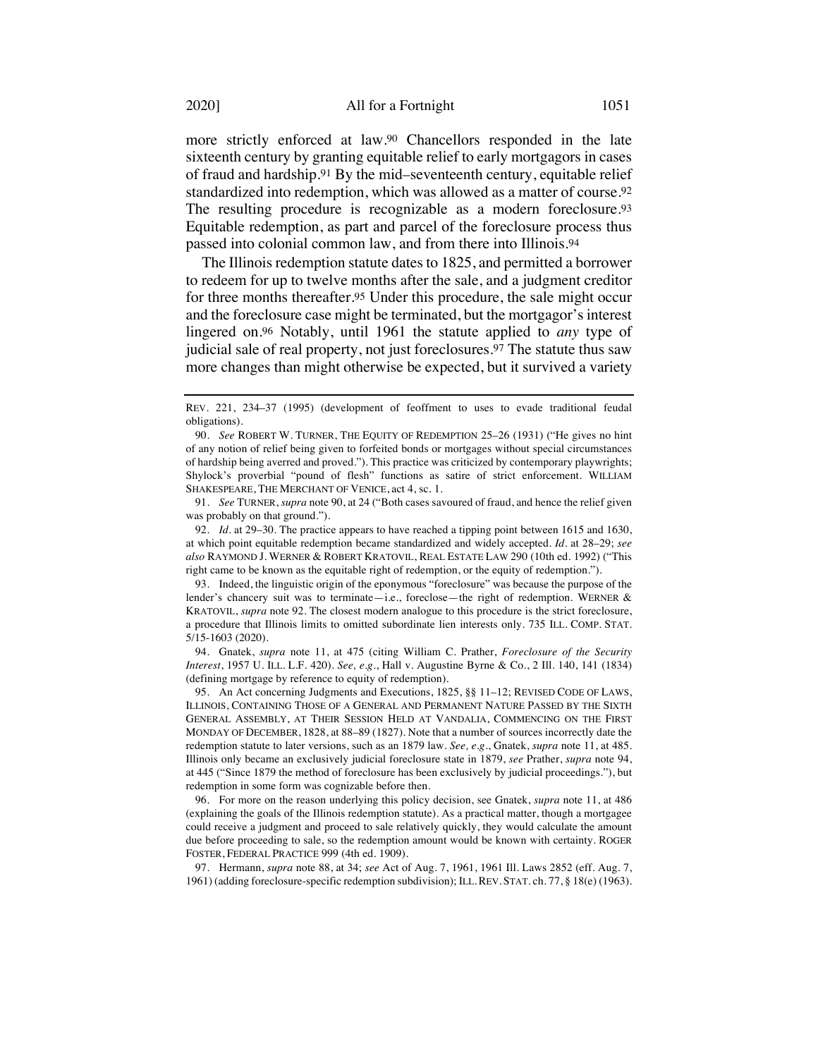more strictly enforced at law.[90] Chancellors responded in the late sixteenth century by granting equitable relief to early mortgagors in cases of fraud and hardship.[91] By the mid–seventeenth century, equitable relief standardized into redemption, which was allowed as a matter of course.[92] The resulting procedure is recognizable as a modern foreclosure.[93] Equitable redemption, as part and parcel of the foreclosure process thus passed into colonial common law, and from there into Illinois.[94]

The Illinois redemption statute dates to 1825, and permitted a borrower to redeem for up to twelve months after the sale, and a judgment creditor for three months thereafter.[95] Under this procedure, the sale might occur and the foreclosure case might be terminated, but the mortgagor's interest lingered on.[96] Notably, until 1961 the statute applied to *any* type of judicial sale of real property, not just foreclosures.[97] The statute thus saw more changes than might otherwise be expected, but it survived a variety

---

REV. 221, 234–37 (1995) (development of feoffment to uses to evade traditional feudal obligations).

90. *See* ROBERT W. TURNER, THE EQUITY OF REDEMPTION 25–26 (1931) ("He gives no hint of any notion of relief being given to forfeited bonds or mortgages without special circumstances of hardship being averred and proved."). This practice was criticized by contemporary playwrights; Shylock's proverbial "pound of flesh" functions as satire of strict enforcement. WILLIAM SHAKESPEARE, THE MERCHANT OF VENICE, act 4, sc. 1.

91. *See* TURNER, *supra* note 90, at 24 ("Both cases savoured of fraud, and hence the relief given was probably on that ground.").

92. *Id.* at 29–30. The practice appears to have reached a tipping point between 1615 and 1630, at which point equitable redemption became standardized and widely accepted. *Id.* at 28–29; *see also* RAYMOND J. WERNER & ROBERT KRATOVIL, REAL ESTATE LAW 290 (10th ed. 1992) ("This right came to be known as the equitable right of redemption, or the equity of redemption.").

93. Indeed, the linguistic origin of the eponymous "foreclosure" was because the purpose of the lender's chancery suit was to terminate—i.e., foreclose—the right of redemption. WERNER & KRATOVIL, *supra* note 92. The closest modern analogue to this procedure is the strict foreclosure, a procedure that Illinois limits to omitted subordinate lien interests only. 735 ILL. COMP. STAT. 5/15-1603 (2020).

94. Gnatek, *supra* note 11, at 475 (citing William C. Prather, *Foreclosure of the Security Interest*, 1957 U. ILL. L.F. 420). *See, e.g.*, Hall v. Augustine Byrne & Co., 2 Ill. 140, 141 (1834) (defining mortgage by reference to equity of redemption).

95. An Act concerning Judgments and Executions, 1825, §§ 11–12; REVISED CODE OF LAWS, ILLINOIS, CONTAINING THOSE OF A GENERAL AND PERMANENT NATURE PASSED BY THE SIXTH GENERAL ASSEMBLY, AT THEIR SESSION HELD AT VANDALIA, COMMENCING ON THE FIRST MONDAY OF DECEMBER, 1828, at 88–89 (1827). Note that a number of sources incorrectly date the redemption statute to later versions, such as an 1879 law. *See, e.g.*, Gnatek, *supra* note 11, at 485. Illinois only became an exclusively judicial foreclosure state in 1879, *see* Prather, *supra* note 94, at 445 ("Since 1879 the method of foreclosure has been exclusively by judicial proceedings."), but redemption in some form was cognizable before then.

96. For more on the reason underlying this policy decision, see Gnatek, *supra* note 11, at 486 (explaining the goals of the Illinois redemption statute). As a practical matter, though a mortgagee could receive a judgment and proceed to sale relatively quickly, they would calculate the amount due before proceeding to sale, so the redemption amount would be known with certainty. ROGER FOSTER, FEDERAL PRACTICE 999 (4th ed. 1909).

97. Hermann, *supra* note 88, at 34; *see* Act of Aug. 7, 1961, 1961 Ill. Laws 2852 (eff. Aug. 7, 1961) (adding foreclosure-specific redemption subdivision); ILL. REV. STAT. ch. 77, § 18(e) (1963).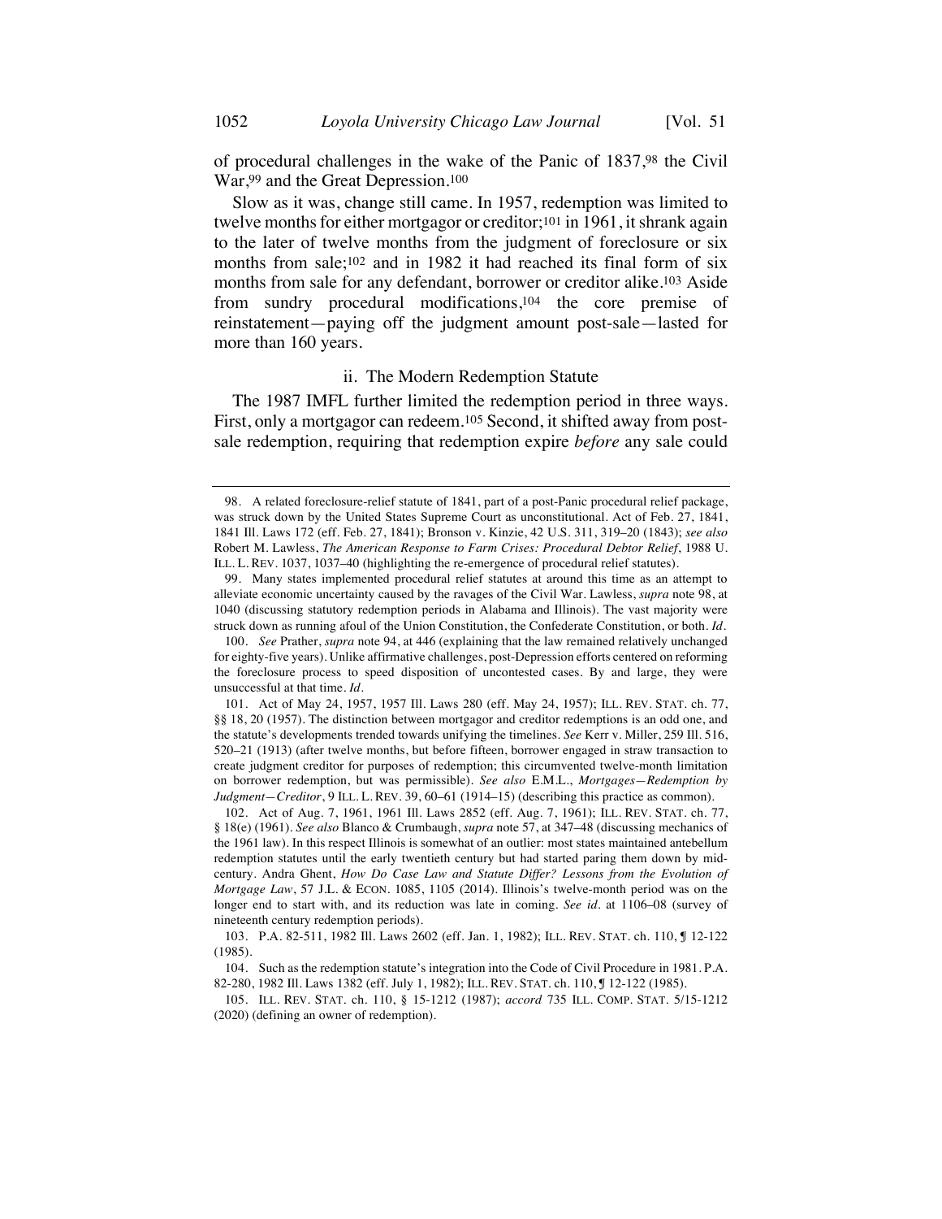of procedural challenges in the wake of the Panic of 1837,[98] the Civil War,[99] and the Great Depression.[100]

Slow as it was, change still came. In 1957, redemption was limited to twelve months for either mortgagor or creditor;[101] in 1961, it shrank again to the later of twelve months from the judgment of foreclosure or six months from sale;[102] and in 1982 it had reached its final form of six months from sale for any defendant, borrower or creditor alike.[103] Aside from sundry procedural modifications,[104] the core premise of reinstatement—paying off the judgment amount post-sale—lasted for more than 160 years.

### ii. The Modern Redemption Statute

The 1987 IMFL further limited the redemption period in three ways. First, only a mortgagor can redeem.[105] Second, it shifted away from post-sale redemption, requiring that redemption expire *before* any sale could

---

98. A related foreclosure-relief statute of 1841, part of a post-Panic procedural relief package, was struck down by the United States Supreme Court as unconstitutional. Act of Feb. 27, 1841, 1841 Ill. Laws 172 (eff. Feb. 27, 1841); Bronson v. Kinzie, 42 U.S. 311, 319–20 (1843); *see also* Robert M. Lawless, *The American Response to Farm Crises: Procedural Debtor Relief*, 1988 U. ILL. L. REV. 1037, 1037–40 (highlighting the re-emergence of procedural relief statutes).

99. Many states implemented procedural relief statutes at around this time as an attempt to alleviate economic uncertainty caused by the ravages of the Civil War. Lawless, *supra* note 98, at 1040 (discussing statutory redemption periods in Alabama and Illinois). The vast majority were struck down as running afoul of the Union Constitution, the Confederate Constitution, or both. *Id.*

100. *See* Prather, *supra* note 94, at 446 (explaining that the law remained relatively unchanged for eighty-five years). Unlike affirmative challenges, post-Depression efforts centered on reforming the foreclosure process to speed disposition of uncontested cases. By and large, they were unsuccessful at that time. *Id.*

101. Act of May 24, 1957, 1957 Ill. Laws 280 (eff. May 24, 1957); ILL. REV. STAT. ch. 77, §§ 18, 20 (1957). The distinction between mortgagor and creditor redemptions is an odd one, and the statute's developments trended towards unifying the timelines. *See* Kerr v. Miller, 259 Ill. 516, 520–21 (1913) (after twelve months, but before fifteen, borrower engaged in straw transaction to create judgment creditor for purposes of redemption; this circumvented twelve-month limitation on borrower redemption, but was permissible). *See also* E.M.L., *Mortgages—Redemption by Judgment—Creditor*, 9 ILL. L. REV. 39, 60–61 (1914–15) (describing this practice as common).

102. Act of Aug. 7, 1961, 1961 Ill. Laws 2852 (eff. Aug. 7, 1961); ILL. REV. STAT. ch. 77, § 18(e) (1961). *See also* Blanco & Crumbaugh, *supra* note 57, at 347–48 (discussing mechanics of the 1961 law). In this respect Illinois is somewhat of an outlier: most states maintained antebellum redemption statutes until the early twentieth century but had started paring them down by mid-century. Andra Ghent, *How Do Case Law and Statute Differ? Lessons from the Evolution of Mortgage Law*, 57 J.L. & ECON. 1085, 1105 (2014). Illinois's twelve-month period was on the longer end to start with, and its reduction was late in coming. *See id.* at 1106–08 (survey of nineteenth century redemption periods).

103. P.A. 82-511, 1982 Ill. Laws 2602 (eff. Jan. 1, 1982); ILL. REV. STAT. ch. 110, ¶ 12-122 (1985).

104. Such as the redemption statute's integration into the Code of Civil Procedure in 1981. P.A. 82-280, 1982 Ill. Laws 1382 (eff. July 1, 1982); ILL. REV. STAT. ch. 110, ¶ 12-122 (1985).

105. ILL. REV. STAT. ch. 110, § 15-1212 (1987); *accord* 735 ILL. COMP. STAT. 5/15-1212 (2020) (defining an owner of redemption).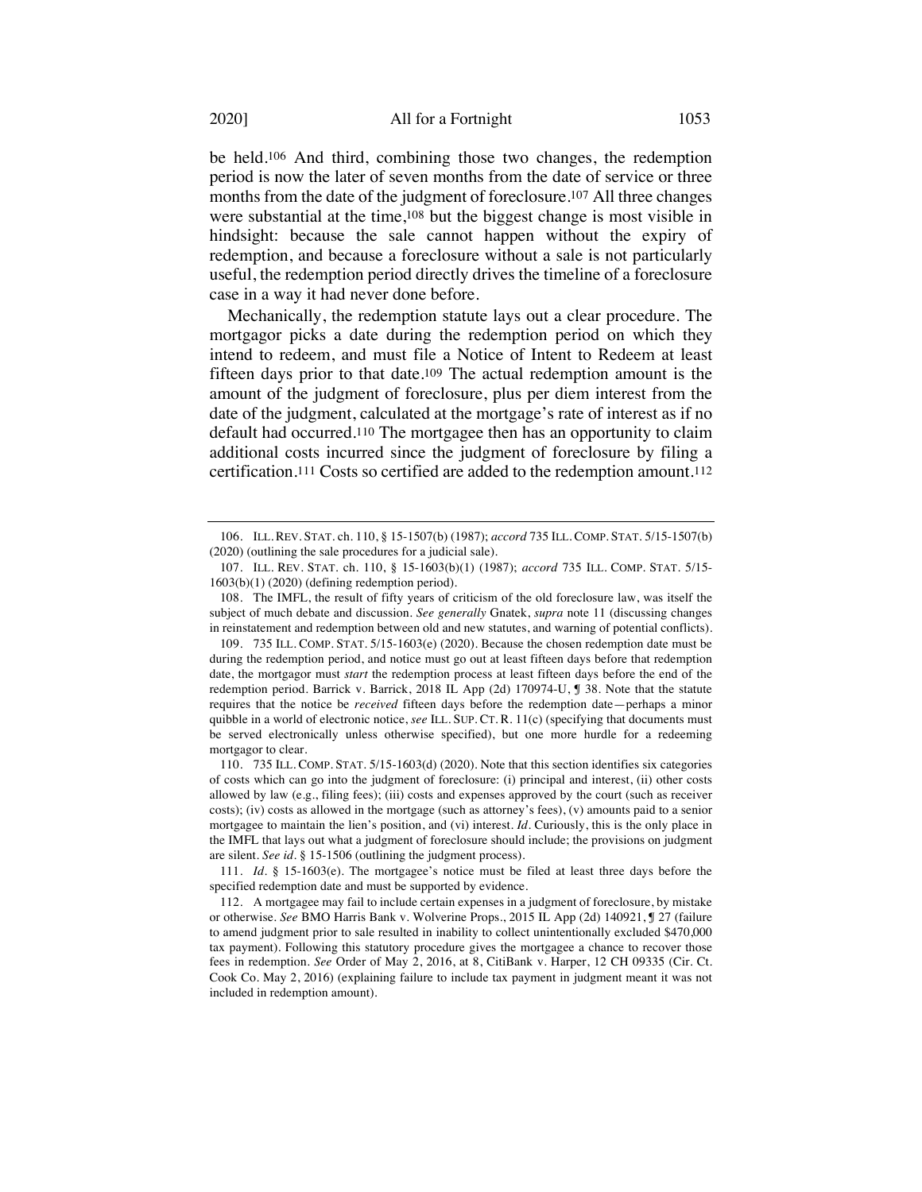be held.[106] And third, combining those two changes, the redemption period is now the later of seven months from the date of service or three months from the date of the judgment of foreclosure.[107] All three changes were substantial at the time,[108] but the biggest change is most visible in hindsight: because the sale cannot happen without the expiry of redemption, and because a foreclosure without a sale is not particularly useful, the redemption period directly drives the timeline of a foreclosure case in a way it had never done before.

Mechanically, the redemption statute lays out a clear procedure. The mortgagor picks a date during the redemption period on which they intend to redeem, and must file a Notice of Intent to Redeem at least fifteen days prior to that date.[109] The actual redemption amount is the amount of the judgment of foreclosure, plus per diem interest from the date of the judgment, calculated at the mortgage's rate of interest as if no default had occurred.[110] The mortgagee then has an opportunity to claim additional costs incurred since the judgment of foreclosure by filing a certification.[111] Costs so certified are added to the redemption amount.[112]

---

106. ILL. REV. STAT. ch. 110, § 15-1507(b) (1987); *accord* 735 ILL. COMP. STAT. 5/15-1507(b) (2020) (outlining the sale procedures for a judicial sale).

107. ILL. REV. STAT. ch. 110, § 15-1603(b)(1) (1987); *accord* 735 ILL. COMP. STAT. 5/15-1603(b)(1) (2020) (defining redemption period).

108. The IMFL, the result of fifty years of criticism of the old foreclosure law, was itself the subject of much debate and discussion. *See generally* Gnatek, *supra* note 11 (discussing changes in reinstatement and redemption between old and new statutes, and warning of potential conflicts).

109. 735 ILL. COMP. STAT. 5/15-1603(e) (2020). Because the chosen redemption date must be during the redemption period, and notice must go out at least fifteen days before that redemption date, the mortgagor must *start* the redemption process at least fifteen days before the end of the redemption period. Barrick v. Barrick, 2018 IL App (2d) 170974-U, ¶ 38. Note that the statute requires that the notice be *received* fifteen days before the redemption date—perhaps a minor quibble in a world of electronic notice, *see* ILL. SUP. CT. R. 11(c) (specifying that documents must be served electronically unless otherwise specified), but one more hurdle for a redeeming mortgagor to clear.

110. 735 ILL. COMP. STAT. 5/15-1603(d) (2020). Note that this section identifies six categories of costs which can go into the judgment of foreclosure: (i) principal and interest, (ii) other costs allowed by law (e.g., filing fees); (iii) costs and expenses approved by the court (such as receiver costs); (iv) costs as allowed in the mortgage (such as attorney's fees), (v) amounts paid to a senior mortgagee to maintain the lien's position, and (vi) interest. *Id*. Curiously, this is the only place in the IMFL that lays out what a judgment of foreclosure should include; the provisions on judgment are silent. *See id*. § 15-1506 (outlining the judgment process).

111. *Id*. § 15-1603(e). The mortgagee's notice must be filed at least three days before the specified redemption date and must be supported by evidence.

112. A mortgagee may fail to include certain expenses in a judgment of foreclosure, by mistake or otherwise. *See* BMO Harris Bank v. Wolverine Props., 2015 IL App (2d) 140921, ¶ 27 (failure to amend judgment prior to sale resulted in inability to collect unintentionally excluded $470,000 tax payment). Following this statutory procedure gives the mortgagee a chance to recover those fees in redemption. *See* Order of May 2, 2016, at 8, CitiBank v. Harper, 12 CH 09335 (Cir. Ct. Cook Co. May 2, 2016) (explaining failure to include tax payment in judgment meant it was not included in redemption amount).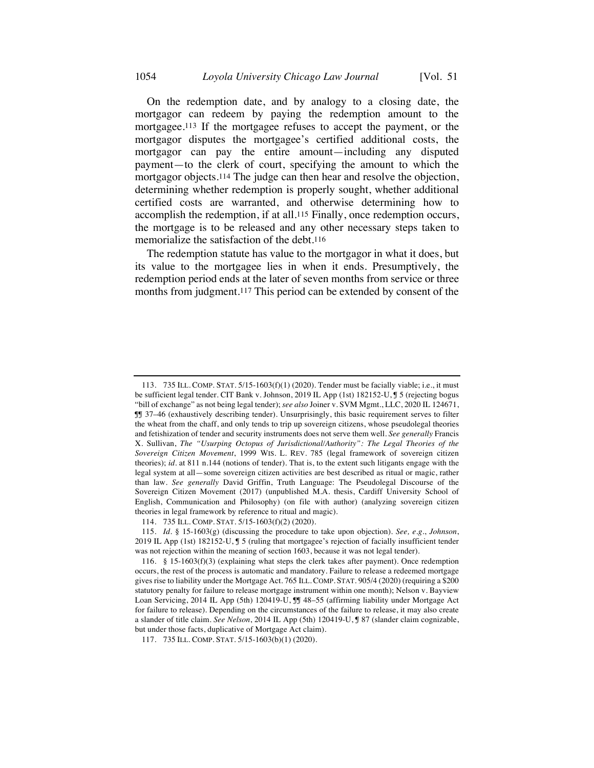On the redemption date, and by analogy to a closing date, the mortgagor can redeem by paying the redemption amount to the mortgagee.[113] If the mortgagee refuses to accept the payment, or the mortgagor disputes the mortgagee's certified additional costs, the mortgagor can pay the entire amount—including any disputed payment—to the clerk of court, specifying the amount to which the mortgagor objects.[114] The judge can then hear and resolve the objection, determining whether redemption is properly sought, whether additional certified costs are warranted, and otherwise determining how to accomplish the redemption, if at all.[115] Finally, once redemption occurs, the mortgage is to be released and any other necessary steps taken to memorialize the satisfaction of the debt.[116]

The redemption statute has value to the mortgagor in what it does, but its value to the mortgagee lies in when it ends. Presumptively, the redemption period ends at the later of seven months from service or three months from judgment.[117] This period can be extended by consent of the

---

113. 735 ILL. COMP. STAT. 5/15-1603(f)(1) (2020). Tender must be facially viable; i.e., it must be sufficient legal tender. CIT Bank v. Johnson, 2019 IL App (1st) 182152-U, ¶ 5 (rejecting bogus "bill of exchange" as not being legal tender); *see also* Joiner v. SVM Mgmt., LLC, 2020 IL 124671, ¶¶ 37–46 (exhaustively describing tender). Unsurprisingly, this basic requirement serves to filter the wheat from the chaff, and only tends to trip up sovereign citizens, whose pseudolegal theories and fetishization of tender and security instruments does not serve them well. *See generally* Francis X. Sullivan, *The "Usurping Octopus of Jurisdictional/Authority": The Legal Theories of the Sovereign Citizen Movement*, 1999 WIS. L. REV. 785 (legal framework of sovereign citizen theories); *id.* at 811 n.144 (notions of tender). That is, to the extent such litigants engage with the legal system at all—some sovereign citizen activities are best described as ritual or magic, rather than law. *See generally* David Griffin, Truth Language: The Pseudolegal Discourse of the Sovereign Citizen Movement (2017) (unpublished M.A. thesis, Cardiff University School of English, Communication and Philosophy) (on file with author) (analyzing sovereign citizen theories in legal framework by reference to ritual and magic).

114. 735 ILL. COMP. STAT. 5/15-1603(f)(2) (2020).

115. *Id.* § 15-1603(g) (discussing the procedure to take upon objection). *See, e.g.*, *Johnson*, 2019 IL App (1st) 182152-U, ¶ 5 (ruling that mortgagee's rejection of facially insufficient tender was not rejection within the meaning of section 1603, because it was not legal tender).

116. § 15-1603(f)(3) (explaining what steps the clerk takes after payment). Once redemption occurs, the rest of the process is automatic and mandatory. Failure to release a redeemed mortgage gives rise to liability under the Mortgage Act. 765 ILL. COMP. STAT. 905/4 (2020) (requiring a $200 statutory penalty for failure to release mortgage instrument within one month); Nelson v. Bayview Loan Servicing, 2014 IL App (5th) 120419-U, ¶¶ 48–55 (affirming liability under Mortgage Act for failure to release). Depending on the circumstances of the failure to release, it may also create a slander of title claim. *See Nelson*, 2014 IL App (5th) 120419-U, ¶ 87 (slander claim cognizable, but under those facts, duplicative of Mortgage Act claim).

117. 735 ILL. COMP. STAT. 5/15-1603(b)(1) (2020).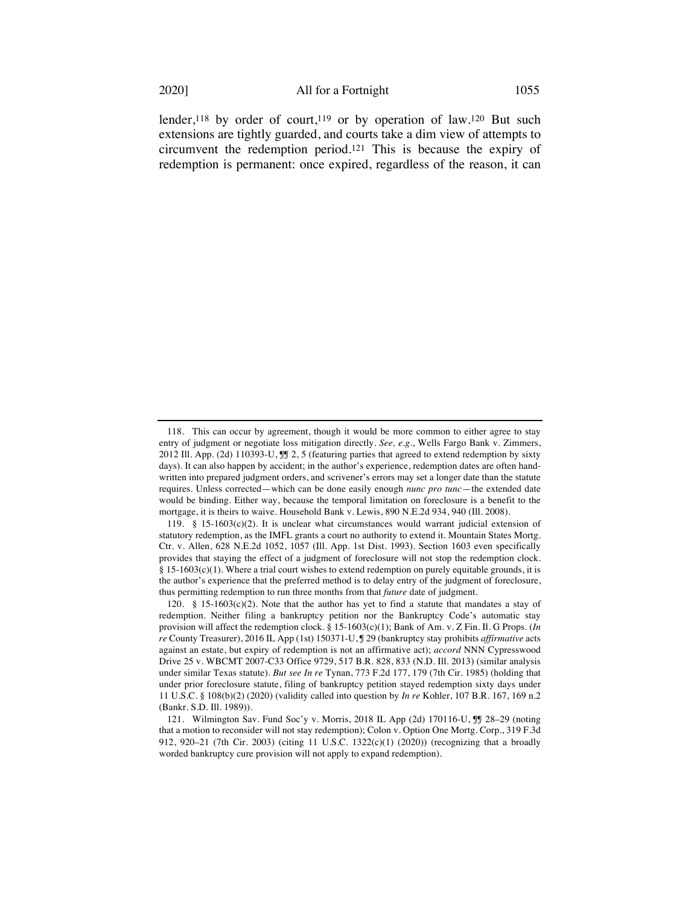lender,[118] by order of court,[119] or by operation of law.[120] But such extensions are tightly guarded, and courts take a dim view of attempts to circumvent the redemption period.[121] This is because the expiry of redemption is permanent: once expired, regardless of the reason, it can

---

118. This can occur by agreement, though it would be more common to either agree to stay entry of judgment or negotiate loss mitigation directly. *See, e.g.*, Wells Fargo Bank v. Zimmers, 2012 Ill. App. (2d) 110393-U, ¶¶ 2, 5 (featuring parties that agreed to extend redemption by sixty days). It can also happen by accident; in the author's experience, redemption dates are often hand-written into prepared judgment orders, and scrivener's errors may set a longer date than the statute requires. Unless corrected—which can be done easily enough *nunc pro tunc*—the extended date would be binding. Either way, because the temporal limitation on foreclosure is a benefit to the mortgage, it is theirs to waive. Household Bank v. Lewis, 890 N.E.2d 934, 940 (Ill. 2008).

119. § 15-1603(c)(2). It is unclear what circumstances would warrant judicial extension of statutory redemption, as the IMFL grants a court no authority to extend it. Mountain States Mortg. Ctr. v. Allen, 628 N.E.2d 1052, 1057 (Ill. App. 1st Dist. 1993). Section 1603 even specifically provides that staying the effect of a judgment of foreclosure will not stop the redemption clock. § 15-1603(c)(1). Where a trial court wishes to extend redemption on purely equitable grounds, it is the author's experience that the preferred method is to delay entry of the judgment of foreclosure, thus permitting redemption to run three months from that *future* date of judgment.

120. § 15-1603(c)(2). Note that the author has yet to find a statute that mandates a stay of redemption. Neither filing a bankruptcy petition nor the Bankruptcy Code's automatic stay provision will affect the redemption clock. § 15-1603(c)(1); Bank of Am. v. Z Fin. Il. G Props. (*In re* County Treasurer), 2016 IL App (1st) 150371-U, ¶ 29 (bankruptcy stay prohibits *affirmative* acts against an estate, but expiry of redemption is not an affirmative act); *accord* NNN Cypresswood Drive 25 v. WBCMT 2007-C33 Office 9729, 517 B.R. 828, 833 (N.D. Ill. 2013) (similar analysis under similar Texas statute). *But see In re* Tynan, 773 F.2d 177, 179 (7th Cir. 1985) (holding that under prior foreclosure statute, filing of bankruptcy petition stayed redemption sixty days under 11 U.S.C. § 108(b)(2) (2020) (validity called into question by *In re* Kohler, 107 B.R. 167, 169 n.2 (Bankr. S.D. Ill. 1989)).

121. Wilmington Sav. Fund Soc'y v. Morris, 2018 IL App (2d) 170116-U, ¶¶ 28–29 (noting that a motion to reconsider will not stay redemption); Colon v. Option One Mortg. Corp., 319 F.3d 912, 920–21 (7th Cir. 2003) (citing 11 U.S.C. 1322(c)(1) (2020)) (recognizing that a broadly worded bankruptcy cure provision will not apply to expand redemption).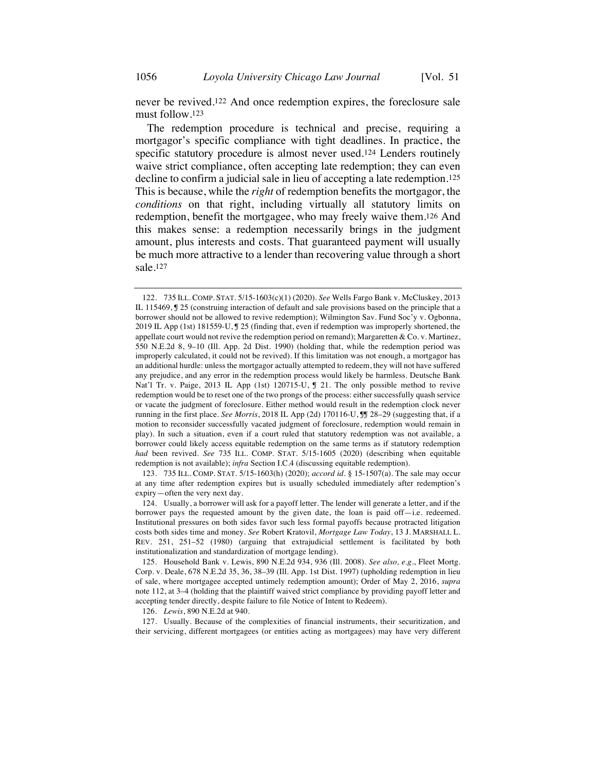never be revived.[122] And once redemption expires, the foreclosure sale must follow.[123]

The redemption procedure is technical and precise, requiring a mortgagor's specific compliance with tight deadlines. In practice, the specific statutory procedure is almost never used.[124] Lenders routinely waive strict compliance, often accepting late redemption; they can even decline to confirm a judicial sale in lieu of accepting a late redemption.[125] This is because, while the *right* of redemption benefits the mortgagor, the *conditions* on that right, including virtually all statutory limits on redemption, benefit the mortgagee, who may freely waive them.[126] And this makes sense: a redemption necessarily brings in the judgment amount, plus interests and costs. That guaranteed payment will usually be much more attractive to a lender than recovering value through a short sale.[127]

---

122. 735 ILL. COMP. STAT. 5/15-1603(c)(1) (2020). *See* Wells Fargo Bank v. McCluskey, 2013 IL 115469, ¶ 25 (construing interaction of default and sale provisions based on the principle that a borrower should not be allowed to revive redemption); Wilmington Sav. Fund Soc'y v. Ogbonna, 2019 IL App (1st) 181559-U, ¶ 25 (finding that, even if redemption was improperly shortened, the appellate court would not revive the redemption period on remand); Margaretten & Co. v. Martinez, 550 N.E.2d 8, 9–10 (Ill. App. 2d Dist. 1990) (holding that, while the redemption period was improperly calculated, it could not be revived). If this limitation was not enough, a mortgagor has an additional hurdle: unless the mortgagor actually attempted to redeem, they will not have suffered any prejudice, and any error in the redemption process would likely be harmless. Deutsche Bank Nat'l Tr. v. Paige, 2013 IL App (1st) 120715-U, ¶ 21. The only possible method to revive redemption would be to reset one of the two prongs of the process: either successfully quash service or vacate the judgment of foreclosure. Either method would result in the redemption clock never running in the first place. *See Morris*, 2018 IL App (2d) 170116-U, ¶¶ 28–29 (suggesting that, if a motion to reconsider successfully vacated judgment of foreclosure, redemption would remain in play). In such a situation, even if a court ruled that statutory redemption was not available, a borrower could likely access equitable redemption on the same terms as if statutory redemption *had* been revived. *See* 735 ILL. COMP. STAT. 5/15-1605 (2020) (describing when equitable redemption is not available); *infra* Section I.C.4 (discussing equitable redemption).

123. 735 ILL. COMP. STAT. 5/15-1603(h) (2020); *accord id.* § 15-1507(a). The sale may occur at any time after redemption expires but is usually scheduled immediately after redemption's expiry—often the very next day.

124. Usually, a borrower will ask for a payoff letter. The lender will generate a letter, and if the borrower pays the requested amount by the given date, the loan is paid off—i.e. redeemed. Institutional pressures on both sides favor such less formal payoffs because protracted litigation costs both sides time and money. *See* Robert Kratovil, *Mortgage Law Today*, 13 J. MARSHALL L. REV. 251, 251–52 (1980) (arguing that extrajudicial settlement is facilitated by both institutionalization and standardization of mortgage lending).

125. Household Bank v. Lewis, 890 N.E.2d 934, 936 (Ill. 2008). *See also, e.g.*, Fleet Mortg. Corp. v. Deale, 678 N.E.2d 35, 36, 38–39 (Ill. App. 1st Dist. 1997) (upholding redemption in lieu of sale, where mortgagee accepted untimely redemption amount); Order of May 2, 2016, *supra* note 112, at 3–4 (holding that the plaintiff waived strict compliance by providing payoff letter and accepting tender directly, despite failure to file Notice of Intent to Redeem).

126. *Lewis*, 890 N.E.2d at 940.

127. Usually. Because of the complexities of financial instruments, their securitization, and their servicing, different mortgagees (or entities acting as mortgagees) may have very different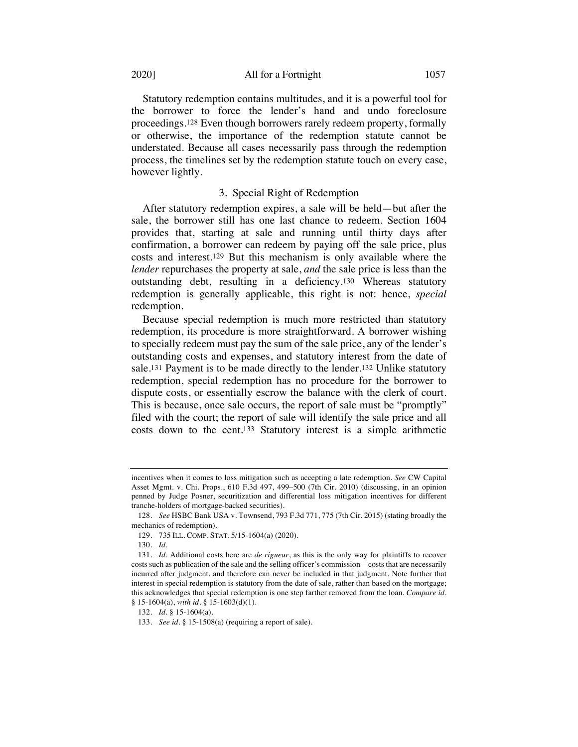Statutory redemption contains multitudes, and it is a powerful tool for the borrower to force the lender's hand and undo foreclosure proceedings.[128] Even though borrowers rarely redeem property, formally or otherwise, the importance of the redemption statute cannot be understated. Because all cases necessarily pass through the redemption process, the timelines set by the redemption statute touch on every case, however lightly.

### 3. Special Right of Redemption

After statutory redemption expires, a sale will be held—but after the sale, the borrower still has one last chance to redeem. Section 1604 provides that, starting at sale and running until thirty days after confirmation, a borrower can redeem by paying off the sale price, plus costs and interest.[129] But this mechanism is only available where the *lender* repurchases the property at sale, *and* the sale price is less than the outstanding debt, resulting in a deficiency.[130] Whereas statutory redemption is generally applicable, this right is not: hence, *special* redemption.

Because special redemption is much more restricted than statutory redemption, its procedure is more straightforward. A borrower wishing to specially redeem must pay the sum of the sale price, any of the lender's outstanding costs and expenses, and statutory interest from the date of sale.[131] Payment is to be made directly to the lender.[132] Unlike statutory redemption, special redemption has no procedure for the borrower to dispute costs, or essentially escrow the balance with the clerk of court. This is because, once sale occurs, the report of sale must be "promptly" filed with the court; the report of sale will identify the sale price and all costs down to the cent.[133] Statutory interest is a simple arithmetic

---

incentives when it comes to loss mitigation such as accepting a late redemption. *See* CW Capital Asset Mgmt. v. Chi. Props., 610 F.3d 497, 499–500 (7th Cir. 2010) (discussing, in an opinion penned by Judge Posner, securitization and differential loss mitigation incentives for different tranche-holders of mortgage-backed securities).

128. *See* HSBC Bank USA v. Townsend, 793 F.3d 771, 775 (7th Cir. 2015) (stating broadly the mechanics of redemption).

129. 735 ILL. COMP. STAT. 5/15-1604(a) (2020).

130. *Id.*

131. *Id.* Additional costs here are *de rigueur*, as this is the only way for plaintiffs to recover costs such as publication of the sale and the selling officer's commission—costs that are necessarily incurred after judgment, and therefore can never be included in that judgment. Note further that interest in special redemption is statutory from the date of sale, rather than based on the mortgage; this acknowledges that special redemption is one step farther removed from the loan. *Compare id.* § 15-1604(a), *with id.* § 15-1603(d)(1).

132. *Id.* § 15-1604(a).

133. *See id.* § 15-1508(a) (requiring a report of sale).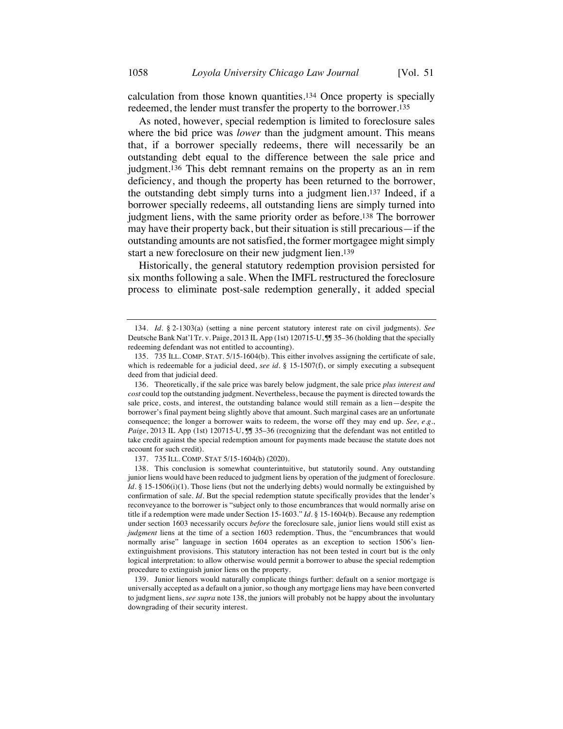calculation from those known quantities.[134] Once property is specially redeemed, the lender must transfer the property to the borrower.[135]

As noted, however, special redemption is limited to foreclosure sales where the bid price was *lower* than the judgment amount. This means that, if a borrower specially redeems, there will necessarily be an outstanding debt equal to the difference between the sale price and judgment.[136] This debt remnant remains on the property as an in rem deficiency, and though the property has been returned to the borrower, the outstanding debt simply turns into a judgment lien.[137] Indeed, if a borrower specially redeems, all outstanding liens are simply turned into judgment liens, with the same priority order as before.[138] The borrower may have their property back, but their situation is still precarious—if the outstanding amounts are not satisfied, the former mortgagee might simply start a new foreclosure on their new judgment lien.[139]

Historically, the general statutory redemption provision persisted for six months following a sale. When the IMFL restructured the foreclosure process to eliminate post-sale redemption generally, it added special

---

134. *Id.* § 2-1303(a) (setting a nine percent statutory interest rate on civil judgments). *See* Deutsche Bank Nat'l Tr. v. Paige, 2013 IL App (1st) 120715-U, ¶¶ 35–36 (holding that the specially redeeming defendant was not entitled to accounting).

135. 735 ILL. COMP. STAT. 5/15-1604(b). This either involves assigning the certificate of sale, which is redeemable for a judicial deed, *see id.* § 15-1507(f), or simply executing a subsequent deed from that judicial deed.

136. Theoretically, if the sale price was barely below judgment, the sale price *plus interest and cost* could top the outstanding judgment. Nevertheless, because the payment is directed towards the sale price, costs, and interest, the outstanding balance would still remain as a lien—despite the borrower's final payment being slightly above that amount. Such marginal cases are an unfortunate consequence; the longer a borrower waits to redeem, the worse off they may end up. *See, e.g.*, *Paige*, 2013 IL App (1st) 120715-U, ¶¶ 35–36 (recognizing that the defendant was not entitled to take credit against the special redemption amount for payments made because the statute does not account for such credit).

137. 735 ILL. COMP. STAT 5/15-1604(b) (2020).

138. This conclusion is somewhat counterintuitive, but statutorily sound. Any outstanding junior liens would have been reduced to judgment liens by operation of the judgment of foreclosure. *Id.* § 15-1506(i)(1). Those liens (but not the underlying debts) would normally be extinguished by confirmation of sale. *Id.* But the special redemption statute specifically provides that the lender's reconveyance to the borrower is "subject only to those encumbrances that would normally arise on title if a redemption were made under Section 15-1603." *Id.* § 15-1604(b). Because any redemption under section 1603 necessarily occurs *before* the foreclosure sale, junior liens would still exist as *judgment* liens at the time of a section 1603 redemption. Thus, the "encumbrances that would normally arise" language in section 1604 operates as an exception to section 1506's lien-extinguishment provisions. This statutory interaction has not been tested in court but is the only logical interpretation: to allow otherwise would permit a borrower to abuse the special redemption procedure to extinguish junior liens on the property.

139. Junior lienors would naturally complicate things further: default on a senior mortgage is universally accepted as a default on a junior, so though any mortgage liens may have been converted to judgment liens, *see supra* note 138, the juniors will probably not be happy about the involuntary downgrading of their security interest.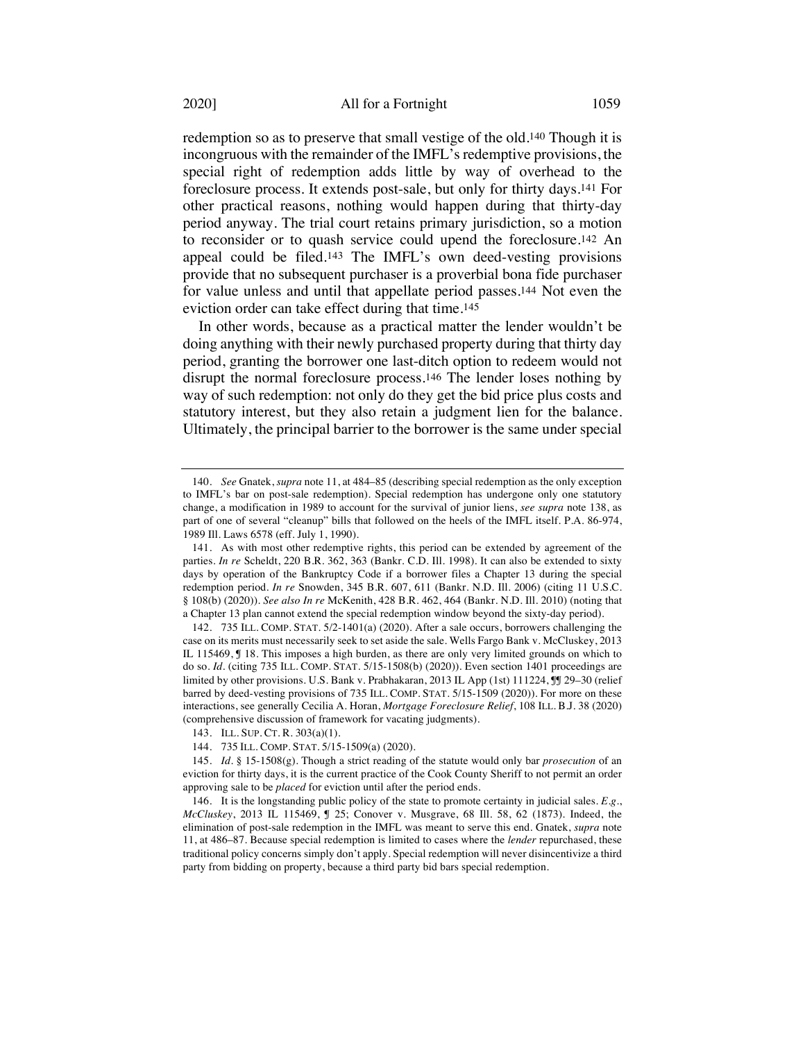redemption so as to preserve that small vestige of the old.[140] Though it is incongruous with the remainder of the IMFL's redemptive provisions, the special right of redemption adds little by way of overhead to the foreclosure process. It extends post-sale, but only for thirty days.[141] For other practical reasons, nothing would happen during that thirty-day period anyway. The trial court retains primary jurisdiction, so a motion to reconsider or to quash service could upend the foreclosure.[142] An appeal could be filed.[143] The IMFL's own deed-vesting provisions provide that no subsequent purchaser is a proverbial bona fide purchaser for value unless and until that appellate period passes.[144] Not even the eviction order can take effect during that time.[145]

In other words, because as a practical matter the lender wouldn't be doing anything with their newly purchased property during that thirty day period, granting the borrower one last-ditch option to redeem would not disrupt the normal foreclosure process.[146] The lender loses nothing by way of such redemption: not only do they get the bid price plus costs and statutory interest, but they also retain a judgment lien for the balance. Ultimately, the principal barrier to the borrower is the same under special

---

140. *See* Gnatek, *supra* note 11, at 484–85 (describing special redemption as the only exception to IMFL's bar on post-sale redemption). Special redemption has undergone only one statutory change, a modification in 1989 to account for the survival of junior liens, *see supra* note 138, as part of one of several "cleanup" bills that followed on the heels of the IMFL itself. P.A. 86-974, 1989 Ill. Laws 6578 (eff. July 1, 1990).

141. As with most other redemptive rights, this period can be extended by agreement of the parties. *In re* Scheldt, 220 B.R. 362, 363 (Bankr. C.D. Ill. 1998). It can also be extended to sixty days by operation of the Bankruptcy Code if a borrower files a Chapter 13 during the special redemption period. *In re* Snowden, 345 B.R. 607, 611 (Bankr. N.D. Ill. 2006) (citing 11 U.S.C. § 108(b) (2020)). *See also In re* McKenith, 428 B.R. 462, 464 (Bankr. N.D. Ill. 2010) (noting that a Chapter 13 plan cannot extend the special redemption window beyond the sixty-day period).

142. 735 ILL. COMP. STAT. 5/2-1401(a) (2020). After a sale occurs, borrowers challenging the case on its merits must necessarily seek to set aside the sale. Wells Fargo Bank v. McCluskey, 2013 IL 115469, ¶ 18. This imposes a high burden, as there are only very limited grounds on which to do so. *Id.* (citing 735 ILL. COMP. STAT. 5/15-1508(b) (2020)). Even section 1401 proceedings are limited by other provisions. U.S. Bank v. Prabhakaran, 2013 IL App (1st) 111224, ¶¶ 29–30 (relief barred by deed-vesting provisions of 735 ILL. COMP. STAT. 5/15-1509 (2020)). For more on these interactions, see generally Cecilia A. Horan, *Mortgage Foreclosure Relief*, 108 ILL. B.J. 38 (2020) (comprehensive discussion of framework for vacating judgments).

143. ILL. SUP. CT. R. 303(a)(1).

144. 735 ILL. COMP. STAT. 5/15-1509(a) (2020).

145. *Id.* § 15-1508(g). Though a strict reading of the statute would only bar *prosecution* of an eviction for thirty days, it is the current practice of the Cook County Sheriff to not permit an order approving sale to be *placed* for eviction until after the period ends.

146. It is the longstanding public policy of the state to promote certainty in judicial sales. *E.g.*, *McCluskey*, 2013 IL 115469, ¶ 25; Conover v. Musgrave, 68 Ill. 58, 62 (1873). Indeed, the elimination of post-sale redemption in the IMFL was meant to serve this end. Gnatek, *supra* note 11, at 486–87. Because special redemption is limited to cases where the *lender* repurchased, these traditional policy concerns simply don't apply. Special redemption will never disincentivize a third party from bidding on property, because a third party bid bars special redemption.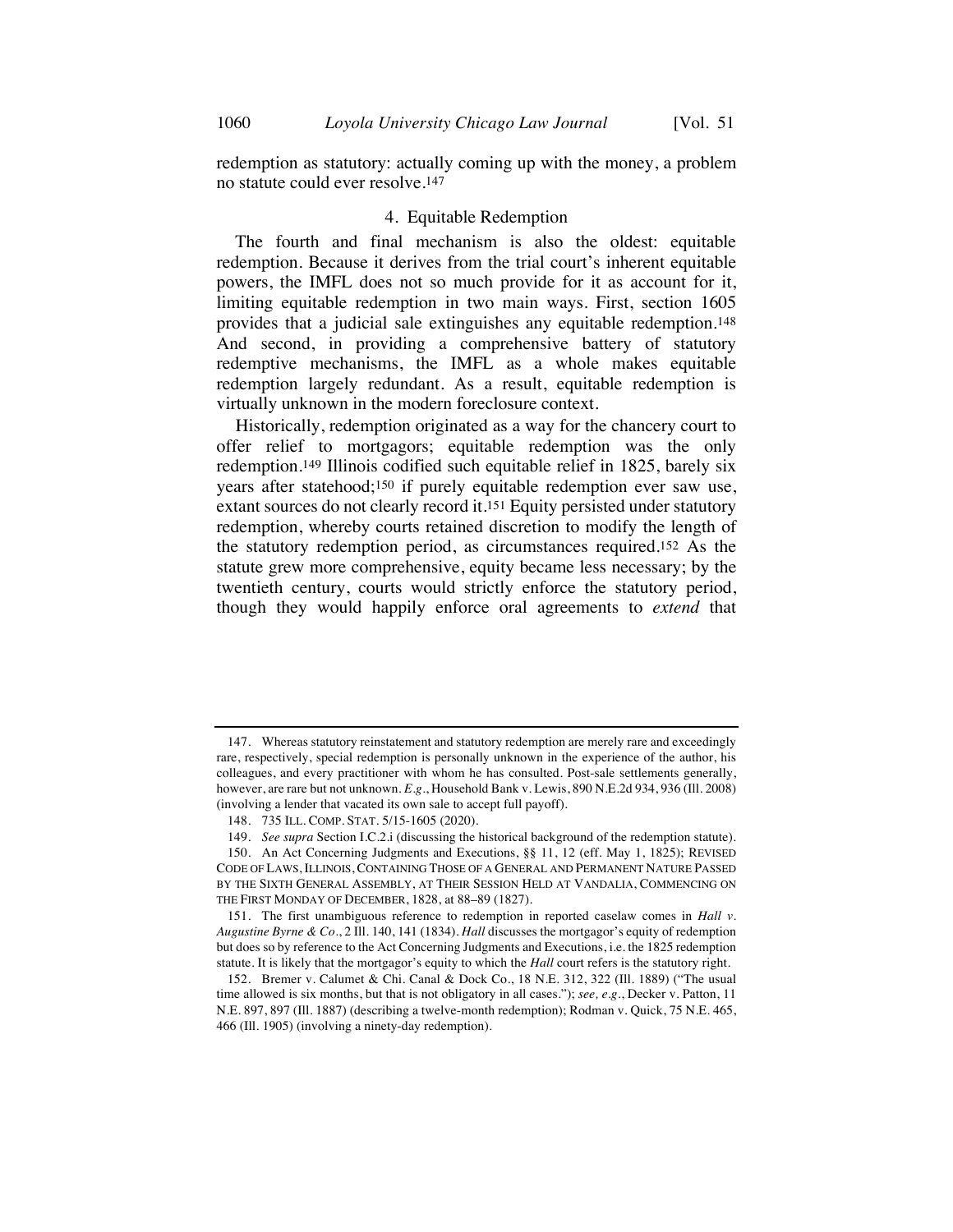redemption as statutory: actually coming up with the money, a problem no statute could ever resolve.[147]

#### 4. Equitable Redemption

The fourth and final mechanism is also the oldest: equitable redemption. Because it derives from the trial court's inherent equitable powers, the IMFL does not so much provide for it as account for it, limiting equitable redemption in two main ways. First, section 1605 provides that a judicial sale extinguishes any equitable redemption.[148] And second, in providing a comprehensive battery of statutory redemptive mechanisms, the IMFL as a whole makes equitable redemption largely redundant. As a result, equitable redemption is virtually unknown in the modern foreclosure context.

Historically, redemption originated as a way for the chancery court to offer relief to mortgagors; equitable redemption was the only redemption.[149] Illinois codified such equitable relief in 1825, barely six years after statehood;[150] if purely equitable redemption ever saw use, extant sources do not clearly record it.[151] Equity persisted under statutory redemption, whereby courts retained discretion to modify the length of the statutory redemption period, as circumstances required.[152] As the statute grew more comprehensive, equity became less necessary; by the twentieth century, courts would strictly enforce the statutory period, though they would happily enforce oral agreements to *extend* that

---

147. Whereas statutory reinstatement and statutory redemption are merely rare and exceedingly rare, respectively, special redemption is personally unknown in the experience of the author, his colleagues, and every practitioner with whom he has consulted. Post-sale settlements generally, however, are rare but not unknown. *E.g.*, Household Bank v. Lewis, 890 N.E.2d 934, 936 (Ill. 2008) (involving a lender that vacated its own sale to accept full payoff).

148. 735 ILL. COMP. STAT. 5/15-1605 (2020).

149. *See supra* Section I.C.2.i (discussing the historical background of the redemption statute).

150. An Act Concerning Judgments and Executions, §§ 11, 12 (eff. May 1, 1825); REVISED CODE OF LAWS, ILLINOIS, CONTAINING THOSE OF A GENERAL AND PERMANENT NATURE PASSED BY THE SIXTH GENERAL ASSEMBLY, AT THEIR SESSION HELD AT VANDALIA, COMMENCING ON THE FIRST MONDAY OF DECEMBER, 1828, at 88–89 (1827).

151. The first unambiguous reference to redemption in reported caselaw comes in *Hall v. Augustine Byrne & Co.*, 2 Ill. 140, 141 (1834). *Hall* discusses the mortgagor's equity of redemption but does so by reference to the Act Concerning Judgments and Executions, i.e. the 1825 redemption statute. It is likely that the mortgagor's equity to which the *Hall* court refers is the statutory right.

152. Bremer v. Calumet & Chi. Canal & Dock Co., 18 N.E. 312, 322 (Ill. 1889) ("The usual time allowed is six months, but that is not obligatory in all cases."); *see, e.g.*, Decker v. Patton, 11 N.E. 897, 897 (Ill. 1887) (describing a twelve-month redemption); Rodman v. Quick, 75 N.E. 465, 466 (Ill. 1905) (involving a ninety-day redemption).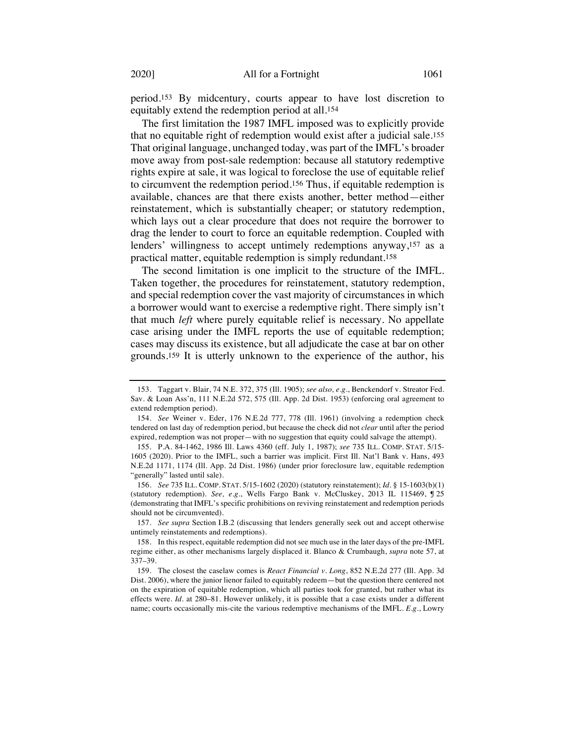period.[153] By midcentury, courts appear to have lost discretion to equitably extend the redemption period at all.[154]

The first limitation the 1987 IMFL imposed was to explicitly provide that no equitable right of redemption would exist after a judicial sale.[155] That original language, unchanged today, was part of the IMFL's broader move away from post-sale redemption: because all statutory redemptive rights expire at sale, it was logical to foreclose the use of equitable relief to circumvent the redemption period.[156] Thus, if equitable redemption is available, chances are that there exists another, better method—either reinstatement, which is substantially cheaper; or statutory redemption, which lays out a clear procedure that does not require the borrower to drag the lender to court to force an equitable redemption. Coupled with lenders' willingness to accept untimely redemptions anyway,[157] as a practical matter, equitable redemption is simply redundant.[158]

The second limitation is one implicit to the structure of the IMFL. Taken together, the procedures for reinstatement, statutory redemption, and special redemption cover the vast majority of circumstances in which a borrower would want to exercise a redemptive right. There simply isn't that much *left* where purely equitable relief is necessary. No appellate case arising under the IMFL reports the use of equitable redemption; cases may discuss its existence, but all adjudicate the case at bar on other grounds.[159] It is utterly unknown to the experience of the author, his

---

153. Taggart v. Blair, 74 N.E. 372, 375 (Ill. 1905); *see also, e.g.*, Benckendorf v. Streator Fed. Sav. & Loan Ass'n, 111 N.E.2d 572, 575 (Ill. App. 2d Dist. 1953) (enforcing oral agreement to extend redemption period).

154. *See* Weiner v. Eder, 176 N.E.2d 777, 778 (Ill. 1961) (involving a redemption check tendered on last day of redemption period, but because the check did not *clear* until after the period expired, redemption was not proper—with no suggestion that equity could salvage the attempt).

155. P.A. 84-1462, 1986 Ill. Laws 4360 (eff. July 1, 1987); *see* 735 ILL. COMP. STAT. 5/15-1605 (2020). Prior to the IMFL, such a barrier was implicit. First Ill. Nat'l Bank v. Hans, 493 N.E.2d 1171, 1174 (Ill. App. 2d Dist. 1986) (under prior foreclosure law, equitable redemption "generally" lasted until sale).

156. *See* 735 ILL. COMP. STAT. 5/15-1602 (2020) (statutory reinstatement); *Id.* § 15-1603(b)(1) (statutory redemption). *See, e.g.*, Wells Fargo Bank v. McCluskey, 2013 IL 115469, ¶ 25 (demonstrating that IMFL's specific prohibitions on reviving reinstatement and redemption periods should not be circumvented).

157. *See supra* Section I.B.2 (discussing that lenders generally seek out and accept otherwise untimely reinstatements and redemptions).

158. In this respect, equitable redemption did not see much use in the later days of the pre-IMFL regime either, as other mechanisms largely displaced it. Blanco & Crumbaugh, *supra* note 57, at 337–39.

159. The closest the caselaw comes is *React Financial v. Long*, 852 N.E.2d 277 (Ill. App. 3d Dist. 2006), where the junior lienor failed to equitably redeem—but the question there centered not on the expiration of equitable redemption, which all parties took for granted, but rather what its effects were. *Id.* at 280–81. However unlikely, it is possible that a case exists under a different name; courts occasionally mis-cite the various redemptive mechanisms of the IMFL. *E.g.*, Lowry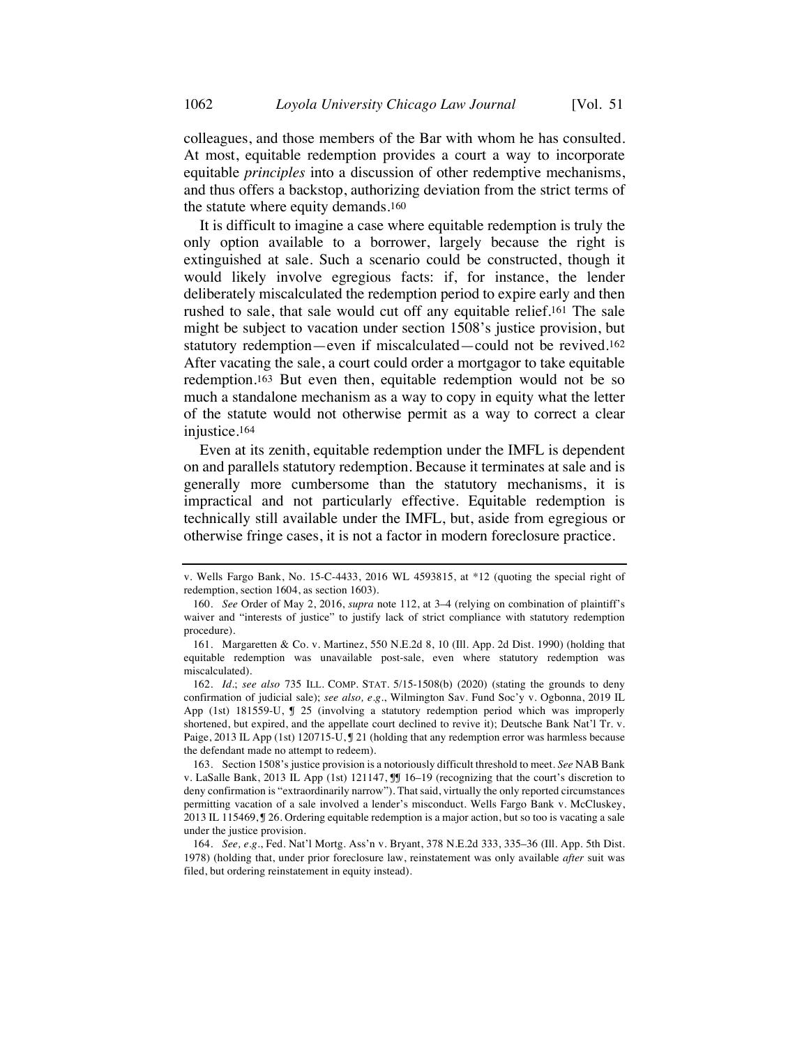colleagues, and those members of the Bar with whom he has consulted. At most, equitable redemption provides a court a way to incorporate equitable *principles* into a discussion of other redemptive mechanisms, and thus offers a backstop, authorizing deviation from the strict terms of the statute where equity demands.[160]

It is difficult to imagine a case where equitable redemption is truly the only option available to a borrower, largely because the right is extinguished at sale. Such a scenario could be constructed, though it would likely involve egregious facts: if, for instance, the lender deliberately miscalculated the redemption period to expire early and then rushed to sale, that sale would cut off any equitable relief.[161] The sale might be subject to vacation under section 1508's justice provision, but statutory redemption—even if miscalculated—could not be revived.[162] After vacating the sale, a court could order a mortgagor to take equitable redemption.[163] But even then, equitable redemption would not be so much a standalone mechanism as a way to copy in equity what the letter of the statute would not otherwise permit as a way to correct a clear injustice.[164]

Even at its zenith, equitable redemption under the IMFL is dependent on and parallels statutory redemption. Because it terminates at sale and is generally more cumbersome than the statutory mechanisms, it is impractical and not particularly effective. Equitable redemption is technically still available under the IMFL, but, aside from egregious or otherwise fringe cases, it is not a factor in modern foreclosure practice.

---

v. Wells Fargo Bank, No. 15-C-4433, 2016 WL 4593815, at *12 (quoting the special right of redemption, section 1604, as section 1603).

160. *See* Order of May 2, 2016, *supra* note 112, at 3–4 (relying on combination of plaintiff's waiver and "interests of justice" to justify lack of strict compliance with statutory redemption procedure).

161. Margaretten & Co. v. Martinez, 550 N.E.2d 8, 10 (Ill. App. 2d Dist. 1990) (holding that equitable redemption was unavailable post-sale, even where statutory redemption was miscalculated).

162. *Id.*; *see also* 735 ILL. COMP. STAT. 5/15-1508(b) (2020) (stating the grounds to deny confirmation of judicial sale); *see also, e.g.*, Wilmington Sav. Fund Soc'y v. Ogbonna, 2019 IL App (1st) 181559-U, ¶ 25 (involving a statutory redemption period which was improperly shortened, but expired, and the appellate court declined to revive it); Deutsche Bank Nat'l Tr. v. Paige, 2013 IL App (1st) 120715-U, ¶ 21 (holding that any redemption error was harmless because the defendant made no attempt to redeem).

163. Section 1508's justice provision is a notoriously difficult threshold to meet. *See* NAB Bank v. LaSalle Bank, 2013 IL App (1st) 121147, ¶¶ 16–19 (recognizing that the court's discretion to deny confirmation is "extraordinarily narrow"). That said, virtually the only reported circumstances permitting vacation of a sale involved a lender's misconduct. Wells Fargo Bank v. McCluskey, 2013 IL 115469, ¶ 26. Ordering equitable redemption is a major action, but so too is vacating a sale under the justice provision.

164. *See, e.g.*, Fed. Nat'l Mortg. Ass'n v. Bryant, 378 N.E.2d 333, 335–36 (Ill. App. 5th Dist. 1978) (holding that, under prior foreclosure law, reinstatement was only available *after* suit was filed, but ordering reinstatement in equity instead).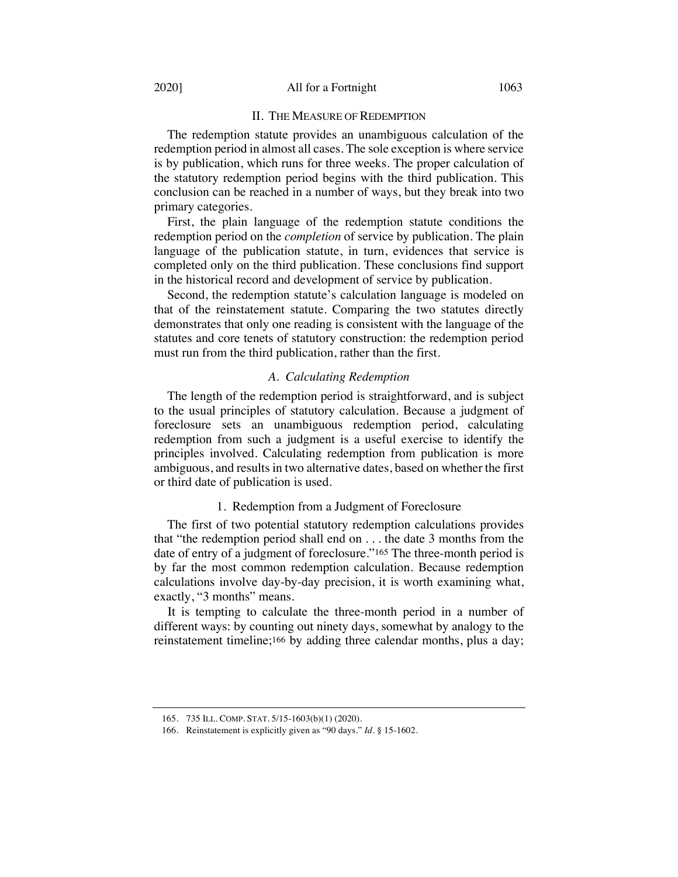## II. THE MEASURE OF REDEMPTION

The redemption statute provides an unambiguous calculation of the redemption period in almost all cases. The sole exception is where service is by publication, which runs for three weeks. The proper calculation of the statutory redemption period begins with the third publication. This conclusion can be reached in a number of ways, but they break into two primary categories.

First, the plain language of the redemption statute conditions the redemption period on the *completion* of service by publication. The plain language of the publication statute, in turn, evidences that service is completed only on the third publication. These conclusions find support in the historical record and development of service by publication.

Second, the redemption statute's calculation language is modeled on that of the reinstatement statute. Comparing the two statutes directly demonstrates that only one reading is consistent with the language of the statutes and core tenets of statutory construction: the redemption period must run from the third publication, rather than the first.

### *A. Calculating Redemption*

The length of the redemption period is straightforward, and is subject to the usual principles of statutory calculation. Because a judgment of foreclosure sets an unambiguous redemption period, calculating redemption from such a judgment is a useful exercise to identify the principles involved. Calculating redemption from publication is more ambiguous, and results in two alternative dates, based on whether the first or third date of publication is used.

#### 1. Redemption from a Judgment of Foreclosure

The first of two potential statutory redemption calculations provides that "the redemption period shall end on . . . the date 3 months from the date of entry of a judgment of foreclosure."[165] The three-month period is by far the most common redemption calculation. Because redemption calculations involve day-by-day precision, it is worth examining what, exactly, "3 months" means.

It is tempting to calculate the three-month period in a number of different ways: by counting out ninety days, somewhat by analogy to the reinstatement timeline;[166] by adding three calendar months, plus a day;

---

165. 735 ILL. COMP. STAT. 5/15-1603(b)(1) (2020).

166. Reinstatement is explicitly given as "90 days." *Id.* § 15-1602.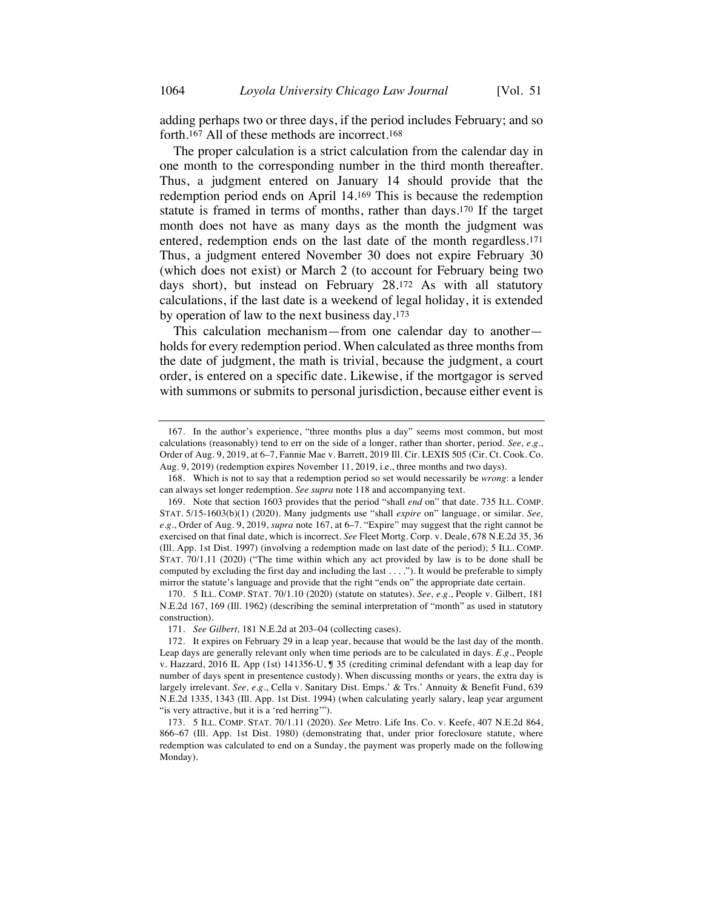adding perhaps two or three days, if the period includes February; and so forth.[167] All of these methods are incorrect.[168]

The proper calculation is a strict calculation from the calendar day in one month to the corresponding number in the third month thereafter. Thus, a judgment entered on January 14 should provide that the redemption period ends on April 14.[169] This is because the redemption statute is framed in terms of months, rather than days.[170] If the target month does not have as many days as the month the judgment was entered, redemption ends on the last date of the month regardless.[171] Thus, a judgment entered November 30 does not expire February 30 (which does not exist) or March 2 (to account for February being two days short), but instead on February 28.[172] As with all statutory calculations, if the last date is a weekend of legal holiday, it is extended by operation of law to the next business day.[173]

This calculation mechanism—from one calendar day to another—holds for every redemption period. When calculated as three months from the date of judgment, the math is trivial, because the judgment, a court order, is entered on a specific date. Likewise, if the mortgagor is served with summons or submits to personal jurisdiction, because either event is

---

167. In the author's experience, "three months plus a day" seems most common, but most calculations (reasonably) tend to err on the side of a longer, rather than shorter, period. *See, e.g.*, Order of Aug. 9, 2019, at 6–7, Fannie Mae v. Barrett, 2019 Ill. Cir. LEXIS 505 (Cir. Ct. Cook. Co. Aug. 9, 2019) (redemption expires November 11, 2019, i.e., three months and two days).

168. Which is not to say that a redemption period so set would necessarily be *wrong*: a lender can always set longer redemption. *See supra* note 118 and accompanying text.

169. Note that section 1603 provides that the period "shall *end* on" that date. 735 ILL. COMP. STAT. 5/15-1603(b)(1) (2020). Many judgments use "shall *expire* on" language, or similar. *See, e.g.*, Order of Aug. 9, 2019, *supra* note 167, at 6–7. "Expire" may suggest that the right cannot be exercised on that final date, which is incorrect. *See* Fleet Mortg. Corp. v. Deale, 678 N.E.2d 35, 36 (Ill. App. 1st Dist. 1997) (involving a redemption made on last date of the period); 5 ILL. COMP. STAT. 70/1.11 (2020) ("The time within which any act provided by law is to be done shall be computed by excluding the first day and including the last . . . ."). It would be preferable to simply mirror the statute's language and provide that the right "ends on" the appropriate date certain.

170. 5 ILL. COMP. STAT. 70/1.10 (2020) (statute on statutes). *See, e.g.*, People v. Gilbert, 181 N.E.2d 167, 169 (Ill. 1962) (describing the seminal interpretation of "month" as used in statutory construction).

171. *See Gilbert,* 181 N.E.2d at 203–04 (collecting cases).

172. It expires on February 29 in a leap year, because that would be the last day of the month. Leap days are generally relevant only when time periods are to be calculated in days. *E.g.*, People v. Hazzard, 2016 IL App (1st) 141356-U, ¶ 35 (crediting criminal defendant with a leap day for number of days spent in presentence custody). When discussing months or years, the extra day is largely irrelevant. *See, e.g.*, Cella v. Sanitary Dist. Emps.' & Trs.' Annuity & Benefit Fund, 639 N.E.2d 1335, 1343 (Ill. App. 1st Dist. 1994) (when calculating yearly salary, leap year argument "is very attractive, but it is a 'red herring'").

173. 5 ILL. COMP. STAT. 70/1.11 (2020). *See* Metro. Life Ins. Co. v. Keefe, 407 N.E.2d 864, 866–67 (Ill. App. 1st Dist. 1980) (demonstrating that, under prior foreclosure statute, where redemption was calculated to end on a Sunday, the payment was properly made on the following Monday).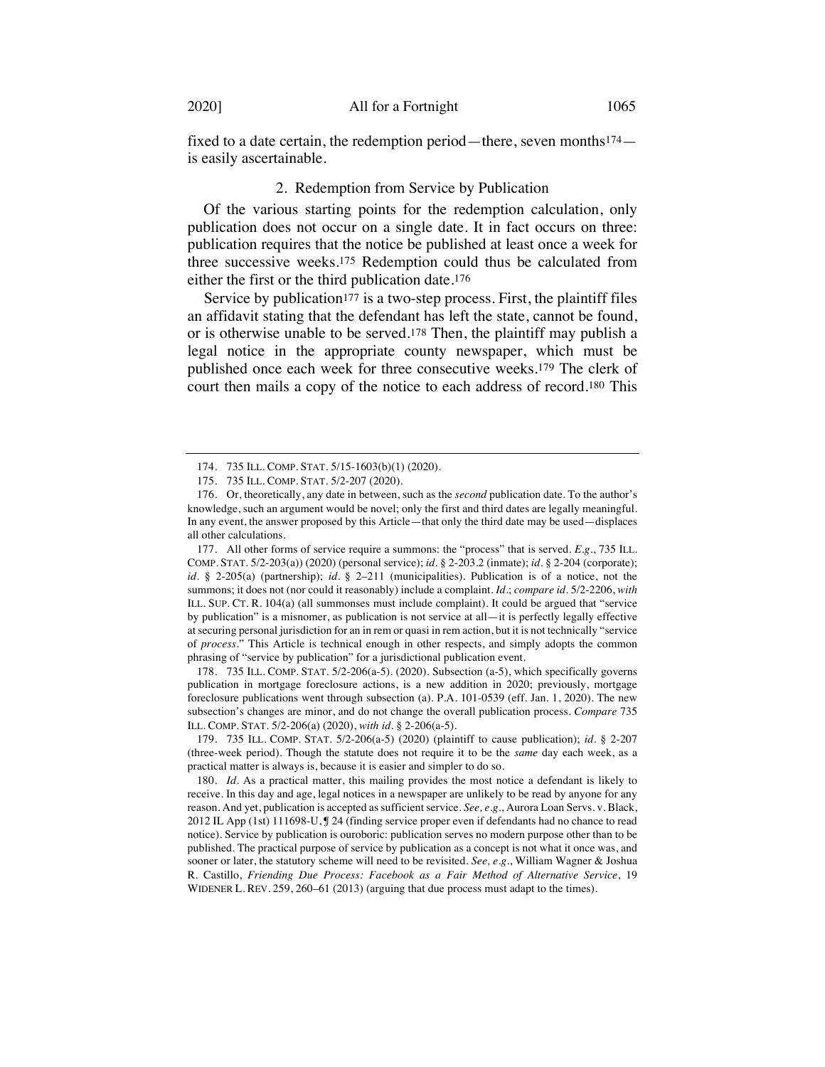fixed to a date certain, the redemption period—there, seven months[174]—is easily ascertainable.

### 2. Redemption from Service by Publication

Of the various starting points for the redemption calculation, only publication does not occur on a single date. It in fact occurs on three: publication requires that the notice be published at least once a week for three successive weeks.[175] Redemption could thus be calculated from either the first or the third publication date.[176]

Service by publication[177] is a two-step process. First, the plaintiff files an affidavit stating that the defendant has left the state, cannot be found, or is otherwise unable to be served.[178] Then, the plaintiff may publish a legal notice in the appropriate county newspaper, which must be published once each week for three consecutive weeks.[179] The clerk of court then mails a copy of the notice to each address of record.[180] This

---

174. 735 ILL. COMP. STAT. 5/15-1603(b)(1) (2020).

175. 735 ILL. COMP. STAT. 5/2-207 (2020).

176. Or, theoretically, any date in between, such as the *second* publication date. To the author's knowledge, such an argument would be novel; only the first and third dates are legally meaningful. In any event, the answer proposed by this Article—that only the third date may be used—displaces all other calculations.

177. All other forms of service require a summons: the "process" that is served. *E.g.*, 735 ILL. COMP. STAT. 5/2-203(a)) (2020) (personal service); *id.* § 2-203.2 (inmate); *id.* § 2-204 (corporate); *id.* § 2-205(a) (partnership); *id.* § 2–211 (municipalities). Publication is of a notice, not the summons; it does not (nor could it reasonably) include a complaint. *Id.*; *compare id.* 5/2-2206, *with* ILL. SUP. CT. R. 104(a) (all summonses must include complaint). It could be argued that "service by publication" is a misnomer, as publication is not service at all—it is perfectly legally effective at securing personal jurisdiction for an in rem or quasi in rem action, but it is not technically "service of *process*." This Article is technical enough in other respects, and simply adopts the common phrasing of "service by publication" for a jurisdictional publication event.

178. 735 ILL. COMP. STAT. 5/2-206(a-5). (2020). Subsection (a-5), which specifically governs publication in mortgage foreclosure actions, is a new addition in 2020; previously, mortgage foreclosure publications went through subsection (a). P.A. 101-0539 (eff. Jan. 1, 2020). The new subsection's changes are minor, and do not change the overall publication process. *Compare* 735 ILL. COMP. STAT. 5/2-206(a) (2020), *with id.* § 2-206(a-5).

179. 735 ILL. COMP. STAT. 5/2-206(a-5) (2020) (plaintiff to cause publication); *id.* § 2-207 (three-week period). Though the statute does not require it to be the *same* day each week, as a practical matter is always is, because it is easier and simpler to do so.

180. *Id.* As a practical matter, this mailing provides the most notice a defendant is likely to receive. In this day and age, legal notices in a newspaper are unlikely to be read by anyone for any reason. And yet, publication is accepted as sufficient service. *See, e.g.*, Aurora Loan Servs. v. Black, 2012 IL App (1st) 111698-U, ¶ 24 (finding service proper even if defendants had no chance to read notice). Service by publication is ouroboric: publication serves no modern purpose other than to be published. The practical purpose of service by publication as a concept is not what it once was, and sooner or later, the statutory scheme will need to be revisited. *See, e.g.*, William Wagner & Joshua R. Castillo, *Friending Due Process: Facebook as a Fair Method of Alternative Service*, 19 WIDENER L. REV. 259, 260–61 (2013) (arguing that due process must adapt to the times).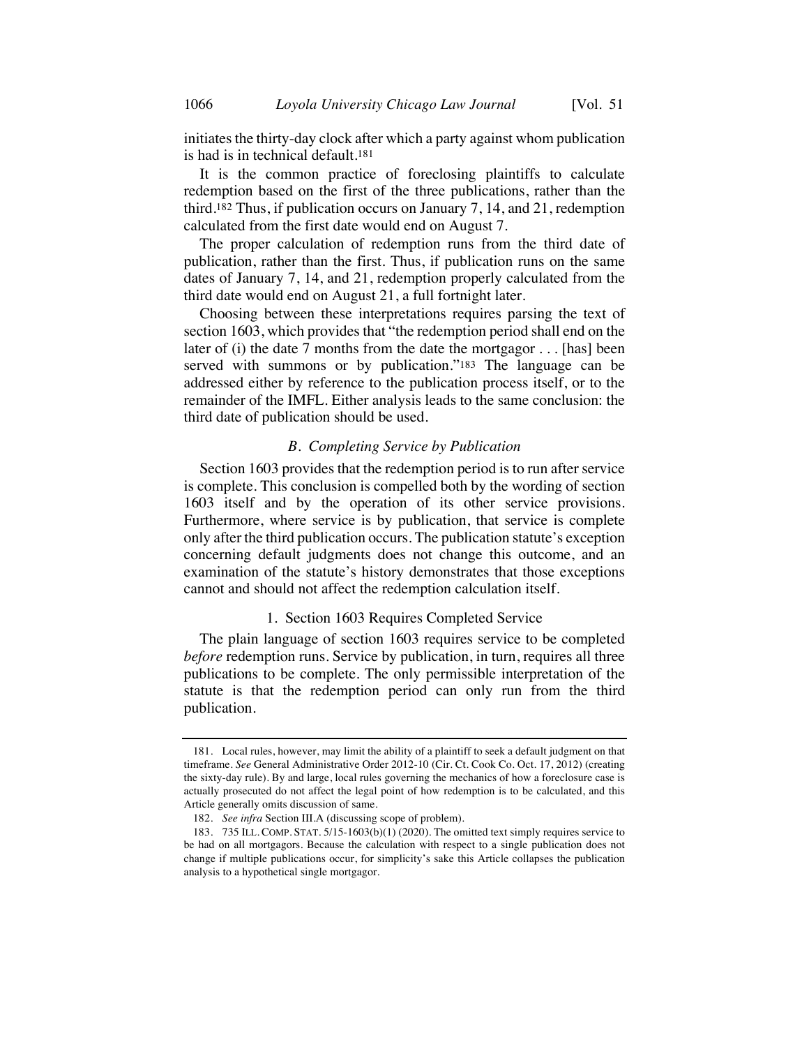initiates the thirty-day clock after which a party against whom publication is had is in technical default.[181]

It is the common practice of foreclosing plaintiffs to calculate redemption based on the first of the three publications, rather than the third.[182] Thus, if publication occurs on January 7, 14, and 21, redemption calculated from the first date would end on August 7.

The proper calculation of redemption runs from the third date of publication, rather than the first. Thus, if publication runs on the same dates of January 7, 14, and 21, redemption properly calculated from the third date would end on August 21, a full fortnight later.

Choosing between these interpretations requires parsing the text of section 1603, which provides that "the redemption period shall end on the later of (i) the date 7 months from the date the mortgagor . . . [has] been served with summons or by publication."[183] The language can be addressed either by reference to the publication process itself, or to the remainder of the IMFL. Either analysis leads to the same conclusion: the third date of publication should be used.

### *B. Completing Service by Publication*

Section 1603 provides that the redemption period is to run after service is complete. This conclusion is compelled both by the wording of section 1603 itself and by the operation of its other service provisions. Furthermore, where service is by publication, that service is complete only after the third publication occurs. The publication statute's exception concerning default judgments does not change this outcome, and an examination of the statute's history demonstrates that those exceptions cannot and should not affect the redemption calculation itself.

#### 1. Section 1603 Requires Completed Service

The plain language of section 1603 requires service to be completed *before* redemption runs. Service by publication, in turn, requires all three publications to be complete. The only permissible interpretation of the statute is that the redemption period can only run from the third publication.

---

181. Local rules, however, may limit the ability of a plaintiff to seek a default judgment on that timeframe. *See* General Administrative Order 2012-10 (Cir. Ct. Cook Co. Oct. 17, 2012) (creating the sixty-day rule). By and large, local rules governing the mechanics of how a foreclosure case is actually prosecuted do not affect the legal point of how redemption is to be calculated, and this Article generally omits discussion of same.

182. *See infra* Section III.A (discussing scope of problem).

183. 735 ILL. COMP. STAT. 5/15-1603(b)(1) (2020). The omitted text simply requires service to be had on all mortgagors. Because the calculation with respect to a single publication does not change if multiple publications occur, for simplicity's sake this Article collapses the publication analysis to a hypothetical single mortgagor.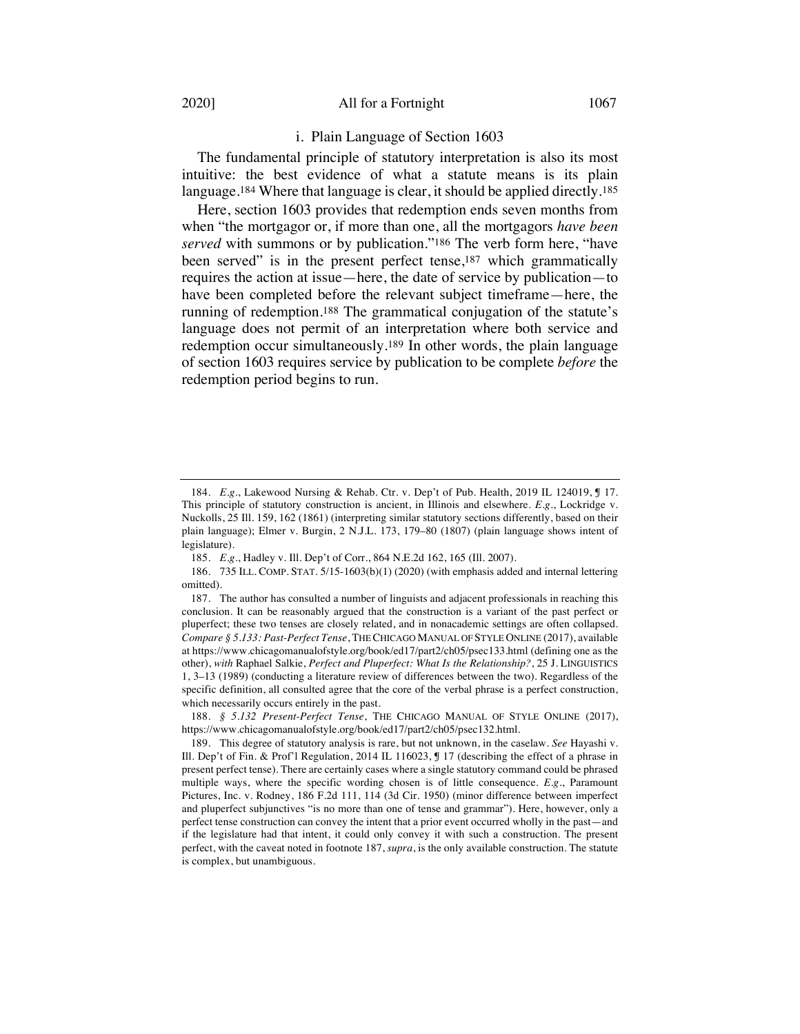### i. Plain Language of Section 1603

The fundamental principle of statutory interpretation is also its most intuitive: the best evidence of what a statute means is its plain language.[184] Where that language is clear, it should be applied directly.[185]

Here, section 1603 provides that redemption ends seven months from when "the mortgagor or, if more than one, all the mortgagors *have been served* with summons or by publication."[186] The verb form here, "have been served" is in the present perfect tense,[187] which grammatically requires the action at issue—here, the date of service by publication—to have been completed before the relevant subject timeframe—here, the running of redemption.[188] The grammatical conjugation of the statute's language does not permit of an interpretation where both service and redemption occur simultaneously.[189] In other words, the plain language of section 1603 requires service by publication to be complete *before* the redemption period begins to run.

---

184. *E.g.*, Lakewood Nursing & Rehab. Ctr. v. Dep't of Pub. Health, 2019 IL 124019, ¶ 17. This principle of statutory construction is ancient, in Illinois and elsewhere. *E.g.*, Lockridge v. Nuckolls, 25 Ill. 159, 162 (1861) (interpreting similar statutory sections differently, based on their plain language); Elmer v. Burgin, 2 N.J.L. 173, 179–80 (1807) (plain language shows intent of legislature).

185. *E.g.*, Hadley v. Ill. Dep't of Corr., 864 N.E.2d 162, 165 (Ill. 2007).

186. 735 ILL. COMP. STAT. 5/15-1603(b)(1) (2020) (with emphasis added and internal lettering omitted).

187. The author has consulted a number of linguists and adjacent professionals in reaching this conclusion. It can be reasonably argued that the construction is a variant of the past perfect or pluperfect; these two tenses are closely related, and in nonacademic settings are often collapsed. *Compare § 5.133: Past-Perfect Tense*, THE CHICAGO MANUAL OF STYLE ONLINE (2017), available at https://www.chicagomanualofstyle.org/book/ed17/part2/ch05/psec133.html (defining one as the other), *with* Raphael Salkie, *Perfect and Pluperfect: What Is the Relationship?*, 25 J. LINGUISTICS 1, 3–13 (1989) (conducting a literature review of differences between the two). Regardless of the specific definition, all consulted agree that the core of the verbal phrase is a perfect construction, which necessarily occurs entirely in the past.

188. *§ 5.132 Present-Perfect Tense*, THE CHICAGO MANUAL OF STYLE ONLINE (2017), https://www.chicagomanualofstyle.org/book/ed17/part2/ch05/psec132.html.

189. This degree of statutory analysis is rare, but not unknown, in the caselaw. *See* Hayashi v. Ill. Dep't of Fin. & Prof'l Regulation, 2014 IL 116023, ¶ 17 (describing the effect of a phrase in present perfect tense). There are certainly cases where a single statutory command could be phrased multiple ways, where the specific wording chosen is of little consequence. *E.g.*, Paramount Pictures, Inc. v. Rodney, 186 F.2d 111, 114 (3d Cir. 1950) (minor difference between imperfect and pluperfect subjunctives "is no more than one of tense and grammar"). Here, however, only a perfect tense construction can convey the intent that a prior event occurred wholly in the past—and if the legislature had that intent, it could only convey it with such a construction. The present perfect, with the caveat noted in footnote 187, *supra*, is the only available construction. The statute is complex, but unambiguous.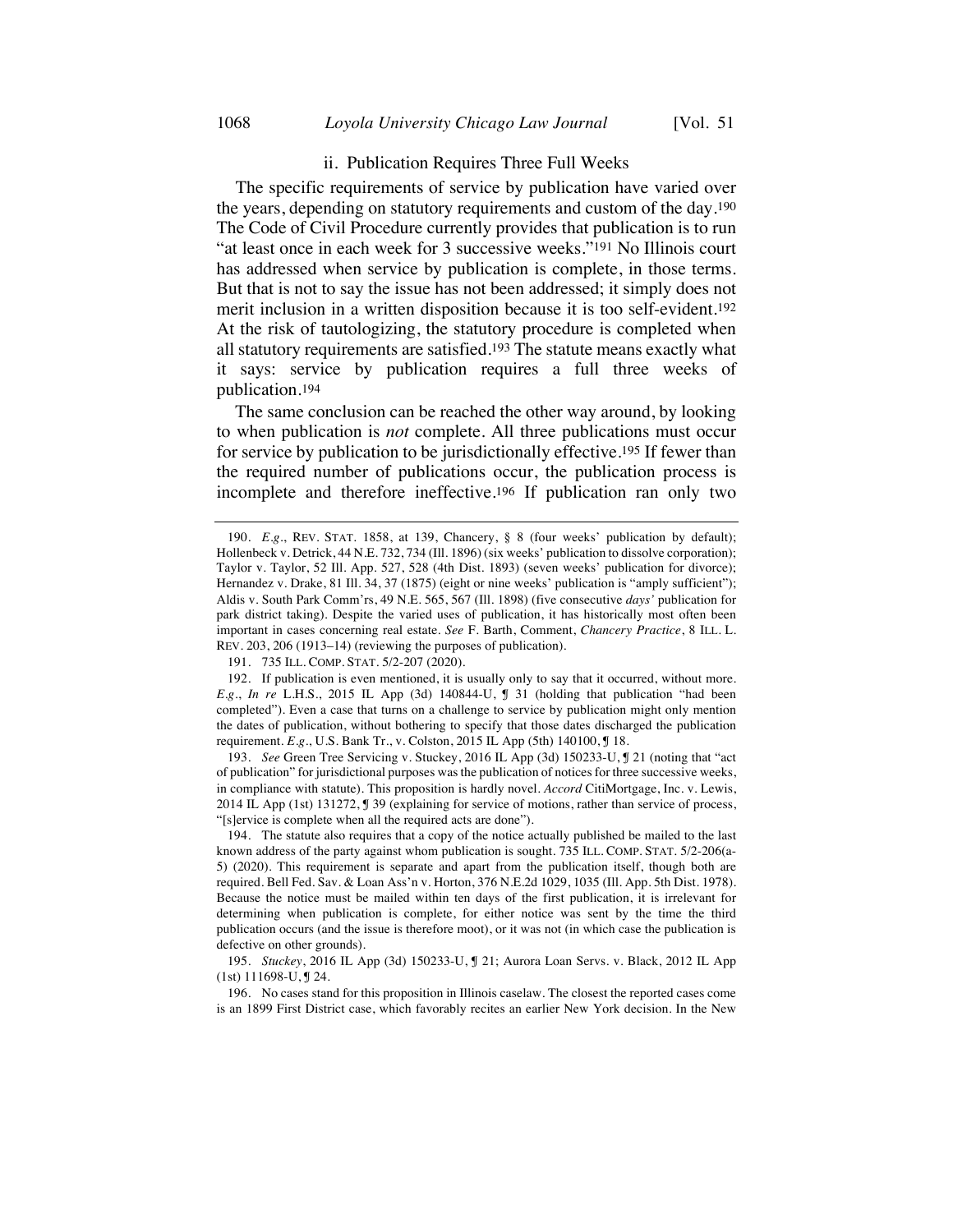### ii. Publication Requires Three Full Weeks

The specific requirements of service by publication have varied over the years, depending on statutory requirements and custom of the day.[190] The Code of Civil Procedure currently provides that publication is to run "at least once in each week for 3 successive weeks."[191] No Illinois court has addressed when service by publication is complete, in those terms. But that is not to say the issue has not been addressed; it simply does not merit inclusion in a written disposition because it is too self-evident.[192] At the risk of tautologizing, the statutory procedure is completed when all statutory requirements are satisfied.[193] The statute means exactly what it says: service by publication requires a full three weeks of publication.[194]

The same conclusion can be reached the other way around, by looking to when publication is *not* complete. All three publications must occur for service by publication to be jurisdictionally effective.[195] If fewer than the required number of publications occur, the publication process is incomplete and therefore ineffective.[196] If publication ran only two

---

190. *E.g.*, REV. STAT. 1858, at 139, Chancery, § 8 (four weeks' publication by default); Hollenbeck v. Detrick, 44 N.E. 732, 734 (Ill. 1896) (six weeks' publication to dissolve corporation); Taylor v. Taylor, 52 Ill. App. 527, 528 (4th Dist. 1893) (seven weeks' publication for divorce); Hernandez v. Drake, 81 Ill. 34, 37 (1875) (eight or nine weeks' publication is "amply sufficient"); Aldis v. South Park Comm'rs, 49 N.E. 565, 567 (Ill. 1898) (five consecutive *days'* publication for park district taking). Despite the varied uses of publication, it has historically most often been important in cases concerning real estate. *See* F. Barth, Comment, *Chancery Practice*, 8 ILL. L. REV. 203, 206 (1913–14) (reviewing the purposes of publication).

191. 735 ILL. COMP. STAT. 5/2-207 (2020).

192. If publication is even mentioned, it is usually only to say that it occurred, without more. *E.g.*, *In re* L.H.S., 2015 IL App (3d) 140844-U, ¶ 31 (holding that publication "had been completed"). Even a case that turns on a challenge to service by publication might only mention the dates of publication, without bothering to specify that those dates discharged the publication requirement. *E.g.*, U.S. Bank Tr., v. Colston, 2015 IL App (5th) 140100, ¶ 18.

193. *See* Green Tree Servicing v. Stuckey, 2016 IL App (3d) 150233-U, ¶ 21 (noting that "act of publication" for jurisdictional purposes was the publication of notices for three successive weeks, in compliance with statute). This proposition is hardly novel. *Accord* CitiMortgage, Inc. v. Lewis, 2014 IL App (1st) 131272, ¶ 39 (explaining for service of motions, rather than service of process, "[s]ervice is complete when all the required acts are done").

194. The statute also requires that a copy of the notice actually published be mailed to the last known address of the party against whom publication is sought. 735 ILL. COMP. STAT. 5/2-206(a-5) (2020). This requirement is separate and apart from the publication itself, though both are required. Bell Fed. Sav. & Loan Ass'n v. Horton, 376 N.E.2d 1029, 1035 (Ill. App. 5th Dist. 1978). Because the notice must be mailed within ten days of the first publication, it is irrelevant for determining when publication is complete, for either notice was sent by the time the third publication occurs (and the issue is therefore moot), or it was not (in which case the publication is defective on other grounds).

195. *Stuckey*, 2016 IL App (3d) 150233-U, ¶ 21; Aurora Loan Servs. v. Black, 2012 IL App (1st) 111698-U, ¶ 24.

196. No cases stand for this proposition in Illinois caselaw. The closest the reported cases come is an 1899 First District case, which favorably recites an earlier New York decision. In the New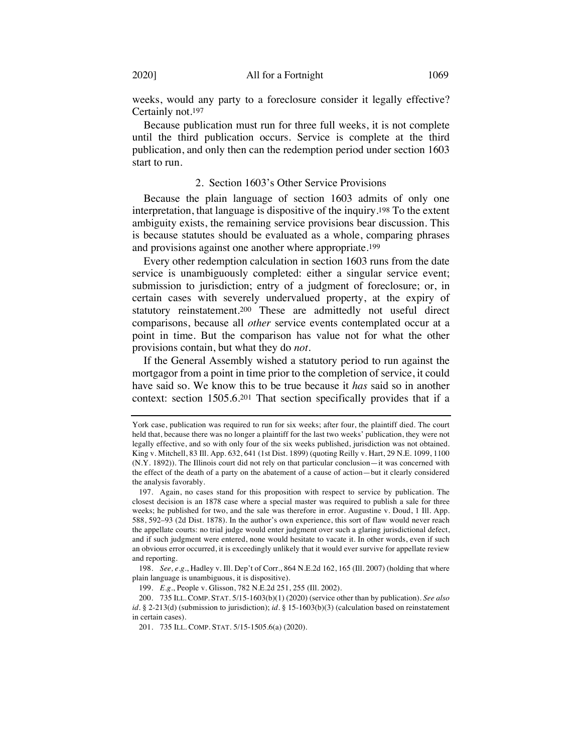weeks, would any party to a foreclosure consider it legally effective? Certainly not.[197]

Because publication must run for three full weeks, it is not complete until the third publication occurs. Service is complete at the third publication, and only then can the redemption period under section 1603 start to run.

### 2. Section 1603's Other Service Provisions

Because the plain language of section 1603 admits of only one interpretation, that language is dispositive of the inquiry.[198] To the extent ambiguity exists, the remaining service provisions bear discussion. This is because statutes should be evaluated as a whole, comparing phrases and provisions against one another where appropriate.[199]

Every other redemption calculation in section 1603 runs from the date service is unambiguously completed: either a singular service event; submission to jurisdiction; entry of a judgment of foreclosure; or, in certain cases with severely undervalued property, at the expiry of statutory reinstatement.[200] These are admittedly not useful direct comparisons, because all *other* service events contemplated occur at a point in time. But the comparison has value not for what the other provisions contain, but what they do *not*.

If the General Assembly wished a statutory period to run against the mortgagor from a point in time prior to the completion of service, it could have said so. We know this to be true because it *has* said so in another context: section 1505.6.[201] That section specifically provides that if a

---

York case, publication was required to run for six weeks; after four, the plaintiff died. The court held that, because there was no longer a plaintiff for the last two weeks' publication, they were not legally effective, and so with only four of the six weeks published, jurisdiction was not obtained. King v. Mitchell, 83 Ill. App. 632, 641 (1st Dist. 1899) (quoting Reilly v. Hart, 29 N.E. 1099, 1100 (N.Y. 1892)). The Illinois court did not rely on that particular conclusion—it was concerned with the effect of the death of a party on the abatement of a cause of action—but it clearly considered the analysis favorably.

197. Again, no cases stand for this proposition with respect to service by publication. The closest decision is an 1878 case where a special master was required to publish a sale for three weeks; he published for two, and the sale was therefore in error. Augustine v. Doud, 1 Ill. App. 588, 592–93 (2d Dist. 1878). In the author's own experience, this sort of flaw would never reach the appellate courts: no trial judge would enter judgment over such a glaring jurisdictional defect, and if such judgment were entered, none would hesitate to vacate it. In other words, even if such an obvious error occurred, it is exceedingly unlikely that it would ever survive for appellate review and reporting.

198. *See, e.g.*, Hadley v. Ill. Dep't of Corr., 864 N.E.2d 162, 165 (Ill. 2007) (holding that where plain language is unambiguous, it is dispositive).

199. *E.g.*, People v. Glisson, 782 N.E.2d 251, 255 (Ill. 2002).

200. 735 ILL. COMP. STAT. 5/15-1603(b)(1) (2020) (service other than by publication). *See also id.* § 2-213(d) (submission to jurisdiction); *id.* § 15-1603(b)(3) (calculation based on reinstatement in certain cases).

201. 735 ILL. COMP. STAT. 5/15-1505.6(a) (2020).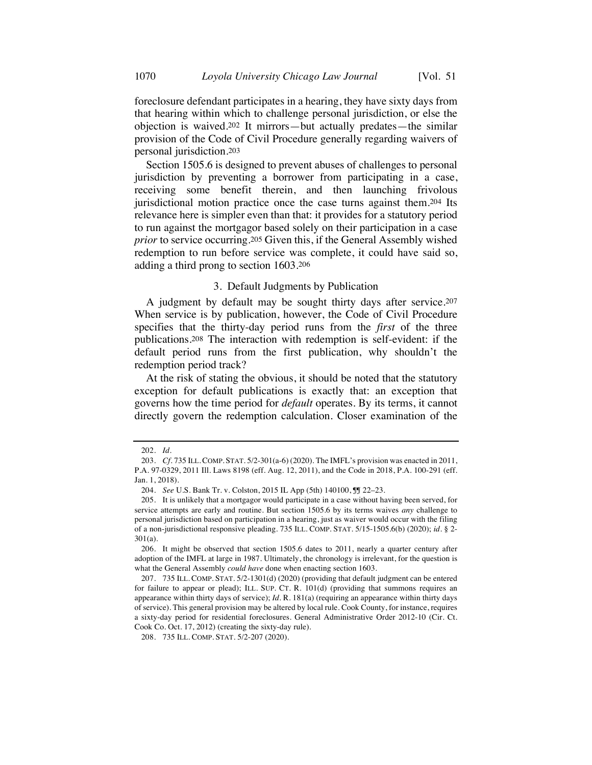foreclosure defendant participates in a hearing, they have sixty days from that hearing within which to challenge personal jurisdiction, or else the objection is waived.[202] It mirrors—but actually predates—the similar provision of the Code of Civil Procedure generally regarding waivers of personal jurisdiction.[203]

Section 1505.6 is designed to prevent abuses of challenges to personal jurisdiction by preventing a borrower from participating in a case, receiving some benefit therein, and then launching frivolous jurisdictional motion practice once the case turns against them.[204] Its relevance here is simpler even than that: it provides for a statutory period to run against the mortgagor based solely on their participation in a case *prior* to service occurring.[205] Given this, if the General Assembly wished redemption to run before service was complete, it could have said so, adding a third prong to section 1603.[206]

### 3. Default Judgments by Publication

A judgment by default may be sought thirty days after service.[207] When service is by publication, however, the Code of Civil Procedure specifies that the thirty-day period runs from the *first* of the three publications.[208] The interaction with redemption is self-evident: if the default period runs from the first publication, why shouldn't the redemption period track?

At the risk of stating the obvious, it should be noted that the statutory exception for default publications is exactly that: an exception that governs how the time period for *default* operates. By its terms, it cannot directly govern the redemption calculation. Closer examination of the

---

202. *Id.*

203. *Cf.* 735 ILL. COMP. STAT. 5/2-301(a-6) (2020). The IMFL's provision was enacted in 2011, P.A. 97-0329, 2011 Ill. Laws 8198 (eff. Aug. 12, 2011), and the Code in 2018, P.A. 100-291 (eff. Jan. 1, 2018).

204. *See* U.S. Bank Tr. v. Colston, 2015 IL App (5th) 140100, ¶¶ 22–23.

205. It is unlikely that a mortgagor would participate in a case without having been served, for service attempts are early and routine. But section 1505.6 by its terms waives *any* challenge to personal jurisdiction based on participation in a hearing, just as waiver would occur with the filing of a non-jurisdictional responsive pleading. 735 ILL. COMP. STAT. 5/15-1505.6(b) (2020); *id.* § 2-301(a).

206. It might be observed that section 1505.6 dates to 2011, nearly a quarter century after adoption of the IMFL at large in 1987. Ultimately, the chronology is irrelevant, for the question is what the General Assembly *could have* done when enacting section 1603.

207. 735 ILL. COMP. STAT. 5/2-1301(d) (2020) (providing that default judgment can be entered for failure to appear or plead); ILL. SUP. CT. R. 101(d) (providing that summons requires an appearance within thirty days of service); *Id.* R. 181(a) (requiring an appearance within thirty days of service). This general provision may be altered by local rule. Cook County, for instance, requires a sixty-day period for residential foreclosures. General Administrative Order 2012-10 (Cir. Ct. Cook Co. Oct. 17, 2012) (creating the sixty-day rule).

208. 735 ILL. COMP. STAT. 5/2-207 (2020).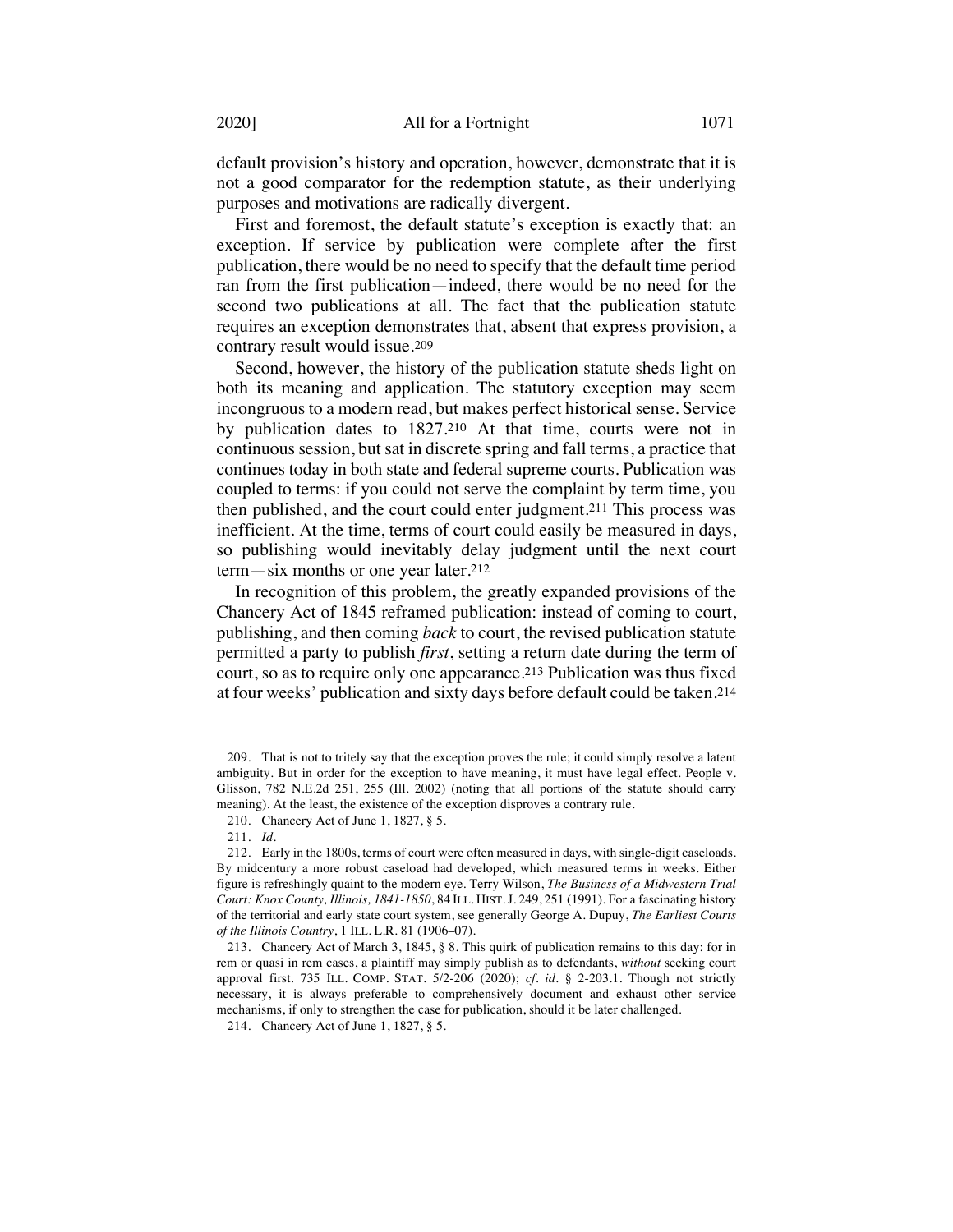default provision's history and operation, however, demonstrate that it is not a good comparator for the redemption statute, as their underlying purposes and motivations are radically divergent.

First and foremost, the default statute's exception is exactly that: an exception. If service by publication were complete after the first publication, there would be no need to specify that the default time period ran from the first publication—indeed, there would be no need for the second two publications at all. The fact that the publication statute requires an exception demonstrates that, absent that express provision, a contrary result would issue.[209]

Second, however, the history of the publication statute sheds light on both its meaning and application. The statutory exception may seem incongruous to a modern read, but makes perfect historical sense. Service by publication dates to 1827.[210] At that time, courts were not in continuous session, but sat in discrete spring and fall terms, a practice that continues today in both state and federal supreme courts. Publication was coupled to terms: if you could not serve the complaint by term time, you then published, and the court could enter judgment.[211] This process was inefficient. At the time, terms of court could easily be measured in days, so publishing would inevitably delay judgment until the next court term—six months or one year later.[212]

In recognition of this problem, the greatly expanded provisions of the Chancery Act of 1845 reframed publication: instead of coming to court, publishing, and then coming *back* to court, the revised publication statute permitted a party to publish *first*, setting a return date during the term of court, so as to require only one appearance.[213] Publication was thus fixed at four weeks' publication and sixty days before default could be taken.[214]

---

209. That is not to tritely say that the exception proves the rule; it could simply resolve a latent ambiguity. But in order for the exception to have meaning, it must have legal effect. People v. Glisson, 782 N.E.2d 251, 255 (Ill. 2002) (noting that all portions of the statute should carry meaning). At the least, the existence of the exception disproves a contrary rule.

210. Chancery Act of June 1, 1827, § 5.

211. *Id.*

212. Early in the 1800s, terms of court were often measured in days, with single-digit caseloads. By midcentury a more robust caseload had developed, which measured terms in weeks. Either figure is refreshingly quaint to the modern eye. Terry Wilson, *The Business of a Midwestern Trial Court: Knox County, Illinois, 1841-1850*, 84 ILL. HIST. J. 249, 251 (1991). For a fascinating history of the territorial and early state court system, see generally George A. Dupuy, *The Earliest Courts of the Illinois Country*, 1 ILL. L.R. 81 (1906–07).

213. Chancery Act of March 3, 1845, § 8. This quirk of publication remains to this day: for in rem or quasi in rem cases, a plaintiff may simply publish as to defendants, *without* seeking court approval first. 735 ILL. COMP. STAT. 5/2-206 (2020); *cf. id.* § 2-203.1. Though not strictly necessary, it is always preferable to comprehensively document and exhaust other service mechanisms, if only to strengthen the case for publication, should it be later challenged.

214. Chancery Act of June 1, 1827, § 5.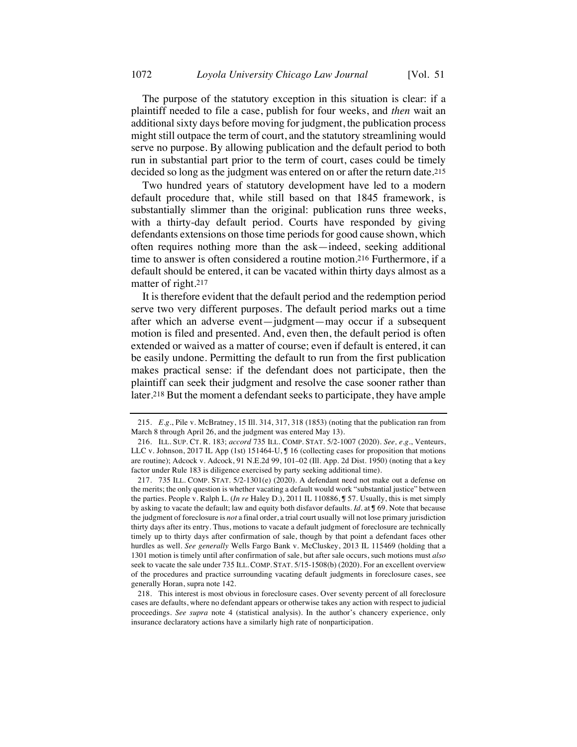The purpose of the statutory exception in this situation is clear: if a plaintiff needed to file a case, publish for four weeks, and *then* wait an additional sixty days before moving for judgment, the publication process might still outpace the term of court, and the statutory streamlining would serve no purpose. By allowing publication and the default period to both run in substantial part prior to the term of court, cases could be timely decided so long as the judgment was entered on or after the return date.[215]

Two hundred years of statutory development have led to a modern default procedure that, while still based on that 1845 framework, is substantially slimmer than the original: publication runs three weeks, with a thirty-day default period. Courts have responded by giving defendants extensions on those time periods for good cause shown, which often requires nothing more than the ask—indeed, seeking additional time to answer is often considered a routine motion.[216] Furthermore, if a default should be entered, it can be vacated within thirty days almost as a matter of right.[217]

It is therefore evident that the default period and the redemption period serve two very different purposes. The default period marks out a time after which an adverse event—judgment—may occur if a subsequent motion is filed and presented. And, even then, the default period is often extended or waived as a matter of course; even if default is entered, it can be easily undone. Permitting the default to run from the first publication makes practical sense: if the defendant does not participate, then the plaintiff can seek their judgment and resolve the case sooner rather than later.[218] But the moment a defendant seeks to participate, they have ample

---

215. *E.g.*, Pile v. McBratney, 15 Ill. 314, 317, 318 (1853) (noting that the publication ran from March 8 through April 26, and the judgment was entered May 13).

216. ILL. SUP. CT. R. 183; *accord* 735 ILL. COMP. STAT. 5/2-1007 (2020). *See, e.g.*, Venteurs, LLC v. Johnson, 2017 IL App (1st) 151464-U, ¶ 16 (collecting cases for proposition that motions are routine); Adcock v. Adcock, 91 N.E.2d 99, 101–02 (Ill. App. 2d Dist. 1950) (noting that a key factor under Rule 183 is diligence exercised by party seeking additional time).

217. 735 ILL. COMP. STAT. 5/2-1301(e) (2020). A defendant need not make out a defense on the merits; the only question is whether vacating a default would work "substantial justice" between the parties. People v. Ralph L. (*In re* Haley D.), 2011 IL 110886, ¶ 57. Usually, this is met simply by asking to vacate the default; law and equity both disfavor defaults. *Id.* at ¶ 69. Note that because the judgment of foreclosure is *not* a final order, a trial court usually will not lose primary jurisdiction thirty days after its entry. Thus, motions to vacate a default judgment of foreclosure are technically timely up to thirty days after confirmation of sale, though by that point a defendant faces other hurdles as well. *See generally* Wells Fargo Bank v. McCluskey, 2013 IL 115469 (holding that a 1301 motion is timely until after confirmation of sale, but after sale occurs, such motions must *also* seek to vacate the sale under 735 ILL. COMP. STAT. 5/15-1508(b) (2020). For an excellent overview of the procedures and practice surrounding vacating default judgments in foreclosure cases, see generally Horan, supra note 142.

218. This interest is most obvious in foreclosure cases. Over seventy percent of all foreclosure cases are defaults, where no defendant appears or otherwise takes any action with respect to judicial proceedings. *See supra* note 4 (statistical analysis). In the author's chancery experience, only insurance declaratory actions have a similarly high rate of nonparticipation.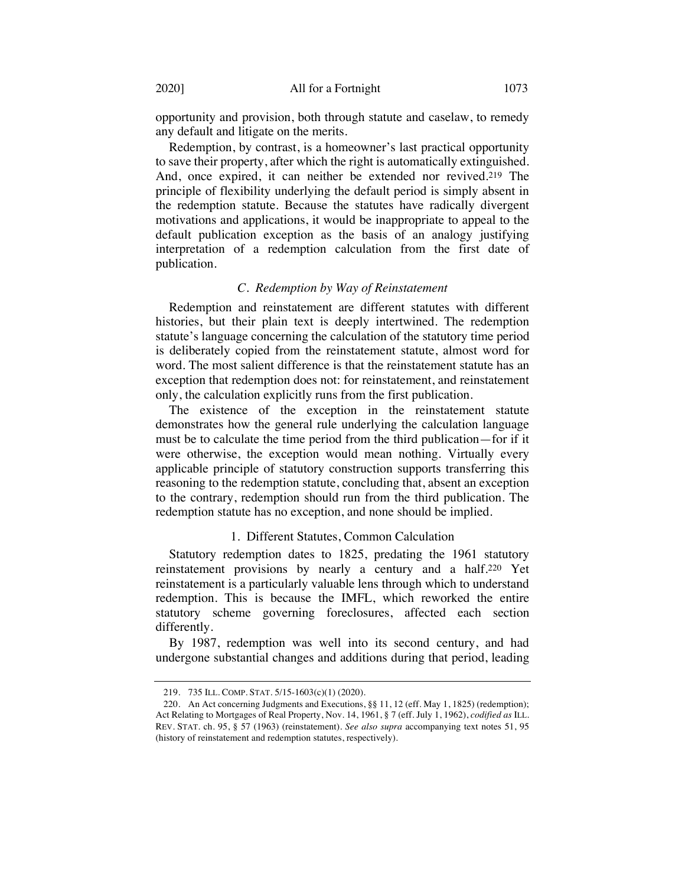opportunity and provision, both through statute and caselaw, to remedy any default and litigate on the merits.

Redemption, by contrast, is a homeowner's last practical opportunity to save their property, after which the right is automatically extinguished. And, once expired, it can neither be extended nor revived.[219] The principle of flexibility underlying the default period is simply absent in the redemption statute. Because the statutes have radically divergent motivations and applications, it would be inappropriate to appeal to the default publication exception as the basis of an analogy justifying interpretation of a redemption calculation from the first date of publication.

### *C. Redemption by Way of Reinstatement*

Redemption and reinstatement are different statutes with different histories, but their plain text is deeply intertwined. The redemption statute's language concerning the calculation of the statutory time period is deliberately copied from the reinstatement statute, almost word for word. The most salient difference is that the reinstatement statute has an exception that redemption does not: for reinstatement, and reinstatement only, the calculation explicitly runs from the first publication.

The existence of the exception in the reinstatement statute demonstrates how the general rule underlying the calculation language must be to calculate the time period from the third publication—for if it were otherwise, the exception would mean nothing. Virtually every applicable principle of statutory construction supports transferring this reasoning to the redemption statute, concluding that, absent an exception to the contrary, redemption should run from the third publication. The redemption statute has no exception, and none should be implied.

#### 1. Different Statutes, Common Calculation

Statutory redemption dates to 1825, predating the 1961 statutory reinstatement provisions by nearly a century and a half.[220] Yet reinstatement is a particularly valuable lens through which to understand redemption. This is because the IMFL, which reworked the entire statutory scheme governing foreclosures, affected each section differently.

By 1987, redemption was well into its second century, and had undergone substantial changes and additions during that period, leading

---

219. 735 ILL. COMP. STAT. 5/15-1603(c)(1) (2020).

220. An Act concerning Judgments and Executions, §§ 11, 12 (eff. May 1, 1825) (redemption); Act Relating to Mortgages of Real Property, Nov. 14, 1961, § 7 (eff. July 1, 1962), *codified as* ILL. REV. STAT. ch. 95, § 57 (1963) (reinstatement). *See also supra* accompanying text notes 51, 95 (history of reinstatement and redemption statutes, respectively).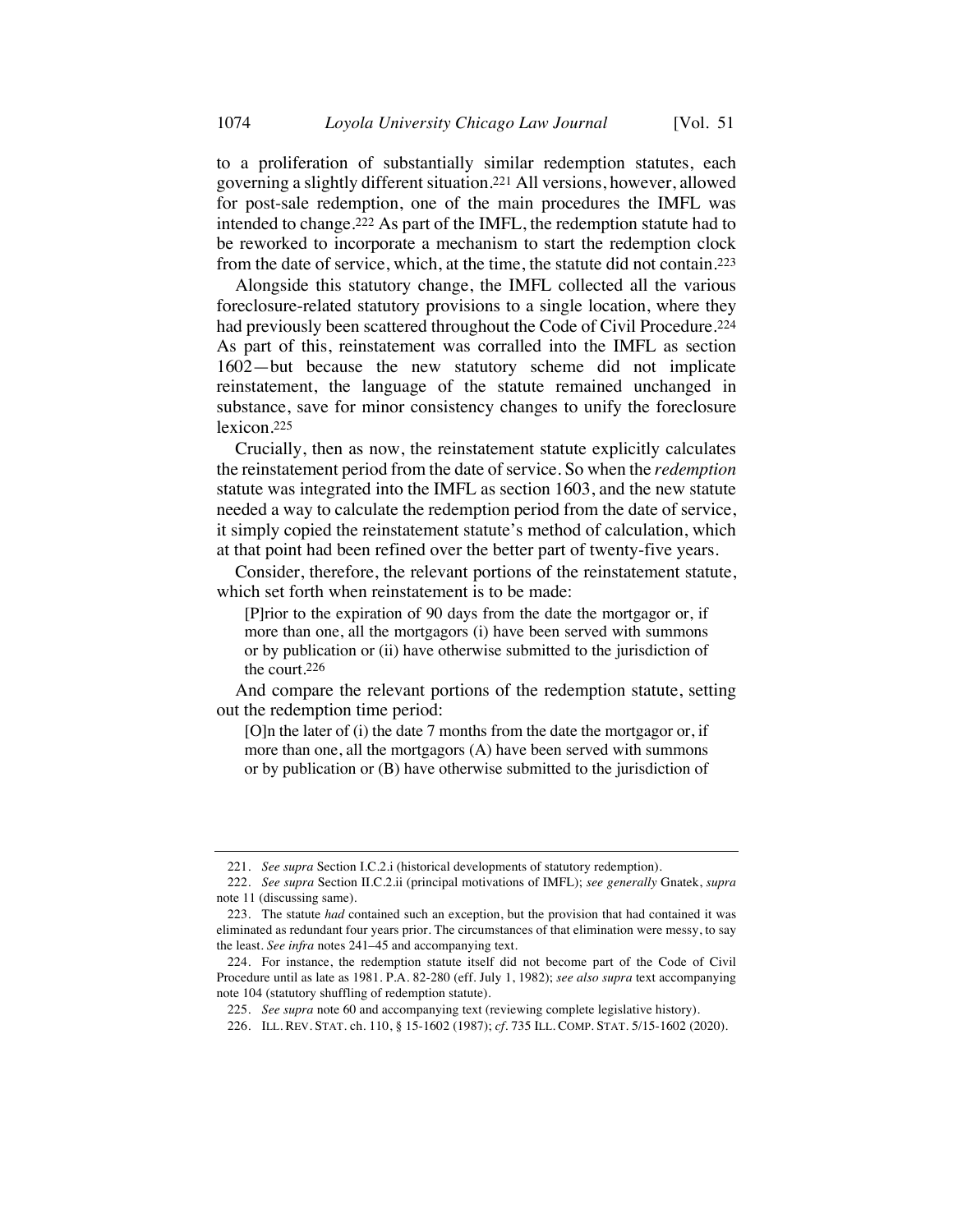to a proliferation of substantially similar redemption statutes, each governing a slightly different situation.[221] All versions, however, allowed for post-sale redemption, one of the main procedures the IMFL was intended to change.[222] As part of the IMFL, the redemption statute had to be reworked to incorporate a mechanism to start the redemption clock from the date of service, which, at the time, the statute did not contain.[223]

Alongside this statutory change, the IMFL collected all the various foreclosure-related statutory provisions to a single location, where they had previously been scattered throughout the Code of Civil Procedure.[224] As part of this, reinstatement was corralled into the IMFL as section 1602—but because the new statutory scheme did not implicate reinstatement, the language of the statute remained unchanged in substance, save for minor consistency changes to unify the foreclosure lexicon.[225]

Crucially, then as now, the reinstatement statute explicitly calculates the reinstatement period from the date of service. So when the *redemption* statute was integrated into the IMFL as section 1603, and the new statute needed a way to calculate the redemption period from the date of service, it simply copied the reinstatement statute's method of calculation, which at that point had been refined over the better part of twenty-five years.

Consider, therefore, the relevant portions of the reinstatement statute, which set forth when reinstatement is to be made:

> [P]rior to the expiration of 90 days from the date the mortgagor or, if more than one, all the mortgagors (i) have been served with summons or by publication or (ii) have otherwise submitted to the jurisdiction of the court.[226]

And compare the relevant portions of the redemption statute, setting out the redemption time period:

> [O]n the later of (i) the date 7 months from the date the mortgagor or, if more than one, all the mortgagors (A) have been served with summons or by publication or (B) have otherwise submitted to the jurisdiction of

---

221. *See supra* Section I.C.2.i (historical developments of statutory redemption).

222. *See supra* Section II.C.2.ii (principal motivations of IMFL); *see generally* Gnatek, *supra* note 11 (discussing same).

223. The statute *had* contained such an exception, but the provision that had contained it was eliminated as redundant four years prior. The circumstances of that elimination were messy, to say the least. *See infra* notes 241–45 and accompanying text.

224. For instance, the redemption statute itself did not become part of the Code of Civil Procedure until as late as 1981. P.A. 82-280 (eff. July 1, 1982); *see also supra* text accompanying note 104 (statutory shuffling of redemption statute).

225. *See supra* note 60 and accompanying text (reviewing complete legislative history).

226. ILL. REV. STAT. ch. 110, § 15-1602 (1987); *cf.* 735 ILL. COMP. STAT. 5/15-1602 (2020).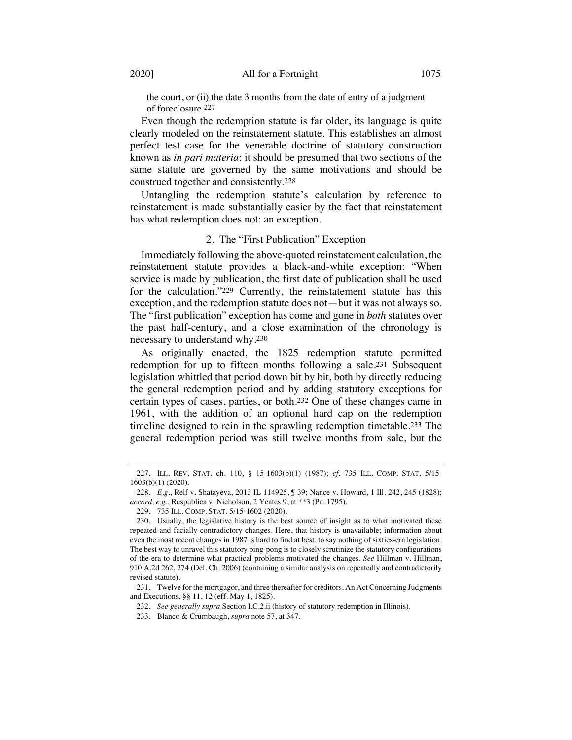the court, or (ii) the date 3 months from the date of entry of a judgment of foreclosure.[227]

Even though the redemption statute is far older, its language is quite clearly modeled on the reinstatement statute. This establishes an almost perfect test case for the venerable doctrine of statutory construction known as *in pari materia*: it should be presumed that two sections of the same statute are governed by the same motivations and should be construed together and consistently.[228]

Untangling the redemption statute's calculation by reference to reinstatement is made substantially easier by the fact that reinstatement has what redemption does not: an exception.

### 2. The "First Publication" Exception

Immediately following the above-quoted reinstatement calculation, the reinstatement statute provides a black-and-white exception: "When service is made by publication, the first date of publication shall be used for the calculation."[229] Currently, the reinstatement statute has this exception, and the redemption statute does not—but it was not always so. The "first publication" exception has come and gone in *both* statutes over the past half-century, and a close examination of the chronology is necessary to understand why.[230]

As originally enacted, the 1825 redemption statute permitted redemption for up to fifteen months following a sale.[231] Subsequent legislation whittled that period down bit by bit, both by directly reducing the general redemption period and by adding statutory exceptions for certain types of cases, parties, or both.[232] One of these changes came in 1961, with the addition of an optional hard cap on the redemption timeline designed to rein in the sprawling redemption timetable.[233] The general redemption period was still twelve months from sale, but the

---

227. ILL. REV. STAT. ch. 110, § 15-1603(b)(1) (1987); *cf.* 735 ILL. COMP. STAT. 5/15-1603(b)(1) (2020).

228. *E.g.*, Relf v. Shatayeva, 2013 IL 114925, ¶ 39; Nance v. Howard, 1 Ill. 242, 245 (1828); *accord, e.g.*, Respublica v. Nicholson, 2 Yeates 9, at **3 (Pa. 1795).

229. 735 ILL. COMP. STAT. 5/15-1602 (2020).

230. Usually, the legislative history is the best source of insight as to what motivated these repeated and facially contradictory changes. Here, that history is unavailable; information about even the most recent changes in 1987 is hard to find at best, to say nothing of sixties-era legislation. The best way to unravel this statutory ping-pong is to closely scrutinize the statutory configurations of the era to determine what practical problems motivated the changes. *See* Hillman v. Hillman, 910 A.2d 262, 274 (Del. Ch. 2006) (containing a similar analysis on repeatedly and contradictorily revised statute).

231. Twelve for the mortgagor, and three thereafter for creditors. An Act Concerning Judgments and Executions, §§ 11, 12 (eff. May 1, 1825).

232. *See generally supra* Section I.C.2.ii (history of statutory redemption in Illinois).

233. Blanco & Crumbaugh, *supra* note 57, at 347.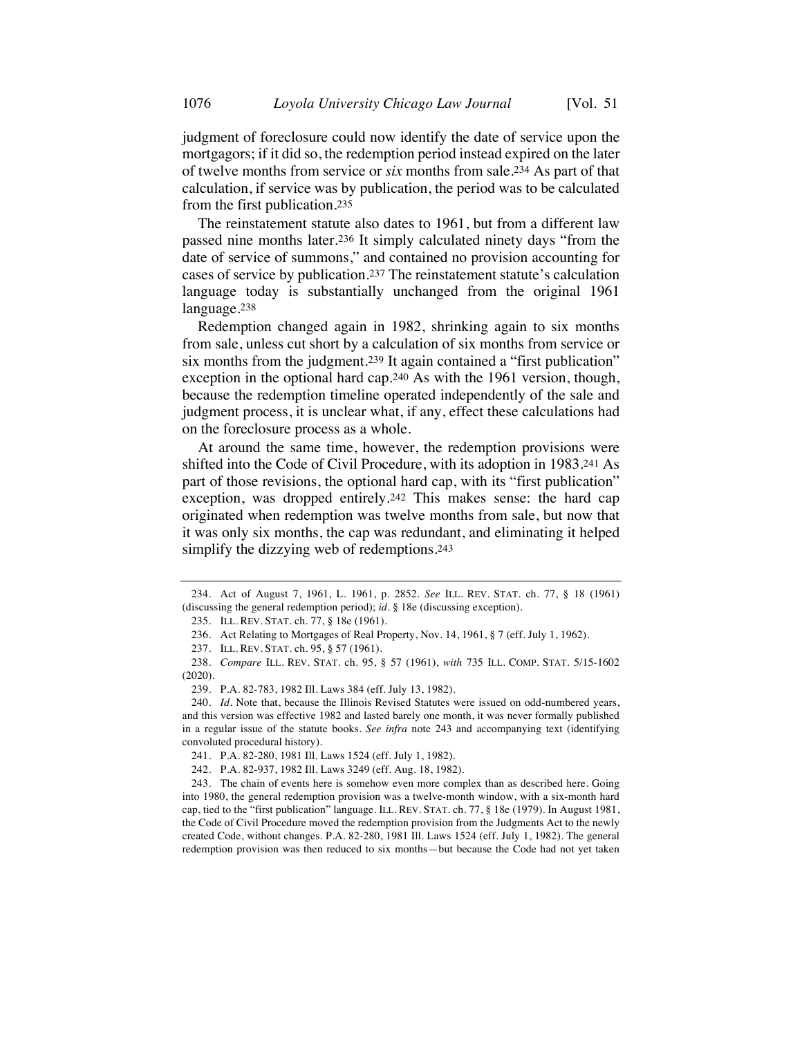judgment of foreclosure could now identify the date of service upon the mortgagors; if it did so, the redemption period instead expired on the later of twelve months from service or *six* months from sale.[234] As part of that calculation, if service was by publication, the period was to be calculated from the first publication.[235]

The reinstatement statute also dates to 1961, but from a different law passed nine months later.[236] It simply calculated ninety days "from the date of service of summons," and contained no provision accounting for cases of service by publication.[237] The reinstatement statute's calculation language today is substantially unchanged from the original 1961 language.[238]

Redemption changed again in 1982, shrinking again to six months from sale, unless cut short by a calculation of six months from service or six months from the judgment.[239] It again contained a "first publication" exception in the optional hard cap.[240] As with the 1961 version, though, because the redemption timeline operated independently of the sale and judgment process, it is unclear what, if any, effect these calculations had on the foreclosure process as a whole.

At around the same time, however, the redemption provisions were shifted into the Code of Civil Procedure, with its adoption in 1983.[241] As part of those revisions, the optional hard cap, with its "first publication" exception, was dropped entirely.[242] This makes sense: the hard cap originated when redemption was twelve months from sale, but now that it was only six months, the cap was redundant, and eliminating it helped simplify the dizzying web of redemptions.[243]

---

234. Act of August 7, 1961, L. 1961, p. 2852. *See* ILL. REV. STAT. ch. 77, § 18 (1961) (discussing the general redemption period); *id*. § 18e (discussing exception).

235. ILL. REV. STAT. ch. 77, § 18e (1961).

236. Act Relating to Mortgages of Real Property, Nov. 14, 1961, § 7 (eff. July 1, 1962).

237. ILL. REV. STAT. ch. 95, § 57 (1961).

238. *Compare* ILL. REV. STAT. ch. 95, § 57 (1961), *with* 735 ILL. COMP. STAT. 5/15-1602 (2020).

239. P.A. 82-783, 1982 Ill. Laws 384 (eff. July 13, 1982).

240. *Id*. Note that, because the Illinois Revised Statutes were issued on odd-numbered years, and this version was effective 1982 and lasted barely one month, it was never formally published in a regular issue of the statute books. *See infra* note 243 and accompanying text (identifying convoluted procedural history).

241. P.A. 82-280, 1981 Ill. Laws 1524 (eff. July 1, 1982).

242. P.A. 82-937, 1982 Ill. Laws 3249 (eff. Aug. 18, 1982).

243. The chain of events here is somehow even more complex than as described here. Going into 1980, the general redemption provision was a twelve-month window, with a six-month hard cap, tied to the "first publication" language. ILL. REV. STAT. ch. 77, § 18e (1979). In August 1981, the Code of Civil Procedure moved the redemption provision from the Judgments Act to the newly created Code, without changes. P.A. 82-280, 1981 Ill. Laws 1524 (eff. July 1, 1982). The general redemption provision was then reduced to six months—but because the Code had not yet taken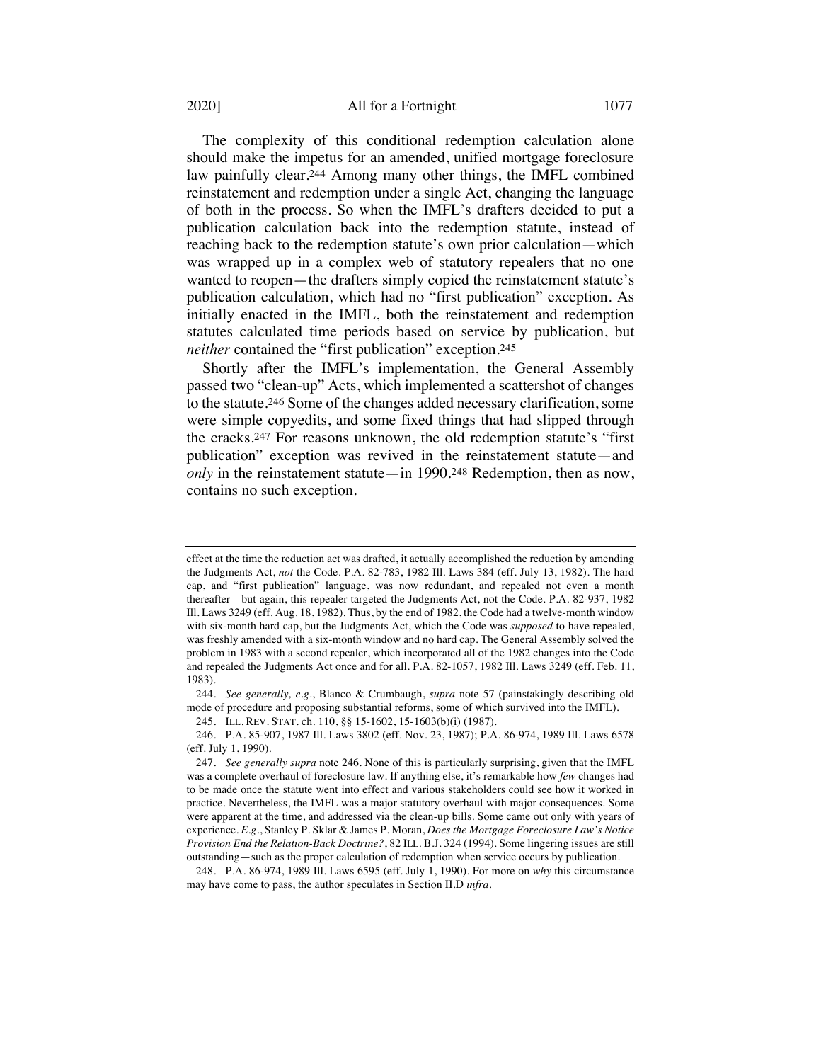The complexity of this conditional redemption calculation alone should make the impetus for an amended, unified mortgage foreclosure law painfully clear.[244] Among many other things, the IMFL combined reinstatement and redemption under a single Act, changing the language of both in the process. So when the IMFL's drafters decided to put a publication calculation back into the redemption statute, instead of reaching back to the redemption statute's own prior calculation—which was wrapped up in a complex web of statutory repealers that no one wanted to reopen—the drafters simply copied the reinstatement statute's publication calculation, which had no "first publication" exception. As initially enacted in the IMFL, both the reinstatement and redemption statutes calculated time periods based on service by publication, but *neither* contained the "first publication" exception.[245]

Shortly after the IMFL's implementation, the General Assembly passed two "clean-up" Acts, which implemented a scattershot of changes to the statute.[246] Some of the changes added necessary clarification, some were simple copyedits, and some fixed things that had slipped through the cracks.[247] For reasons unknown, the old redemption statute's "first publication" exception was revived in the reinstatement statute—and *only* in the reinstatement statute—in 1990.[248] Redemption, then as now, contains no such exception.

---

effect at the time the reduction act was drafted, it actually accomplished the reduction by amending the Judgments Act, *not* the Code. P.A. 82-783, 1982 Ill. Laws 384 (eff. July 13, 1982). The hard cap, and "first publication" language, was now redundant, and repealed not even a month thereafter—but again, this repealer targeted the Judgments Act, not the Code. P.A. 82-937, 1982 Ill. Laws 3249 (eff. Aug. 18, 1982). Thus, by the end of 1982, the Code had a twelve-month window with six-month hard cap, but the Judgments Act, which the Code was *supposed* to have repealed, was freshly amended with a six-month window and no hard cap. The General Assembly solved the problem in 1983 with a second repealer, which incorporated all of the 1982 changes into the Code and repealed the Judgments Act once and for all. P.A. 82-1057, 1982 Ill. Laws 3249 (eff. Feb. 11, 1983).

244. *See generally, e.g.*, Blanco & Crumbaugh, *supra* note 57 (painstakingly describing old mode of procedure and proposing substantial reforms, some of which survived into the IMFL).

245. ILL. REV. STAT. ch. 110, §§ 15-1602, 15-1603(b)(i) (1987).

246. P.A. 85-907, 1987 Ill. Laws 3802 (eff. Nov. 23, 1987); P.A. 86-974, 1989 Ill. Laws 6578 (eff. July 1, 1990).

247. *See generally supra* note 246. None of this is particularly surprising, given that the IMFL was a complete overhaul of foreclosure law. If anything else, it's remarkable how *few* changes had to be made once the statute went into effect and various stakeholders could see how it worked in practice. Nevertheless, the IMFL was a major statutory overhaul with major consequences. Some were apparent at the time, and addressed via the clean-up bills. Some came out only with years of experience. *E.g.*, Stanley P. Sklar & James P. Moran, *Does the Mortgage Foreclosure Law's Notice Provision End the Relation-Back Doctrine?*, 82 ILL. B.J. 324 (1994). Some lingering issues are still outstanding—such as the proper calculation of redemption when service occurs by publication.

248. P.A. 86-974, 1989 Ill. Laws 6595 (eff. July 1, 1990). For more on *why* this circumstance may have come to pass, the author speculates in Section II.D *infra*.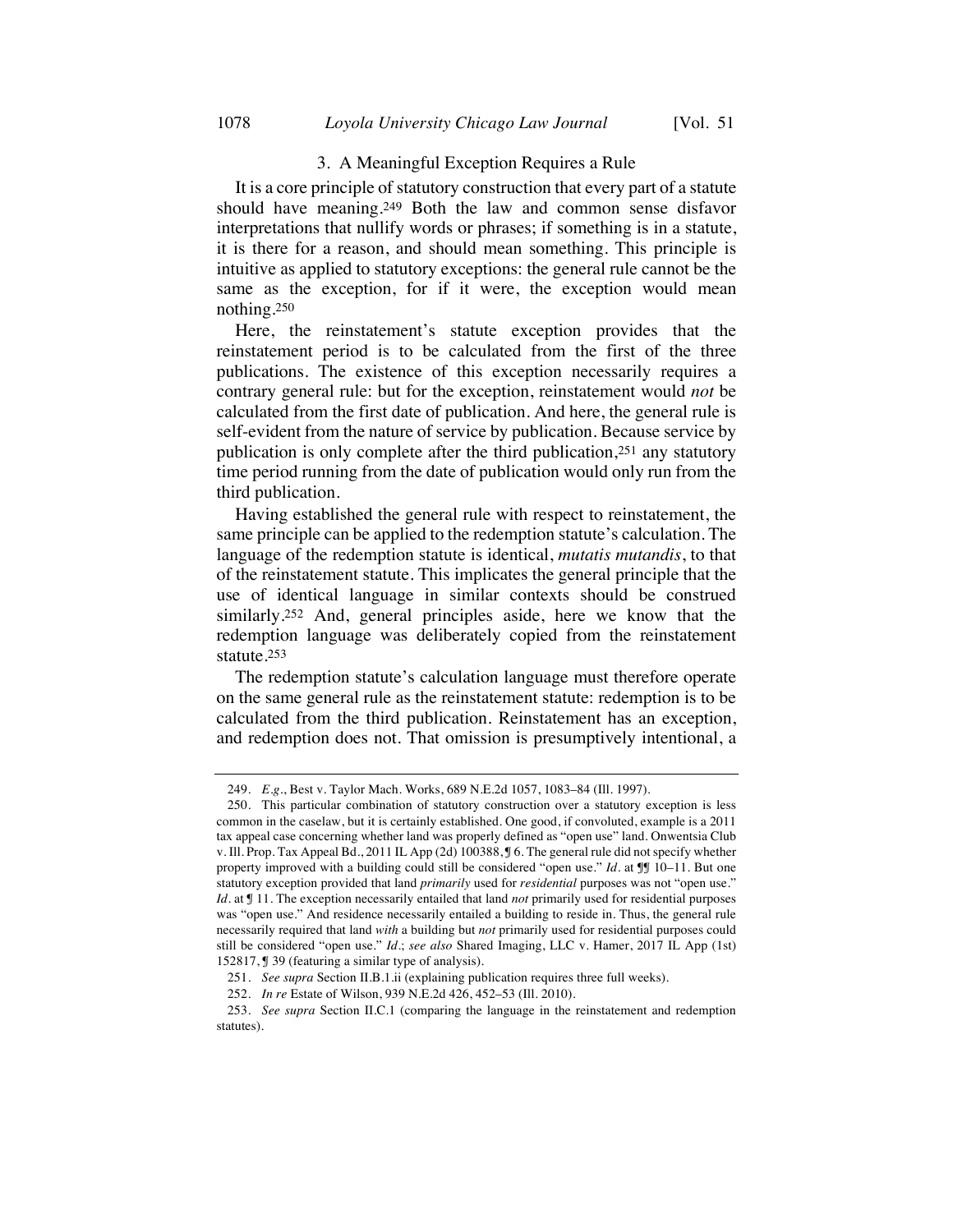### 3. A Meaningful Exception Requires a Rule

It is a core principle of statutory construction that every part of a statute should have meaning.[249] Both the law and common sense disfavor interpretations that nullify words or phrases; if something is in a statute, it is there for a reason, and should mean something. This principle is intuitive as applied to statutory exceptions: the general rule cannot be the same as the exception, for if it were, the exception would mean nothing.[250]

Here, the reinstatement's statute exception provides that the reinstatement period is to be calculated from the first of the three publications. The existence of this exception necessarily requires a contrary general rule: but for the exception, reinstatement would *not* be calculated from the first date of publication. And here, the general rule is self-evident from the nature of service by publication. Because service by publication is only complete after the third publication,[251] any statutory time period running from the date of publication would only run from the third publication.

Having established the general rule with respect to reinstatement, the same principle can be applied to the redemption statute's calculation. The language of the redemption statute is identical, *mutatis mutandis*, to that of the reinstatement statute. This implicates the general principle that the use of identical language in similar contexts should be construed similarly.[252] And, general principles aside, here we know that the redemption language was deliberately copied from the reinstatement statute.[253]

The redemption statute's calculation language must therefore operate on the same general rule as the reinstatement statute: redemption is to be calculated from the third publication. Reinstatement has an exception, and redemption does not. That omission is presumptively intentional, a

---

249. *E.g.*, Best v. Taylor Mach. Works, 689 N.E.2d 1057, 1083–84 (Ill. 1997).

250. This particular combination of statutory construction over a statutory exception is less common in the caselaw, but it is certainly established. One good, if convoluted, example is a 2011 tax appeal case concerning whether land was properly defined as "open use" land. Onwentsia Club v. Ill. Prop. Tax Appeal Bd., 2011 IL App (2d) 100388, ¶ 6. The general rule did not specify whether property improved with a building could still be considered "open use." *Id.* at ¶¶ 10–11. But one statutory exception provided that land *primarily* used for *residential* purposes was not "open use." *Id.* at ¶ 11. The exception necessarily entailed that land *not* primarily used for residential purposes was "open use." And residence necessarily entailed a building to reside in. Thus, the general rule necessarily required that land *with* a building but *not* primarily used for residential purposes could still be considered "open use." *Id.*; *see also* Shared Imaging, LLC v. Hamer, 2017 IL App (1st) 152817, ¶ 39 (featuring a similar type of analysis).

251. *See supra* Section II.B.1.ii (explaining publication requires three full weeks).

252. *In re* Estate of Wilson, 939 N.E.2d 426, 452–53 (Ill. 2010).

253. *See supra* Section II.C.1 (comparing the language in the reinstatement and redemption statutes).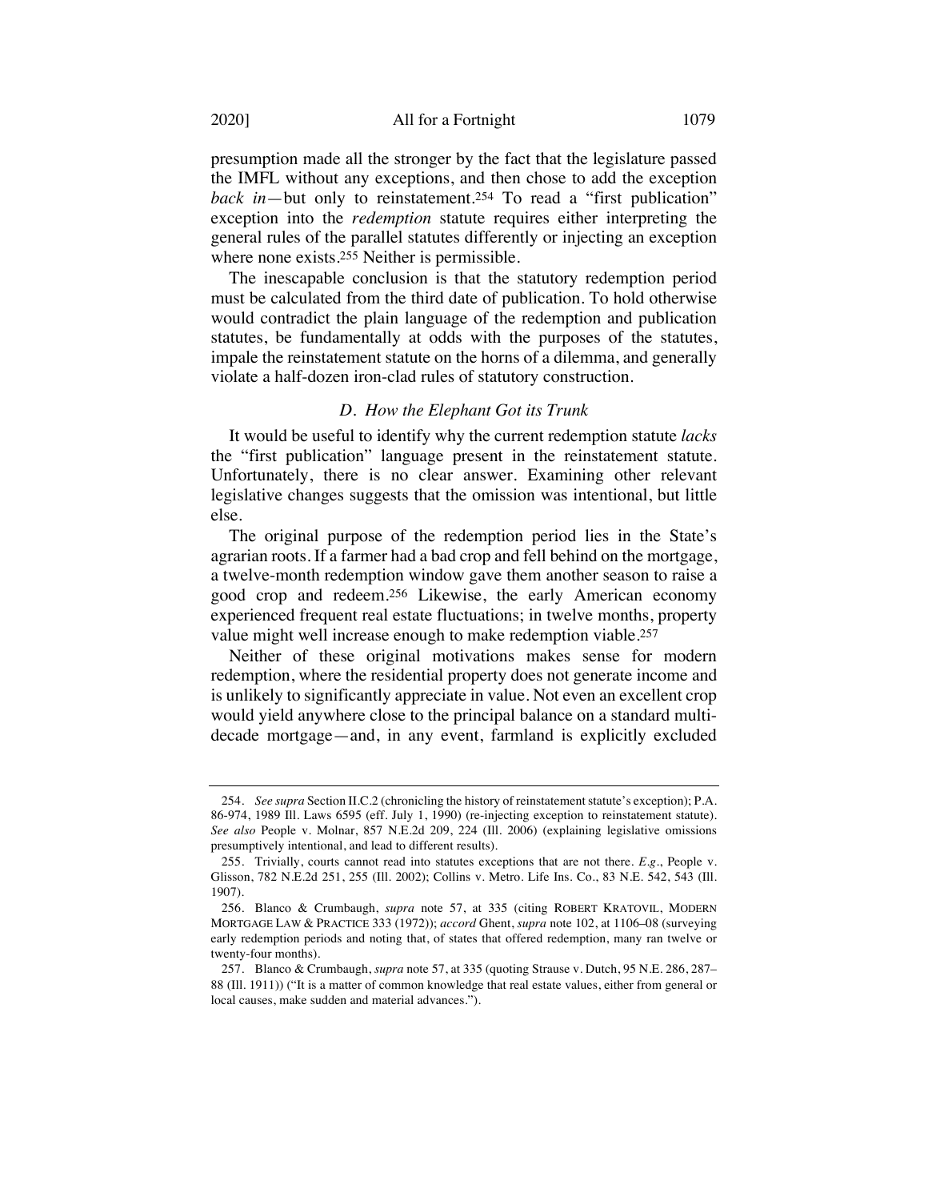presumption made all the stronger by the fact that the legislature passed the IMFL without any exceptions, and then chose to add the exception *back in*—but only to reinstatement.[254] To read a "first publication" exception into the *redemption* statute requires either interpreting the general rules of the parallel statutes differently or injecting an exception where none exists.[255] Neither is permissible.

The inescapable conclusion is that the statutory redemption period must be calculated from the third date of publication. To hold otherwise would contradict the plain language of the redemption and publication statutes, be fundamentally at odds with the purposes of the statutes, impale the reinstatement statute on the horns of a dilemma, and generally violate a half-dozen iron-clad rules of statutory construction.

### *D. How the Elephant Got its Trunk*

It would be useful to identify why the current redemption statute *lacks* the "first publication" language present in the reinstatement statute. Unfortunately, there is no clear answer. Examining other relevant legislative changes suggests that the omission was intentional, but little else.

The original purpose of the redemption period lies in the State's agrarian roots. If a farmer had a bad crop and fell behind on the mortgage, a twelve-month redemption window gave them another season to raise a good crop and redeem.[256] Likewise, the early American economy experienced frequent real estate fluctuations; in twelve months, property value might well increase enough to make redemption viable.[257]

Neither of these original motivations makes sense for modern redemption, where the residential property does not generate income and is unlikely to significantly appreciate in value. Not even an excellent crop would yield anywhere close to the principal balance on a standard multi-decade mortgage—and, in any event, farmland is explicitly excluded

---

254. *See supra* Section II.C.2 (chronicling the history of reinstatement statute's exception); P.A. 86-974, 1989 Ill. Laws 6595 (eff. July 1, 1990) (re-injecting exception to reinstatement statute). *See also* People v. Molnar, 857 N.E.2d 209, 224 (Ill. 2006) (explaining legislative omissions presumptively intentional, and lead to different results).

255. Trivially, courts cannot read into statutes exceptions that are not there. *E.g.*, People v. Glisson, 782 N.E.2d 251, 255 (Ill. 2002); Collins v. Metro. Life Ins. Co., 83 N.E. 542, 543 (Ill. 1907).

256. Blanco & Crumbaugh, *supra* note 57, at 335 (citing ROBERT KRATOVIL, MODERN MORTGAGE LAW & PRACTICE 333 (1972)); *accord* Ghent, *supra* note 102, at 1106–08 (surveying early redemption periods and noting that, of states that offered redemption, many ran twelve or twenty-four months).

257. Blanco & Crumbaugh, *supra* note 57, at 335 (quoting Strause v. Dutch, 95 N.E. 286, 287–88 (Ill. 1911)) ("It is a matter of common knowledge that real estate values, either from general or local causes, make sudden and material advances.").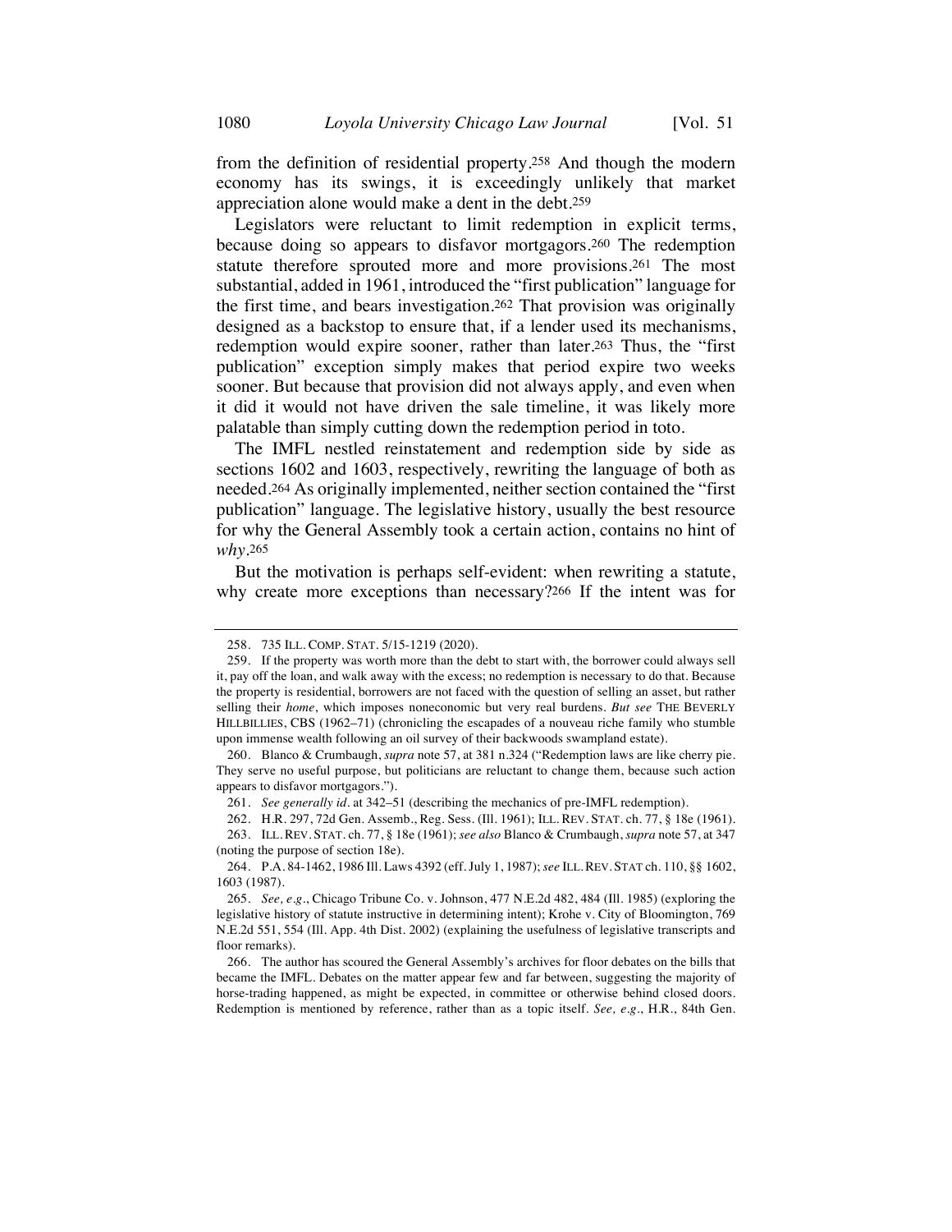from the definition of residential property.[258] And though the modern economy has its swings, it is exceedingly unlikely that market appreciation alone would make a dent in the debt.[259]

Legislators were reluctant to limit redemption in explicit terms, because doing so appears to disfavor mortgagors.[260] The redemption statute therefore sprouted more and more provisions.[261] The most substantial, added in 1961, introduced the "first publication" language for the first time, and bears investigation.[262] That provision was originally designed as a backstop to ensure that, if a lender used its mechanisms, redemption would expire sooner, rather than later.[263] Thus, the "first publication" exception simply makes that period expire two weeks sooner. But because that provision did not always apply, and even when it did it would not have driven the sale timeline, it was likely more palatable than simply cutting down the redemption period in toto.

The IMFL nestled reinstatement and redemption side by side as sections 1602 and 1603, respectively, rewriting the language of both as needed.[264] As originally implemented, neither section contained the "first publication" language. The legislative history, usually the best resource for why the General Assembly took a certain action, contains no hint of *why*.[265]

But the motivation is perhaps self-evident: when rewriting a statute, why create more exceptions than necessary?[266] If the intent was for

---

258. 735 ILL. COMP. STAT. 5/15-1219 (2020).

259. If the property was worth more than the debt to start with, the borrower could always sell it, pay off the loan, and walk away with the excess; no redemption is necessary to do that. Because the property is residential, borrowers are not faced with the question of selling an asset, but rather selling their *home*, which imposes noneconomic but very real burdens. *But see* THE BEVERLY HILLBILLIES, CBS (1962–71) (chronicling the escapades of a nouveau riche family who stumble upon immense wealth following an oil survey of their backwoods swampland estate).

260. Blanco & Crumbaugh, *supra* note 57, at 381 n.324 ("Redemption laws are like cherry pie. They serve no useful purpose, but politicians are reluctant to change them, because such action appears to disfavor mortgagors.").

261. *See generally id.* at 342–51 (describing the mechanics of pre-IMFL redemption).

262. H.R. 297, 72d Gen. Assemb., Reg. Sess. (Ill. 1961); ILL. REV. STAT. ch. 77, § 18e (1961).

263. ILL. REV. STAT. ch. 77, § 18e (1961); *see also* Blanco & Crumbaugh, *supra* note 57, at 347 (noting the purpose of section 18e).

264. P.A. 84-1462, 1986 Ill. Laws 4392 (eff. July 1, 1987); *see* ILL. REV. STAT ch. 110, §§ 1602, 1603 (1987).

265. *See, e.g.*, Chicago Tribune Co. v. Johnson, 477 N.E.2d 482, 484 (Ill. 1985) (exploring the legislative history of statute instructive in determining intent); Krohe v. City of Bloomington, 769 N.E.2d 551, 554 (Ill. App. 4th Dist. 2002) (explaining the usefulness of legislative transcripts and floor remarks).

266. The author has scoured the General Assembly's archives for floor debates on the bills that became the IMFL. Debates on the matter appear few and far between, suggesting the majority of horse-trading happened, as might be expected, in committee or otherwise behind closed doors. Redemption is mentioned by reference, rather than as a topic itself. *See, e.g.*, H.R., 84th Gen.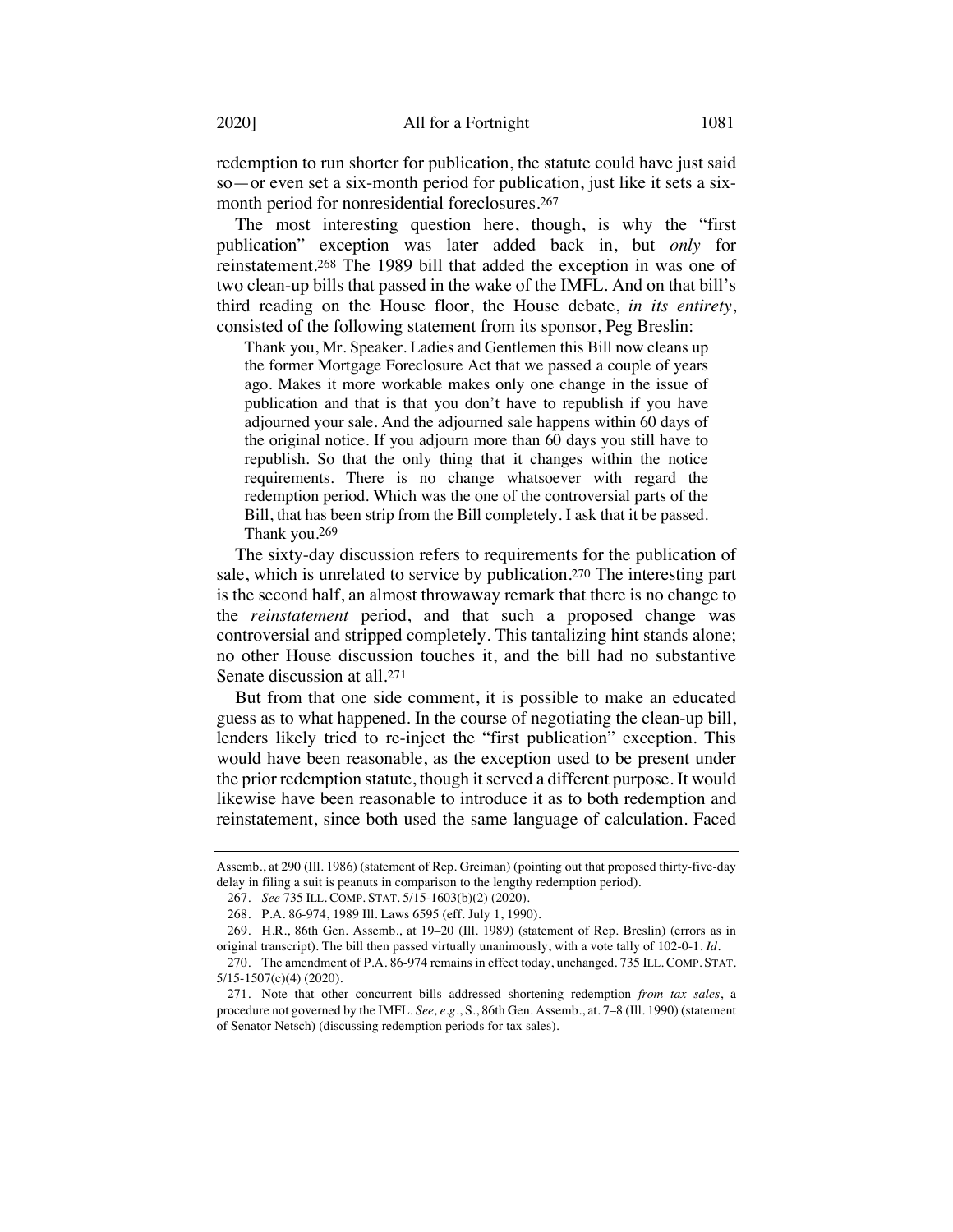redemption to run shorter for publication, the statute could have just said so—or even set a six-month period for publication, just like it sets a six-month period for nonresidential foreclosures.[267]

The most interesting question here, though, is why the "first publication" exception was later added back in, but *only* for reinstatement.[268] The 1989 bill that added the exception in was one of two clean-up bills that passed in the wake of the IMFL. And on that bill's third reading on the House floor, the House debate, *in its entirety*, consisted of the following statement from its sponsor, Peg Breslin:

> Thank you, Mr. Speaker. Ladies and Gentlemen this Bill now cleans up the former Mortgage Foreclosure Act that we passed a couple of years ago. Makes it more workable makes only one change in the issue of publication and that is that you don't have to republish if you have adjourned your sale. And the adjourned sale happens within 60 days of the original notice. If you adjourn more than 60 days you still have to republish. So that the only thing that it changes within the notice requirements. There is no change whatsoever with regard the redemption period. Which was the one of the controversial parts of the Bill, that has been strip from the Bill completely. I ask that it be passed. Thank you.[269]

The sixty-day discussion refers to requirements for the publication of sale, which is unrelated to service by publication.[270] The interesting part is the second half, an almost throwaway remark that there is no change to the *reinstatement* period, and that such a proposed change was controversial and stripped completely. This tantalizing hint stands alone; no other House discussion touches it, and the bill had no substantive Senate discussion at all.[271]

But from that one side comment, it is possible to make an educated guess as to what happened. In the course of negotiating the clean-up bill, lenders likely tried to re-inject the "first publication" exception. This would have been reasonable, as the exception used to be present under the prior redemption statute, though it served a different purpose. It would likewise have been reasonable to introduce it as to both redemption and reinstatement, since both used the same language of calculation. Faced

---

Assemb., at 290 (Ill. 1986) (statement of Rep. Greiman) (pointing out that proposed thirty-five-day delay in filing a suit is peanuts in comparison to the lengthy redemption period).

267. *See* 735 ILL. COMP. STAT. 5/15-1603(b)(2) (2020).

268. P.A. 86-974, 1989 Ill. Laws 6595 (eff. July 1, 1990).

269. H.R., 86th Gen. Assemb., at 19–20 (Ill. 1989) (statement of Rep. Breslin) (errors as in original transcript). The bill then passed virtually unanimously, with a vote tally of 102-0-1. *Id.*

270. The amendment of P.A. 86-974 remains in effect today, unchanged. 735 ILL. COMP. STAT. 5/15-1507(c)(4) (2020).

271. Note that other concurrent bills addressed shortening redemption *from tax sales*, a procedure not governed by the IMFL. *See, e.g.*, S., 86th Gen. Assemb., at. 7–8 (Ill. 1990) (statement of Senator Netsch) (discussing redemption periods for tax sales).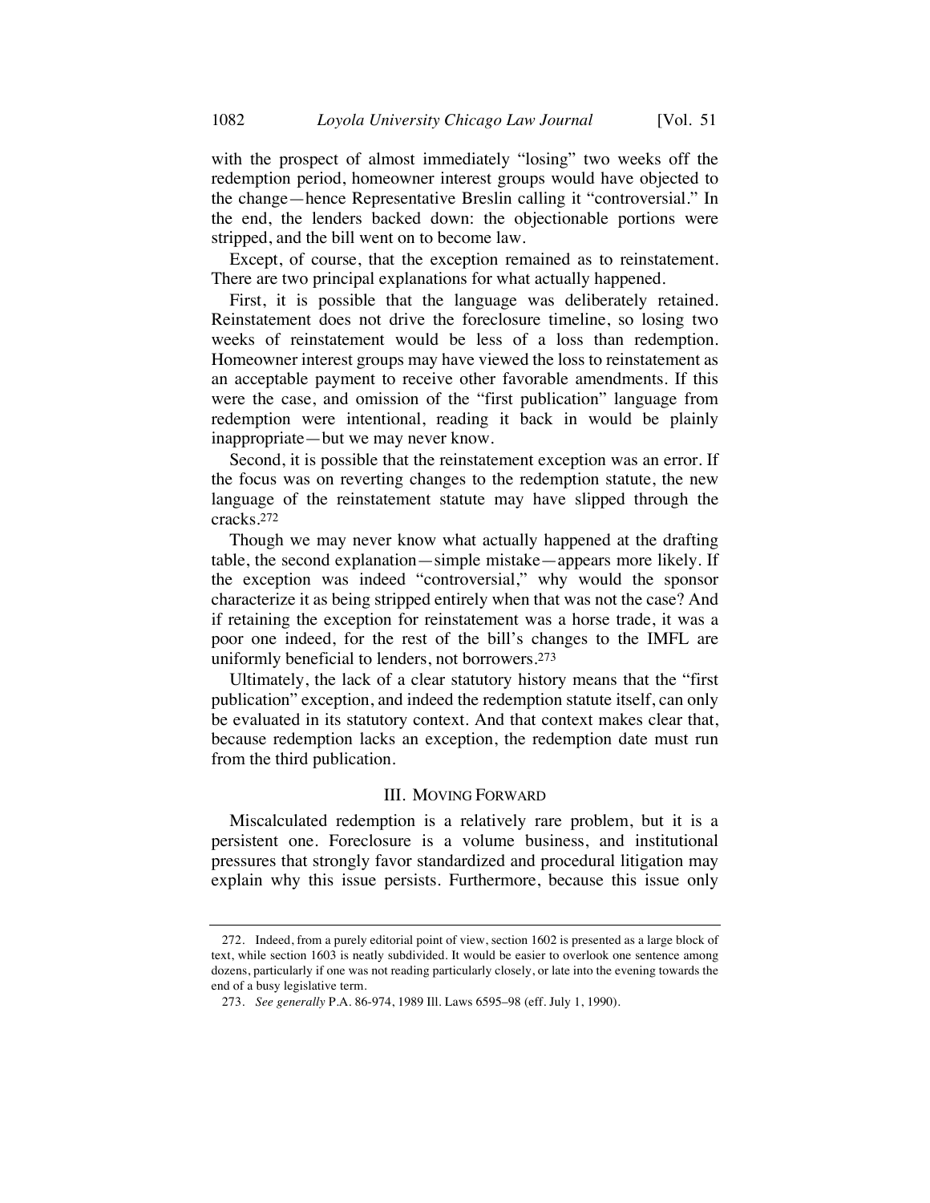with the prospect of almost immediately "losing" two weeks off the redemption period, homeowner interest groups would have objected to the change—hence Representative Breslin calling it "controversial." In the end, the lenders backed down: the objectionable portions were stripped, and the bill went on to become law.

Except, of course, that the exception remained as to reinstatement. There are two principal explanations for what actually happened.

First, it is possible that the language was deliberately retained. Reinstatement does not drive the foreclosure timeline, so losing two weeks of reinstatement would be less of a loss than redemption. Homeowner interest groups may have viewed the loss to reinstatement as an acceptable payment to receive other favorable amendments. If this were the case, and omission of the "first publication" language from redemption were intentional, reading it back in would be plainly inappropriate—but we may never know.

Second, it is possible that the reinstatement exception was an error. If the focus was on reverting changes to the redemption statute, the new language of the reinstatement statute may have slipped through the cracks.[272]

Though we may never know what actually happened at the drafting table, the second explanation—simple mistake—appears more likely. If the exception was indeed "controversial," why would the sponsor characterize it as being stripped entirely when that was not the case? And if retaining the exception for reinstatement was a horse trade, it was a poor one indeed, for the rest of the bill's changes to the IMFL are uniformly beneficial to lenders, not borrowers.[273]

Ultimately, the lack of a clear statutory history means that the "first publication" exception, and indeed the redemption statute itself, can only be evaluated in its statutory context. And that context makes clear that, because redemption lacks an exception, the redemption date must run from the third publication.

## III. MOVING FORWARD

Miscalculated redemption is a relatively rare problem, but it is a persistent one. Foreclosure is a volume business, and institutional pressures that strongly favor standardized and procedural litigation may explain why this issue persists. Furthermore, because this issue only

---

272. Indeed, from a purely editorial point of view, section 1602 is presented as a large block of text, while section 1603 is neatly subdivided. It would be easier to overlook one sentence among dozens, particularly if one was not reading particularly closely, or late into the evening towards the end of a busy legislative term.

273. *See generally* P.A. 86-974, 1989 Ill. Laws 6595–98 (eff. July 1, 1990).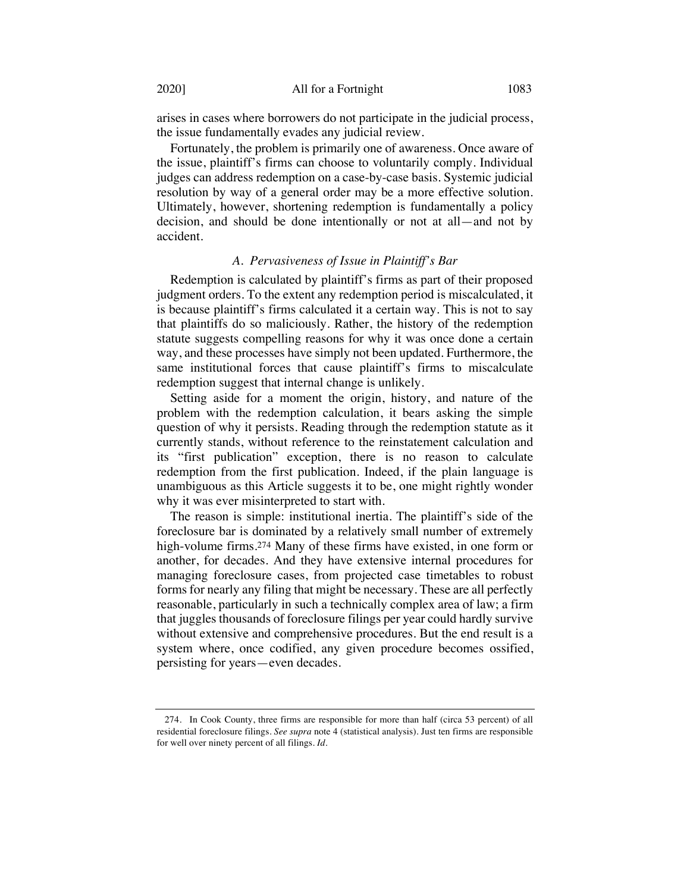arises in cases where borrowers do not participate in the judicial process, the issue fundamentally evades any judicial review.

Fortunately, the problem is primarily one of awareness. Once aware of the issue, plaintiff's firms can choose to voluntarily comply. Individual judges can address redemption on a case-by-case basis. Systemic judicial resolution by way of a general order may be a more effective solution. Ultimately, however, shortening redemption is fundamentally a policy decision, and should be done intentionally or not at all—and not by accident.

### *A. Pervasiveness of Issue in Plaintiff's Bar*

Redemption is calculated by plaintiff's firms as part of their proposed judgment orders. To the extent any redemption period is miscalculated, it is because plaintiff's firms calculated it a certain way. This is not to say that plaintiffs do so maliciously. Rather, the history of the redemption statute suggests compelling reasons for why it was once done a certain way, and these processes have simply not been updated. Furthermore, the same institutional forces that cause plaintiff's firms to miscalculate redemption suggest that internal change is unlikely.

Setting aside for a moment the origin, history, and nature of the problem with the redemption calculation, it bears asking the simple question of why it persists. Reading through the redemption statute as it currently stands, without reference to the reinstatement calculation and its "first publication" exception, there is no reason to calculate redemption from the first publication. Indeed, if the plain language is unambiguous as this Article suggests it to be, one might rightly wonder why it was ever misinterpreted to start with.

The reason is simple: institutional inertia. The plaintiff's side of the foreclosure bar is dominated by a relatively small number of extremely high-volume firms.[274] Many of these firms have existed, in one form or another, for decades. And they have extensive internal procedures for managing foreclosure cases, from projected case timetables to robust forms for nearly any filing that might be necessary. These are all perfectly reasonable, particularly in such a technically complex area of law; a firm that juggles thousands of foreclosure filings per year could hardly survive without extensive and comprehensive procedures. But the end result is a system where, once codified, any given procedure becomes ossified, persisting for years—even decades.

---

274. In Cook County, three firms are responsible for more than half (circa 53 percent) of all residential foreclosure filings. *See supra* note 4 (statistical analysis). Just ten firms are responsible for well over ninety percent of all filings. *Id.*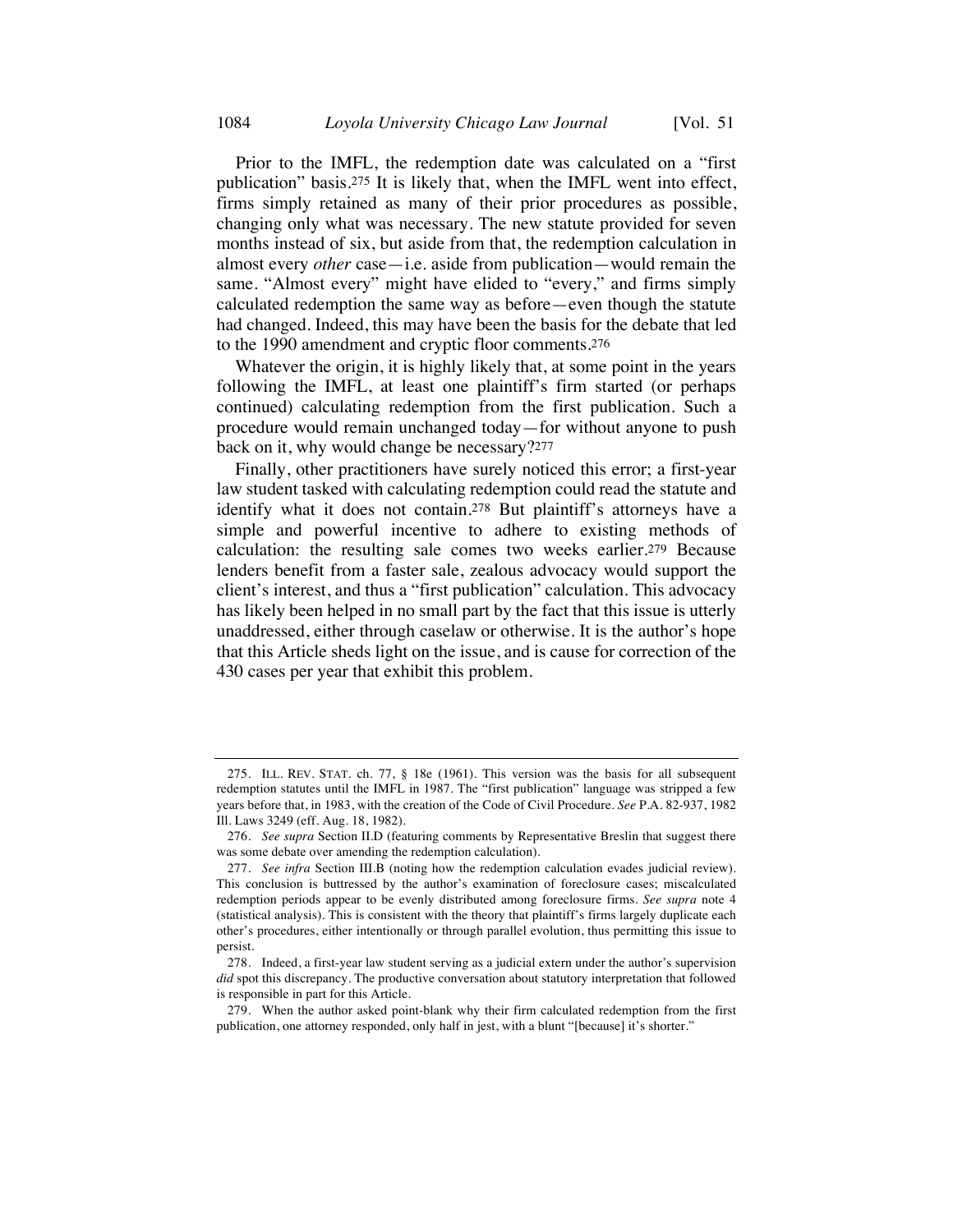Prior to the IMFL, the redemption date was calculated on a "first publication" basis.[275] It is likely that, when the IMFL went into effect, firms simply retained as many of their prior procedures as possible, changing only what was necessary. The new statute provided for seven months instead of six, but aside from that, the redemption calculation in almost every *other* case—i.e. aside from publication—would remain the same. "Almost every" might have elided to "every," and firms simply calculated redemption the same way as before—even though the statute had changed. Indeed, this may have been the basis for the debate that led to the 1990 amendment and cryptic floor comments.[276]

Whatever the origin, it is highly likely that, at some point in the years following the IMFL, at least one plaintiff's firm started (or perhaps continued) calculating redemption from the first publication. Such a procedure would remain unchanged today—for without anyone to push back on it, why would change be necessary?[277]

Finally, other practitioners have surely noticed this error; a first-year law student tasked with calculating redemption could read the statute and identify what it does not contain.[278] But plaintiff's attorneys have a simple and powerful incentive to adhere to existing methods of calculation: the resulting sale comes two weeks earlier.[279] Because lenders benefit from a faster sale, zealous advocacy would support the client's interest, and thus a "first publication" calculation. This advocacy has likely been helped in no small part by the fact that this issue is utterly unaddressed, either through caselaw or otherwise. It is the author's hope that this Article sheds light on the issue, and is cause for correction of the 430 cases per year that exhibit this problem.

---

275. ILL. REV. STAT. ch. 77, § 18e (1961). This version was the basis for all subsequent redemption statutes until the IMFL in 1987. The "first publication" language was stripped a few years before that, in 1983, with the creation of the Code of Civil Procedure. *See* P.A. 82-937, 1982 Ill. Laws 3249 (eff. Aug. 18, 1982).

276. *See supra* Section II.D (featuring comments by Representative Breslin that suggest there was some debate over amending the redemption calculation).

277. *See infra* Section III.B (noting how the redemption calculation evades judicial review). This conclusion is buttressed by the author's examination of foreclosure cases; miscalculated redemption periods appear to be evenly distributed among foreclosure firms. *See supra* note 4 (statistical analysis). This is consistent with the theory that plaintiff's firms largely duplicate each other's procedures, either intentionally or through parallel evolution, thus permitting this issue to persist.

278. Indeed, a first-year law student serving as a judicial extern under the author's supervision *did* spot this discrepancy. The productive conversation about statutory interpretation that followed is responsible in part for this Article.

279. When the author asked point-blank why their firm calculated redemption from the first publication, one attorney responded, only half in jest, with a blunt "[because] it's shorter."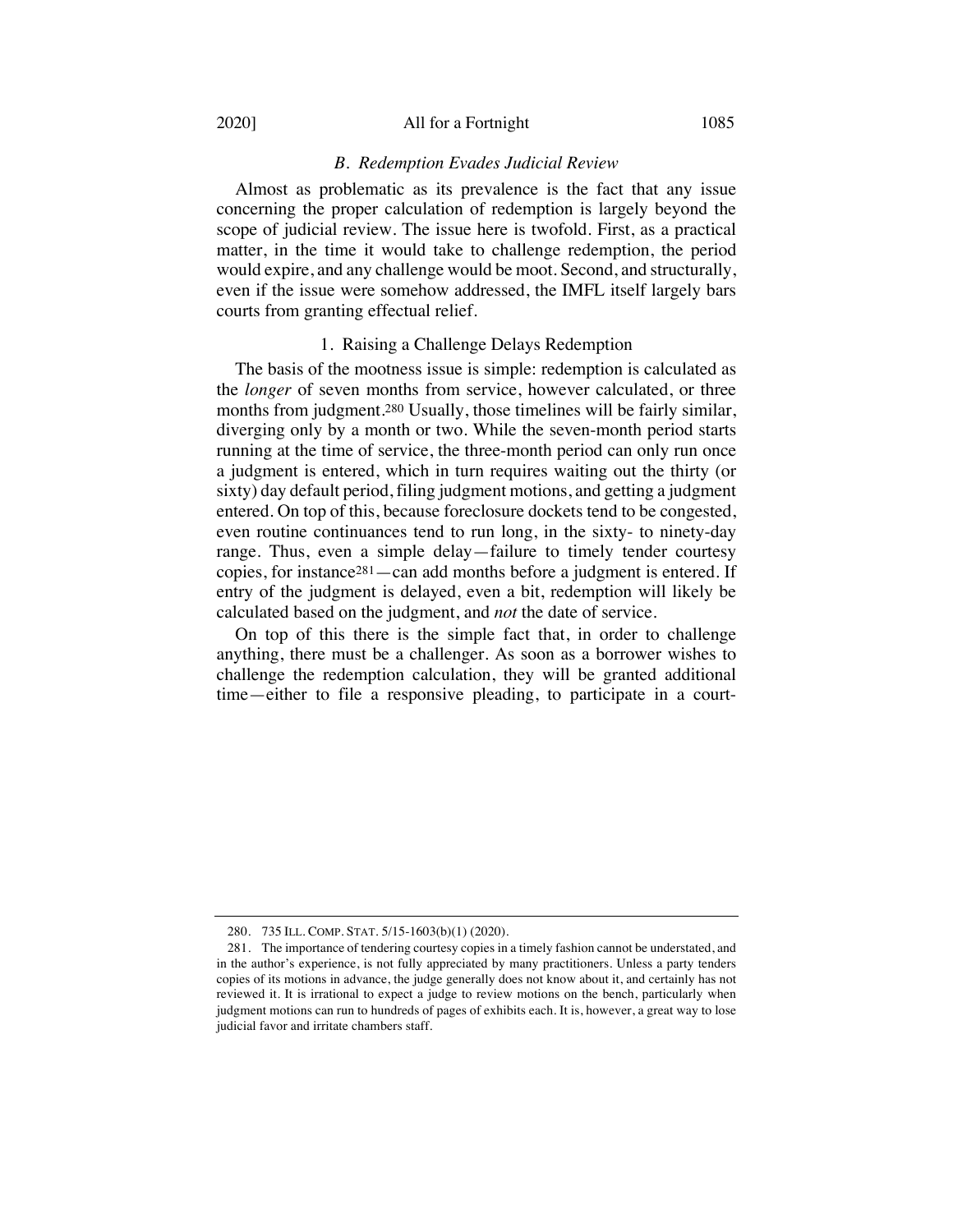### *B. Redemption Evades Judicial Review*

Almost as problematic as its prevalence is the fact that any issue concerning the proper calculation of redemption is largely beyond the scope of judicial review. The issue here is twofold. First, as a practical matter, in the time it would take to challenge redemption, the period would expire, and any challenge would be moot. Second, and structurally, even if the issue were somehow addressed, the IMFL itself largely bars courts from granting effectual relief.

#### 1. Raising a Challenge Delays Redemption

The basis of the mootness issue is simple: redemption is calculated as the *longer* of seven months from service, however calculated, or three months from judgment.[280] Usually, those timelines will be fairly similar, diverging only by a month or two. While the seven-month period starts running at the time of service, the three-month period can only run once a judgment is entered, which in turn requires waiting out the thirty (or sixty) day default period, filing judgment motions, and getting a judgment entered. On top of this, because foreclosure dockets tend to be congested, even routine continuances tend to run long, in the sixty- to ninety-day range. Thus, even a simple delay—failure to timely tender courtesy copies, for instance[281]—can add months before a judgment is entered. If entry of the judgment is delayed, even a bit, redemption will likely be calculated based on the judgment, and *not* the date of service.

On top of this there is the simple fact that, in order to challenge anything, there must be a challenger. As soon as a borrower wishes to challenge the redemption calculation, they will be granted additional time—either to file a responsive pleading, to participate in a court-

---

280. 735 ILL. COMP. STAT. 5/15-1603(b)(1) (2020).

281. The importance of tendering courtesy copies in a timely fashion cannot be understated, and in the author's experience, is not fully appreciated by many practitioners. Unless a party tenders copies of its motions in advance, the judge generally does not know about it, and certainly has not reviewed it. It is irrational to expect a judge to review motions on the bench, particularly when judgment motions can run to hundreds of pages of exhibits each. It is, however, a great way to lose judicial favor and irritate chambers staff.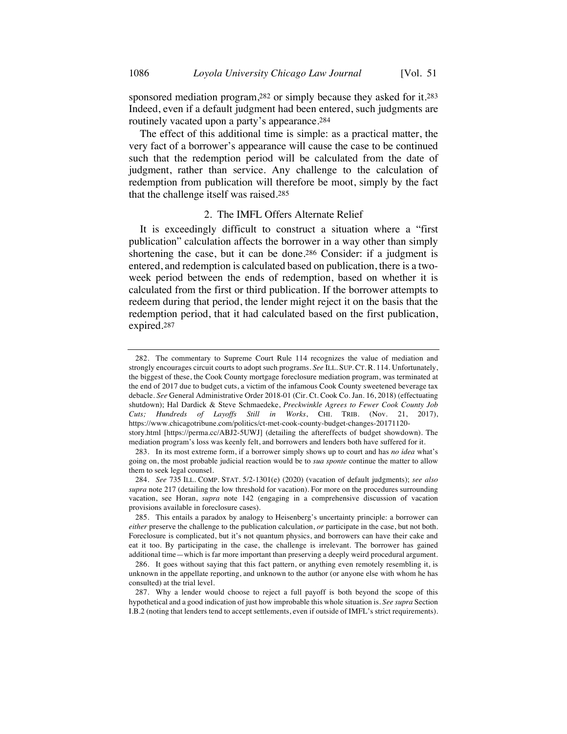sponsored mediation program,[282] or simply because they asked for it.[283] Indeed, even if a default judgment had been entered, such judgments are routinely vacated upon a party's appearance.[284]

The effect of this additional time is simple: as a practical matter, the very fact of a borrower's appearance will cause the case to be continued such that the redemption period will be calculated from the date of judgment, rather than service. Any challenge to the calculation of redemption from publication will therefore be moot, simply by the fact that the challenge itself was raised.[285]

### 2. The IMFL Offers Alternate Relief

It is exceedingly difficult to construct a situation where a "first publication" calculation affects the borrower in a way other than simply shortening the case, but it can be done.[286] Consider: if a judgment is entered, and redemption is calculated based on publication, there is a two-week period between the ends of redemption, based on whether it is calculated from the first or third publication. If the borrower attempts to redeem during that period, the lender might reject it on the basis that the redemption period, that it had calculated based on the first publication, expired.[287]

---

282. The commentary to Supreme Court Rule 114 recognizes the value of mediation and strongly encourages circuit courts to adopt such programs. *See* ILL. SUP. CT. R. 114. Unfortunately, the biggest of these, the Cook County mortgage foreclosure mediation program, was terminated at the end of 2017 due to budget cuts, a victim of the infamous Cook County sweetened beverage tax debacle. *See* General Administrative Order 2018-01 (Cir. Ct. Cook Co. Jan. 16, 2018) (effectuating shutdown); Hal Dardick & Steve Schmaedeke, *Preckwinkle Agrees to Fewer Cook County Job Cuts; Hundreds of Layoffs Still in Works*, CHI. TRIB. (Nov. 21, 2017), https://www.chicagotribune.com/politics/ct-met-cook-county-budget-changes-20171120-story.html [https://perma.cc/ABJ2-5UWJ] (detailing the aftereffects of budget showdown). The mediation program's loss was keenly felt, and borrowers and lenders both have suffered for it.

283. In its most extreme form, if a borrower simply shows up to court and has *no idea* what's going on, the most probable judicial reaction would be to *sua sponte* continue the matter to allow them to seek legal counsel.

284. *See* 735 ILL. COMP. STAT. 5/2-1301(e) (2020) (vacation of default judgments); *see also supra* note 217 (detailing the low threshold for vacation). For more on the procedures surrounding vacation, see Horan, *supra* note 142 (engaging in a comprehensive discussion of vacation provisions available in foreclosure cases).

285. This entails a paradox by analogy to Heisenberg's uncertainty principle: a borrower can *either* preserve the challenge to the publication calculation, *or* participate in the case, but not both. Foreclosure is complicated, but it's not quantum physics, and borrowers can have their cake and eat it too. By participating in the case, the challenge is irrelevant. The borrower has gained additional time—which is far more important than preserving a deeply weird procedural argument.

286. It goes without saying that this fact pattern, or anything even remotely resembling it, is unknown in the appellate reporting, and unknown to the author (or anyone else with whom he has consulted) at the trial level.

287. Why a lender would choose to reject a full payoff is both beyond the scope of this hypothetical and a good indication of just how improbable this whole situation is. *See supra* Section I.B.2 (noting that lenders tend to accept settlements, even if outside of IMFL's strict requirements).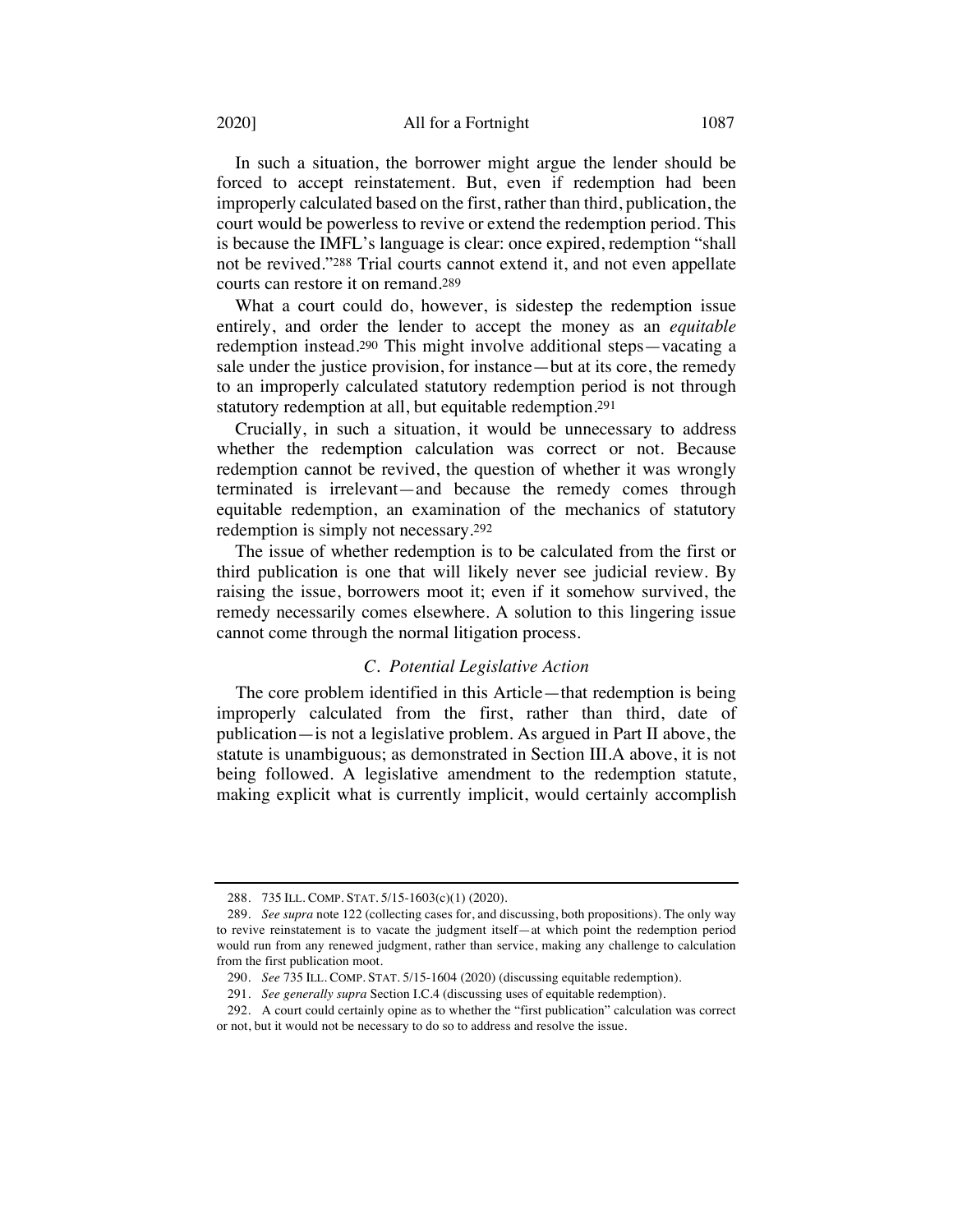In such a situation, the borrower might argue the lender should be forced to accept reinstatement. But, even if redemption had been improperly calculated based on the first, rather than third, publication, the court would be powerless to revive or extend the redemption period. This is because the IMFL's language is clear: once expired, redemption "shall not be revived."[288] Trial courts cannot extend it, and not even appellate courts can restore it on remand.[289]

What a court could do, however, is sidestep the redemption issue entirely, and order the lender to accept the money as an *equitable* redemption instead.[290] This might involve additional steps—vacating a sale under the justice provision, for instance—but at its core, the remedy to an improperly calculated statutory redemption period is not through statutory redemption at all, but equitable redemption.[291]

Crucially, in such a situation, it would be unnecessary to address whether the redemption calculation was correct or not. Because redemption cannot be revived, the question of whether it was wrongly terminated is irrelevant—and because the remedy comes through equitable redemption, an examination of the mechanics of statutory redemption is simply not necessary.[292]

The issue of whether redemption is to be calculated from the first or third publication is one that will likely never see judicial review. By raising the issue, borrowers moot it; even if it somehow survived, the remedy necessarily comes elsewhere. A solution to this lingering issue cannot come through the normal litigation process.

### *C. Potential Legislative Action*

The core problem identified in this Article—that redemption is being improperly calculated from the first, rather than third, date of publication—is not a legislative problem. As argued in Part II above, the statute is unambiguous; as demonstrated in Section III.A above, it is not being followed. A legislative amendment to the redemption statute, making explicit what is currently implicit, would certainly accomplish

---

288. 735 ILL. COMP. STAT. 5/15-1603(c)(1) (2020).

289. *See supra* note 122 (collecting cases for, and discussing, both propositions). The only way to revive reinstatement is to vacate the judgment itself—at which point the redemption period would run from any renewed judgment, rather than service, making any challenge to calculation from the first publication moot.

290. *See* 735 ILL. COMP. STAT. 5/15-1604 (2020) (discussing equitable redemption).

291. *See generally supra* Section I.C.4 (discussing uses of equitable redemption).

292. A court could certainly opine as to whether the "first publication" calculation was correct or not, but it would not be necessary to do so to address and resolve the issue.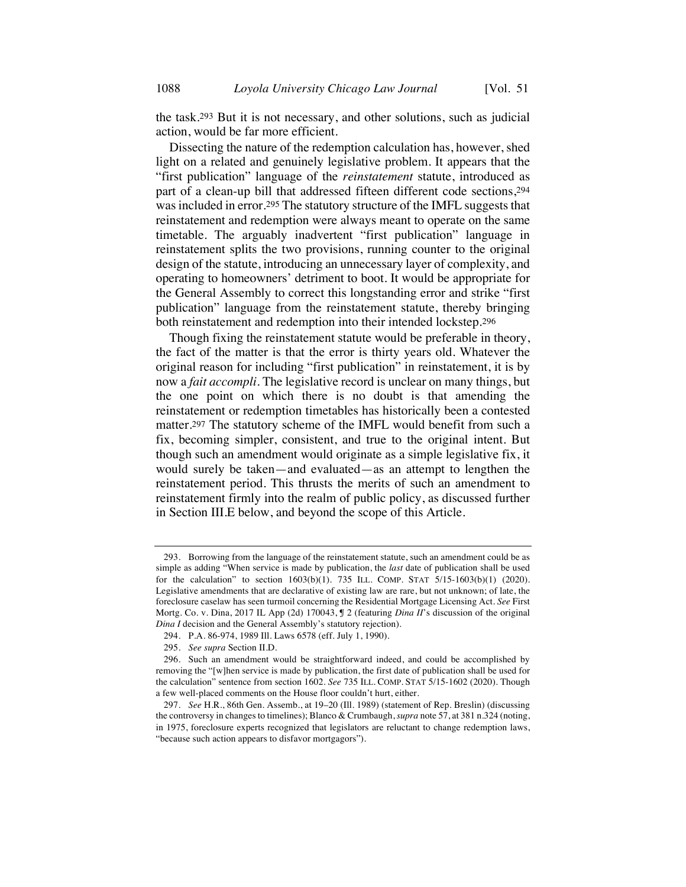the task.[293] But it is not necessary, and other solutions, such as judicial action, would be far more efficient.

Dissecting the nature of the redemption calculation has, however, shed light on a related and genuinely legislative problem. It appears that the "first publication" language of the *reinstatement* statute, introduced as part of a clean-up bill that addressed fifteen different code sections,[294] was included in error.[295] The statutory structure of the IMFL suggests that reinstatement and redemption were always meant to operate on the same timetable. The arguably inadvertent "first publication" language in reinstatement splits the two provisions, running counter to the original design of the statute, introducing an unnecessary layer of complexity, and operating to homeowners' detriment to boot. It would be appropriate for the General Assembly to correct this longstanding error and strike "first publication" language from the reinstatement statute, thereby bringing both reinstatement and redemption into their intended lockstep.[296]

Though fixing the reinstatement statute would be preferable in theory, the fact of the matter is that the error is thirty years old. Whatever the original reason for including "first publication" in reinstatement, it is by now a *fait accompli*. The legislative record is unclear on many things, but the one point on which there is no doubt is that amending the reinstatement or redemption timetables has historically been a contested matter.[297] The statutory scheme of the IMFL would benefit from such a fix, becoming simpler, consistent, and true to the original intent. But though such an amendment would originate as a simple legislative fix, it would surely be taken—and evaluated—as an attempt to lengthen the reinstatement period. This thrusts the merits of such an amendment to reinstatement firmly into the realm of public policy, as discussed further in Section III.E below, and beyond the scope of this Article.

---

293. Borrowing from the language of the reinstatement statute, such an amendment could be as simple as adding "When service is made by publication, the *last* date of publication shall be used for the calculation" to section 1603(b)(1). 735 ILL. COMP. STAT 5/15-1603(b)(1) (2020). Legislative amendments that are declarative of existing law are rare, but not unknown; of late, the foreclosure caselaw has seen turmoil concerning the Residential Mortgage Licensing Act. *See* First Mortg. Co. v. Dina, 2017 IL App (2d) 170043, ¶ 2 (featuring *Dina II*'s discussion of the original *Dina I* decision and the General Assembly's statutory rejection).

294. P.A. 86-974, 1989 Ill. Laws 6578 (eff. July 1, 1990).

295. *See supra* Section II.D.

296. Such an amendment would be straightforward indeed, and could be accomplished by removing the "[w]hen service is made by publication, the first date of publication shall be used for the calculation" sentence from section 1602. *See* 735 ILL. COMP. STAT 5/15-1602 (2020). Though a few well-placed comments on the House floor couldn't hurt, either.

297. *See* H.R., 86th Gen. Assemb., at 19–20 (Ill. 1989) (statement of Rep. Breslin) (discussing the controversy in changes to timelines); Blanco & Crumbaugh, *supra* note 57, at 381 n.324 (noting, in 1975, foreclosure experts recognized that legislators are reluctant to change redemption laws, "because such action appears to disfavor mortgagors").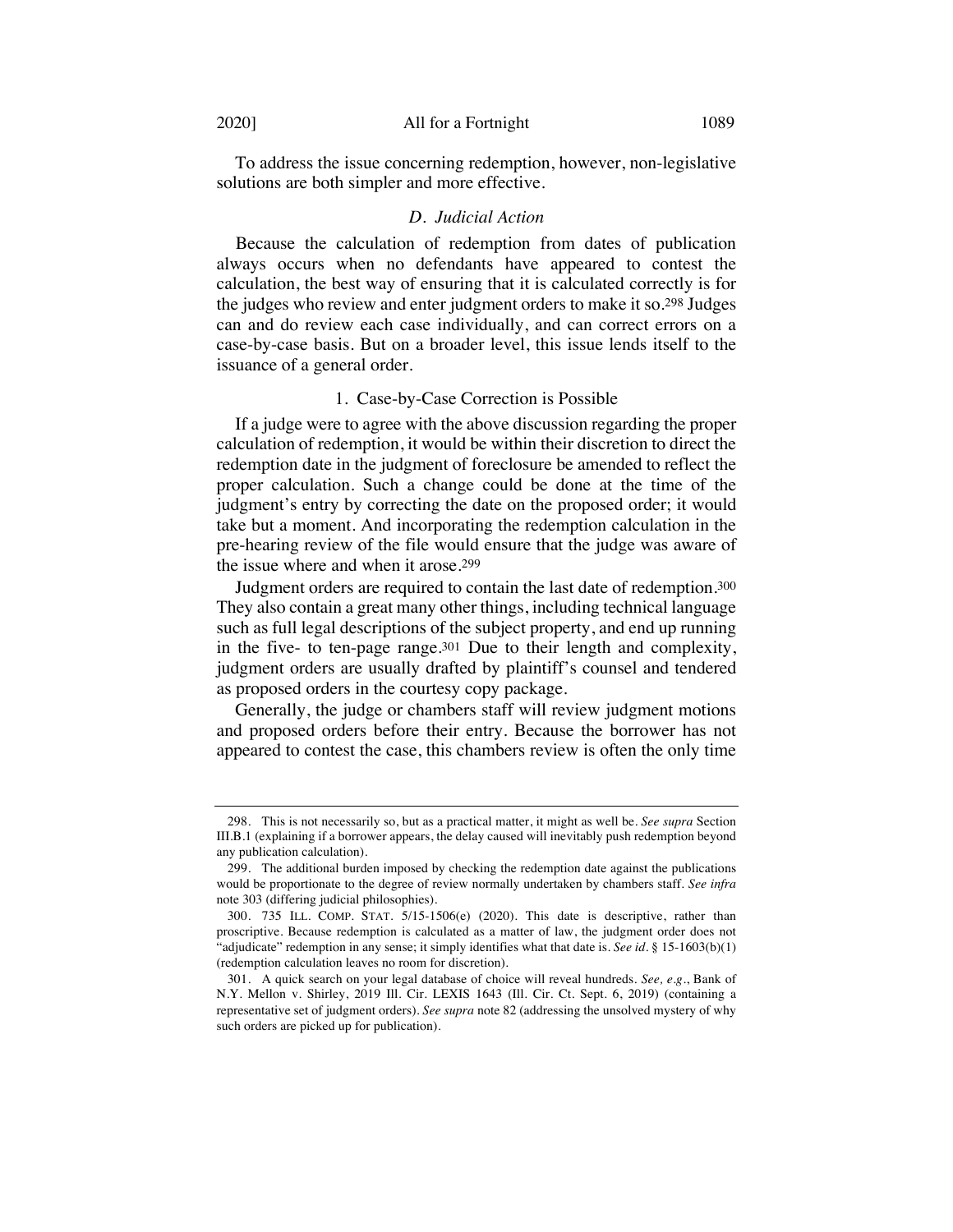To address the issue concerning redemption, however, non-legislative solutions are both simpler and more effective.

### *D. Judicial Action*

Because the calculation of redemption from dates of publication always occurs when no defendants have appeared to contest the calculation, the best way of ensuring that it is calculated correctly is for the judges who review and enter judgment orders to make it so.[298] Judges can and do review each case individually, and can correct errors on a case-by-case basis. But on a broader level, this issue lends itself to the issuance of a general order.

#### 1. Case-by-Case Correction is Possible

If a judge were to agree with the above discussion regarding the proper calculation of redemption, it would be within their discretion to direct the redemption date in the judgment of foreclosure be amended to reflect the proper calculation. Such a change could be done at the time of the judgment's entry by correcting the date on the proposed order; it would take but a moment. And incorporating the redemption calculation in the pre-hearing review of the file would ensure that the judge was aware of the issue where and when it arose.[299]

Judgment orders are required to contain the last date of redemption.[300] They also contain a great many other things, including technical language such as full legal descriptions of the subject property, and end up running in the five- to ten-page range.[301] Due to their length and complexity, judgment orders are usually drafted by plaintiff's counsel and tendered as proposed orders in the courtesy copy package.

Generally, the judge or chambers staff will review judgment motions and proposed orders before their entry. Because the borrower has not appeared to contest the case, this chambers review is often the only time

---

298. This is not necessarily so, but as a practical matter, it might as well be. *See supra* Section III.B.1 (explaining if a borrower appears, the delay caused will inevitably push redemption beyond any publication calculation).

299. The additional burden imposed by checking the redemption date against the publications would be proportionate to the degree of review normally undertaken by chambers staff. *See infra* note 303 (differing judicial philosophies).

300. 735 ILL. COMP. STAT. 5/15-1506(e) (2020). This date is descriptive, rather than proscriptive. Because redemption is calculated as a matter of law, the judgment order does not "adjudicate" redemption in any sense; it simply identifies what that date is. *See id.* § 15-1603(b)(1) (redemption calculation leaves no room for discretion).

301. A quick search on your legal database of choice will reveal hundreds. *See, e.g.*, Bank of N.Y. Mellon v. Shirley, 2019 Ill. Cir. LEXIS 1643 (Ill. Cir. Ct. Sept. 6, 2019) (containing a representative set of judgment orders). *See supra* note 82 (addressing the unsolved mystery of why such orders are picked up for publication).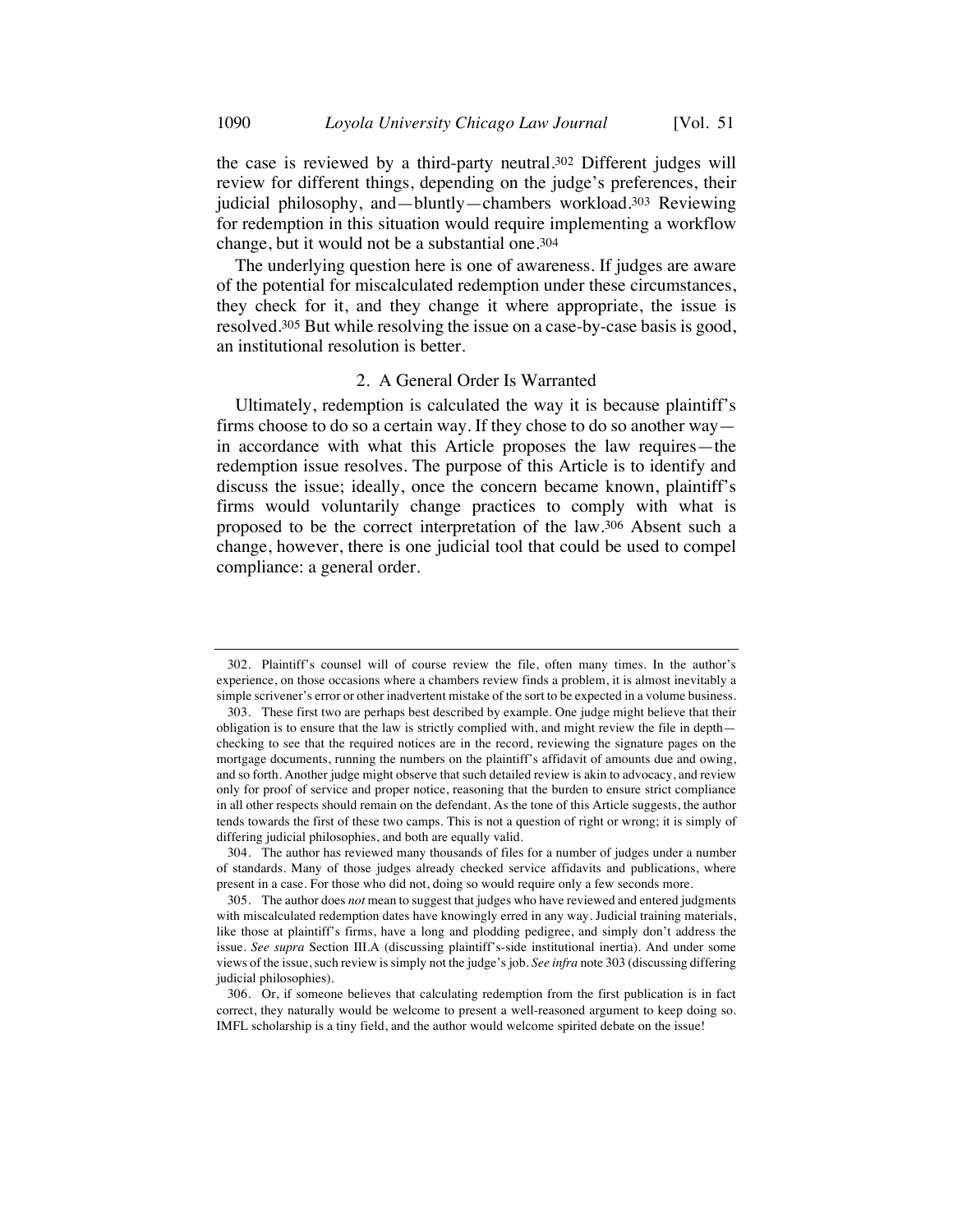the case is reviewed by a third-party neutral.[302] Different judges will review for different things, depending on the judge's preferences, their judicial philosophy, and—bluntly—chambers workload.[303] Reviewing for redemption in this situation would require implementing a workflow change, but it would not be a substantial one.[304]

The underlying question here is one of awareness. If judges are aware of the potential for miscalculated redemption under these circumstances, they check for it, and they change it where appropriate, the issue is resolved.[305] But while resolving the issue on a case-by-case basis is good, an institutional resolution is better.

### 2. A General Order Is Warranted

Ultimately, redemption is calculated the way it is because plaintiff's firms choose to do so a certain way. If they chose to do so another way—in accordance with what this Article proposes the law requires—the redemption issue resolves. The purpose of this Article is to identify and discuss the issue; ideally, once the concern became known, plaintiff's firms would voluntarily change practices to comply with what is proposed to be the correct interpretation of the law.[306] Absent such a change, however, there is one judicial tool that could be used to compel compliance: a general order.

---

302. Plaintiff's counsel will of course review the file, often many times. In the author's experience, on those occasions where a chambers review finds a problem, it is almost inevitably a simple scrivener's error or other inadvertent mistake of the sort to be expected in a volume business.

303. These first two are perhaps best described by example. One judge might believe that their obligation is to ensure that the law is strictly complied with, and might review the file in depth—checking to see that the required notices are in the record, reviewing the signature pages on the mortgage documents, running the numbers on the plaintiff's affidavit of amounts due and owing, and so forth. Another judge might observe that such detailed review is akin to advocacy, and review only for proof of service and proper notice, reasoning that the burden to ensure strict compliance in all other respects should remain on the defendant. As the tone of this Article suggests, the author tends towards the first of these two camps. This is not a question of right or wrong; it is simply of differing judicial philosophies, and both are equally valid.

304. The author has reviewed many thousands of files for a number of judges under a number of standards. Many of those judges already checked service affidavits and publications, where present in a case. For those who did not, doing so would require only a few seconds more.

305. The author does *not* mean to suggest that judges who have reviewed and entered judgments with miscalculated redemption dates have knowingly erred in any way. Judicial training materials, like those at plaintiff's firms, have a long and plodding pedigree, and simply don't address the issue. *See supra* Section III.A (discussing plaintiff's-side institutional inertia). And under some views of the issue, such review is simply not the judge's job. *See infra* note 303 (discussing differing judicial philosophies).

306. Or, if someone believes that calculating redemption from the first publication is in fact correct, they naturally would be welcome to present a well-reasoned argument to keep doing so. IMFL scholarship is a tiny field, and the author would welcome spirited debate on the issue!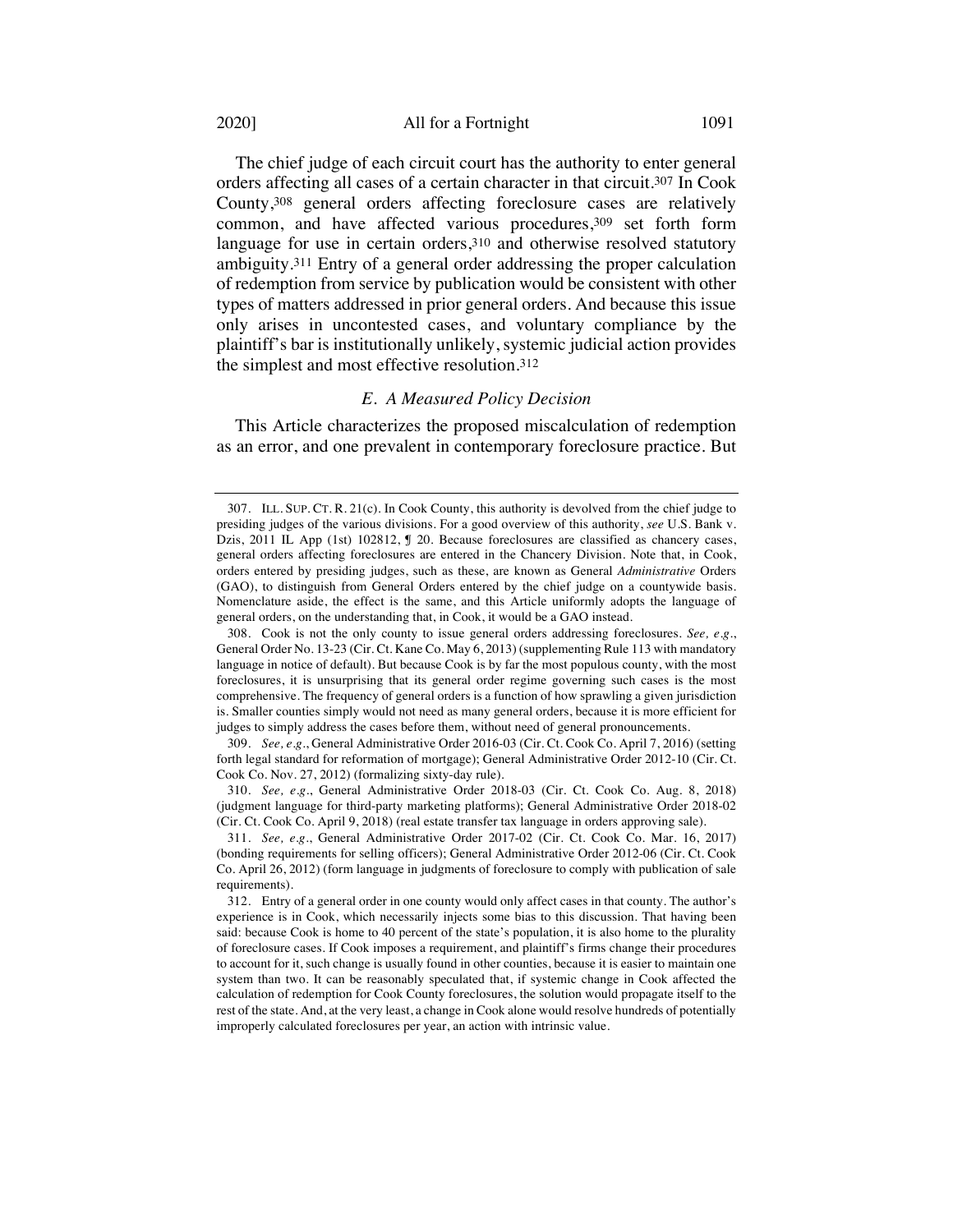The chief judge of each circuit court has the authority to enter general orders affecting all cases of a certain character in that circuit.[307] In Cook County,[308] general orders affecting foreclosure cases are relatively common, and have affected various procedures,[309] set forth form language for use in certain orders,[310] and otherwise resolved statutory ambiguity.[311] Entry of a general order addressing the proper calculation of redemption from service by publication would be consistent with other types of matters addressed in prior general orders. And because this issue only arises in uncontested cases, and voluntary compliance by the plaintiff's bar is institutionally unlikely, systemic judicial action provides the simplest and most effective resolution.[312]

### *E. A Measured Policy Decision*

This Article characterizes the proposed miscalculation of redemption as an error, and one prevalent in contemporary foreclosure practice. But

---

307. ILL. SUP. CT. R. 21(c). In Cook County, this authority is devolved from the chief judge to presiding judges of the various divisions. For a good overview of this authority, *see* U.S. Bank v. Dzis, 2011 IL App (1st) 102812, ¶ 20. Because foreclosures are classified as chancery cases, general orders affecting foreclosures are entered in the Chancery Division. Note that, in Cook, orders entered by presiding judges, such as these, are known as General *Administrative* Orders (GAO), to distinguish from General Orders entered by the chief judge on a countywide basis. Nomenclature aside, the effect is the same, and this Article uniformly adopts the language of general orders, on the understanding that, in Cook, it would be a GAO instead.

308. Cook is not the only county to issue general orders addressing foreclosures. *See, e.g.*, General Order No. 13-23 (Cir. Ct. Kane Co. May 6, 2013) (supplementing Rule 113 with mandatory language in notice of default). But because Cook is by far the most populous county, with the most foreclosures, it is unsurprising that its general order regime governing such cases is the most comprehensive. The frequency of general orders is a function of how sprawling a given jurisdiction is. Smaller counties simply would not need as many general orders, because it is more efficient for judges to simply address the cases before them, without need of general pronouncements.

309. *See, e.g.*, General Administrative Order 2016-03 (Cir. Ct. Cook Co. April 7, 2016) (setting forth legal standard for reformation of mortgage); General Administrative Order 2012-10 (Cir. Ct. Cook Co. Nov. 27, 2012) (formalizing sixty-day rule).

310. *See, e.g.*, General Administrative Order 2018-03 (Cir. Ct. Cook Co. Aug. 8, 2018) (judgment language for third-party marketing platforms); General Administrative Order 2018-02 (Cir. Ct. Cook Co. April 9, 2018) (real estate transfer tax language in orders approving sale).

311. *See, e.g.*, General Administrative Order 2017-02 (Cir. Ct. Cook Co. Mar. 16, 2017) (bonding requirements for selling officers); General Administrative Order 2012-06 (Cir. Ct. Cook Co. April 26, 2012) (form language in judgments of foreclosure to comply with publication of sale requirements).

312. Entry of a general order in one county would only affect cases in that county. The author's experience is in Cook, which necessarily injects some bias to this discussion. That having been said: because Cook is home to 40 percent of the state's population, it is also home to the plurality of foreclosure cases. If Cook imposes a requirement, and plaintiff's firms change their procedures to account for it, such change is usually found in other counties, because it is easier to maintain one system than two. It can be reasonably speculated that, if systemic change in Cook affected the calculation of redemption for Cook County foreclosures, the solution would propagate itself to the rest of the state. And, at the very least, a change in Cook alone would resolve hundreds of potentially improperly calculated foreclosures per year, an action with intrinsic value.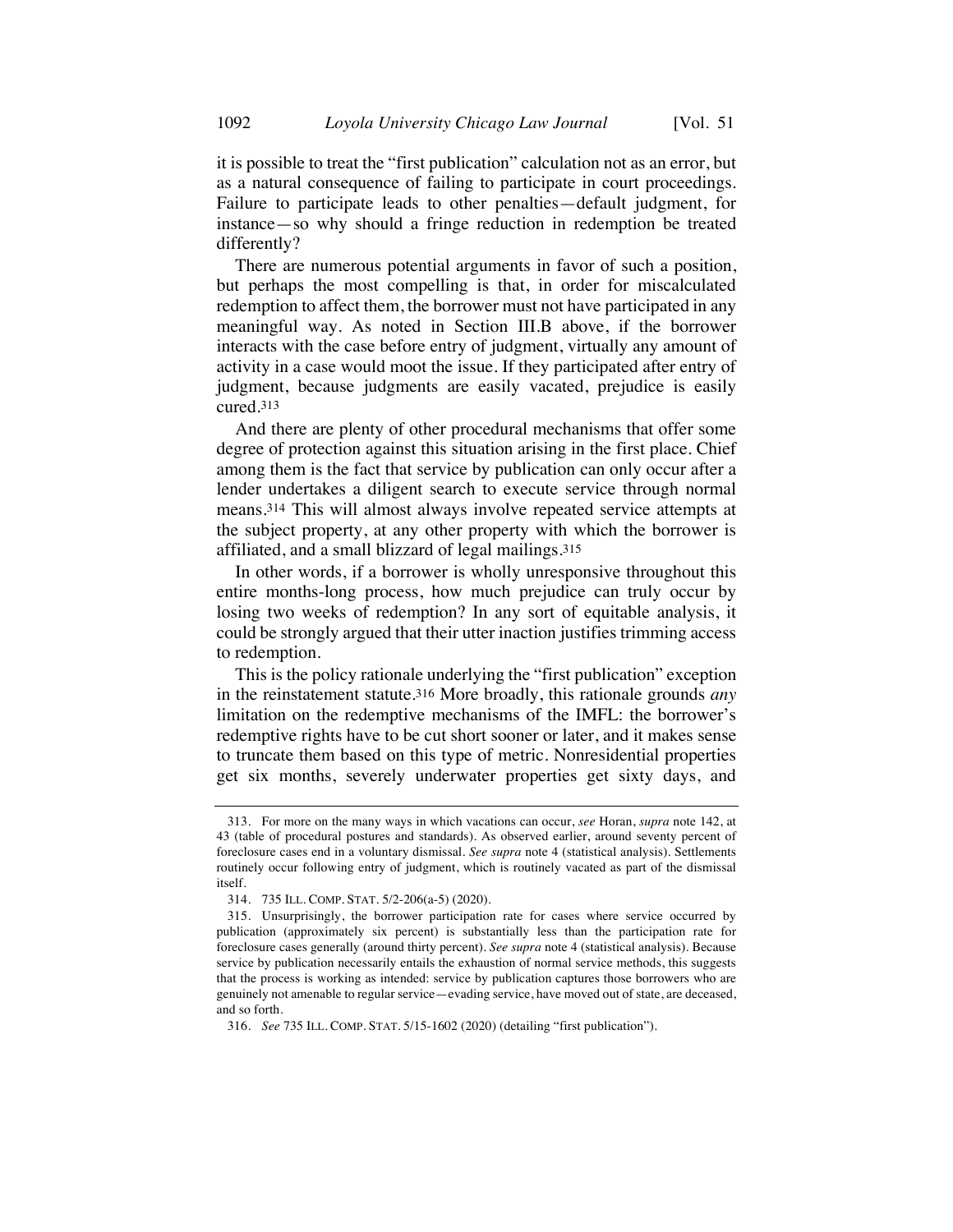it is possible to treat the "first publication" calculation not as an error, but as a natural consequence of failing to participate in court proceedings. Failure to participate leads to other penalties—default judgment, for instance—so why should a fringe reduction in redemption be treated differently?

There are numerous potential arguments in favor of such a position, but perhaps the most compelling is that, in order for miscalculated redemption to affect them, the borrower must not have participated in any meaningful way. As noted in Section III.B above, if the borrower interacts with the case before entry of judgment, virtually any amount of activity in a case would moot the issue. If they participated after entry of judgment, because judgments are easily vacated, prejudice is easily cured.[313]

And there are plenty of other procedural mechanisms that offer some degree of protection against this situation arising in the first place. Chief among them is the fact that service by publication can only occur after a lender undertakes a diligent search to execute service through normal means.[314] This will almost always involve repeated service attempts at the subject property, at any other property with which the borrower is affiliated, and a small blizzard of legal mailings.[315]

In other words, if a borrower is wholly unresponsive throughout this entire months-long process, how much prejudice can truly occur by losing two weeks of redemption? In any sort of equitable analysis, it could be strongly argued that their utter inaction justifies trimming access to redemption.

This is the policy rationale underlying the "first publication" exception in the reinstatement statute.[316] More broadly, this rationale grounds *any* limitation on the redemptive mechanisms of the IMFL: the borrower's redemptive rights have to be cut short sooner or later, and it makes sense to truncate them based on this type of metric. Nonresidential properties get six months, severely underwater properties get sixty days, and

---

313. For more on the many ways in which vacations can occur, *see* Horan, *supra* note 142, at 43 (table of procedural postures and standards). As observed earlier, around seventy percent of foreclosure cases end in a voluntary dismissal. *See supra* note 4 (statistical analysis). Settlements routinely occur following entry of judgment, which is routinely vacated as part of the dismissal itself.

314. 735 ILL. COMP. STAT. 5/2-206(a-5) (2020).

315. Unsurprisingly, the borrower participation rate for cases where service occurred by publication (approximately six percent) is substantially less than the participation rate for foreclosure cases generally (around thirty percent). *See supra* note 4 (statistical analysis). Because service by publication necessarily entails the exhaustion of normal service methods, this suggests that the process is working as intended: service by publication captures those borrowers who are genuinely not amenable to regular service—evading service, have moved out of state, are deceased, and so forth.

316. *See* 735 ILL. COMP. STAT. 5/15-1602 (2020) (detailing "first publication").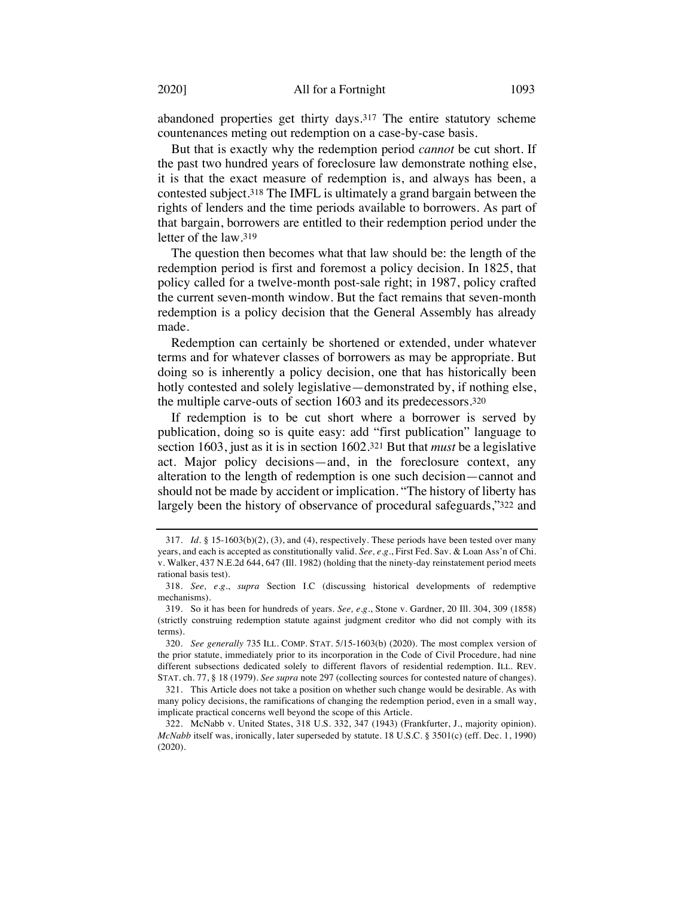abandoned properties get thirty days.[317] The entire statutory scheme countenances meting out redemption on a case-by-case basis.

But that is exactly why the redemption period *cannot* be cut short. If the past two hundred years of foreclosure law demonstrate nothing else, it is that the exact measure of redemption is, and always has been, a contested subject.[318] The IMFL is ultimately a grand bargain between the rights of lenders and the time periods available to borrowers. As part of that bargain, borrowers are entitled to their redemption period under the letter of the law.[319]

The question then becomes what that law should be: the length of the redemption period is first and foremost a policy decision. In 1825, that policy called for a twelve-month post-sale right; in 1987, policy crafted the current seven-month window. But the fact remains that seven-month redemption is a policy decision that the General Assembly has already made.

Redemption can certainly be shortened or extended, under whatever terms and for whatever classes of borrowers as may be appropriate. But doing so is inherently a policy decision, one that has historically been hotly contested and solely legislative—demonstrated by, if nothing else, the multiple carve-outs of section 1603 and its predecessors.[320]

If redemption is to be cut short where a borrower is served by publication, doing so is quite easy: add "first publication" language to section 1603, just as it is in section 1602.[321] But that *must* be a legislative act. Major policy decisions—and, in the foreclosure context, any alteration to the length of redemption is one such decision—cannot and should not be made by accident or implication. "The history of liberty has largely been the history of observance of procedural safeguards,"[322] and

---

317. *Id.* § 15-1603(b)(2), (3), and (4), respectively. These periods have been tested over many years, and each is accepted as constitutionally valid. *See, e.g.*, First Fed. Sav. & Loan Ass'n of Chi. v. Walker, 437 N.E.2d 644, 647 (Ill. 1982) (holding that the ninety-day reinstatement period meets rational basis test).

318. *See, e.g.*, *supra* Section I.C (discussing historical developments of redemptive mechanisms).

319. So it has been for hundreds of years. *See, e.g.*, Stone v. Gardner, 20 Ill. 304, 309 (1858) (strictly construing redemption statute against judgment creditor who did not comply with its terms).

320. *See generally* 735 ILL. COMP. STAT. 5/15-1603(b) (2020). The most complex version of the prior statute, immediately prior to its incorporation in the Code of Civil Procedure, had nine different subsections dedicated solely to different flavors of residential redemption. ILL. REV. STAT. ch. 77, § 18 (1979). *See supra* note 297 (collecting sources for contested nature of changes).

321. This Article does not take a position on whether such change would be desirable. As with many policy decisions, the ramifications of changing the redemption period, even in a small way, implicate practical concerns well beyond the scope of this Article.

322. McNabb v. United States, 318 U.S. 332, 347 (1943) (Frankfurter, J., majority opinion). *McNabb* itself was, ironically, later superseded by statute. 18 U.S.C. § 3501(c) (eff. Dec. 1, 1990) (2020).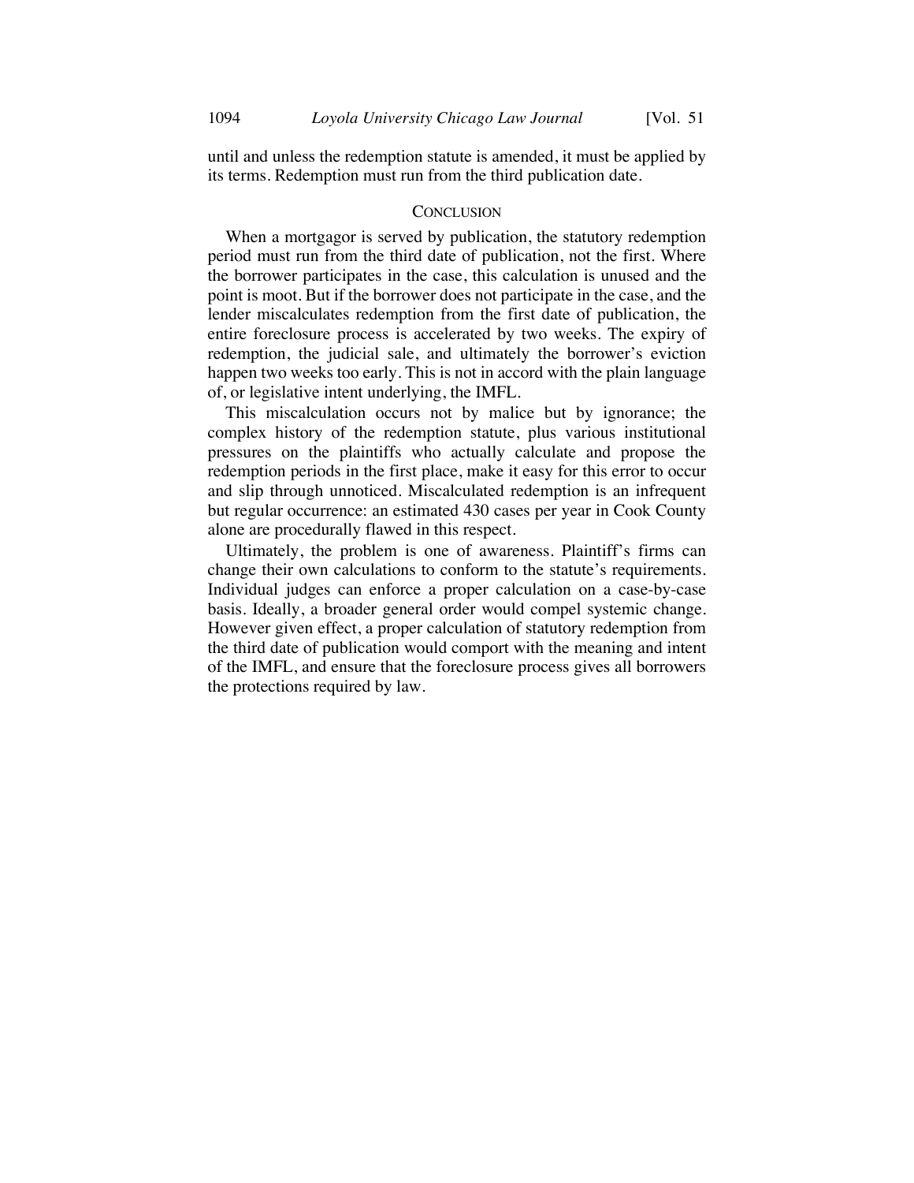until and unless the redemption statute is amended, it must be applied by its terms. Redemption must run from the third publication date.

## CONCLUSION

When a mortgagor is served by publication, the statutory redemption period must run from the third date of publication, not the first. Where the borrower participates in the case, this calculation is unused and the point is moot. But if the borrower does not participate in the case, and the lender miscalculates redemption from the first date of publication, the entire foreclosure process is accelerated by two weeks. The expiry of redemption, the judicial sale, and ultimately the borrower's eviction happen two weeks too early. This is not in accord with the plain language of, or legislative intent underlying, the IMFL.

This miscalculation occurs not by malice but by ignorance; the complex history of the redemption statute, plus various institutional pressures on the plaintiffs who actually calculate and propose the redemption periods in the first place, make it easy for this error to occur and slip through unnoticed. Miscalculated redemption is an infrequent but regular occurrence: an estimated 430 cases per year in Cook County alone are procedurally flawed in this respect.

Ultimately, the problem is one of awareness. Plaintiff's firms can change their own calculations to conform to the statute's requirements. Individual judges can enforce a proper calculation on a case-by-case basis. Ideally, a broader general order would compel systemic change. However given effect, a proper calculation of statutory redemption from the third date of publication would comport with the meaning and intent of the IMFL, and ensure that the foreclosure process gives all borrowers the protections required by law.